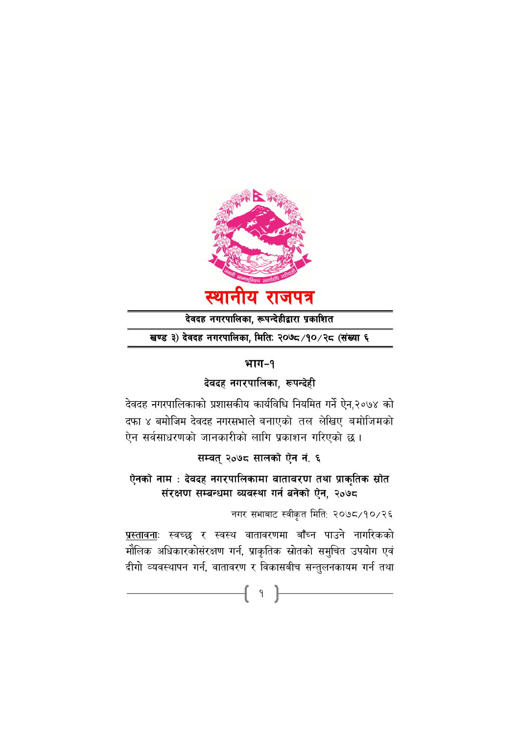# स्थानीय राजपत्र

**देवदह नगरपालिका, रूपन्देहीद्वारा प्रकाशित**

**खण्ड ३) देवदह नगरपालिका, मितिः २०७८/१०/२८ (संख्या ६**

## भाग–१

### देवदह नगरपालिका, रूपन्देही

देवदह नगरपालिकाको प्रशासकीय कार्यविधि नियमित गर्ने ऐन,२०७४ को दफा ४ बमोजिम देवदह नगरसभाले बनाएको तल लेखिए बमोजिमको ऐन सर्वसाधरणको जानकारीको लागि प्रकाशन गरिएको छ ।

**सम्वत् २०७८ सालको ऐन नं. ६**

**ऐनको नाम : देवदह नगरपालिकामा वातावरण तथा प्राकृतिक स्रोत संरक्षण सम्बन्धमा व्यवस्था गर्न बनेको ऐन, २०७८**

नगर सभाबाट स्वीकृत मिति: २०७८/१०/२६

<u>प्रस्तावना</u>ः स्वच्छ र स्वस्थ वातावरणमा बाँच्न पाउने नागरिकको मौलिक अधिकारकोसंरक्षण गर्न, प्राकृतिक स्रोतको समुचित उपयोग एवं दीगो व्यवस्थापन गर्न, वातावरण र विकासबीच सन्तुलनकायम गर्न तथा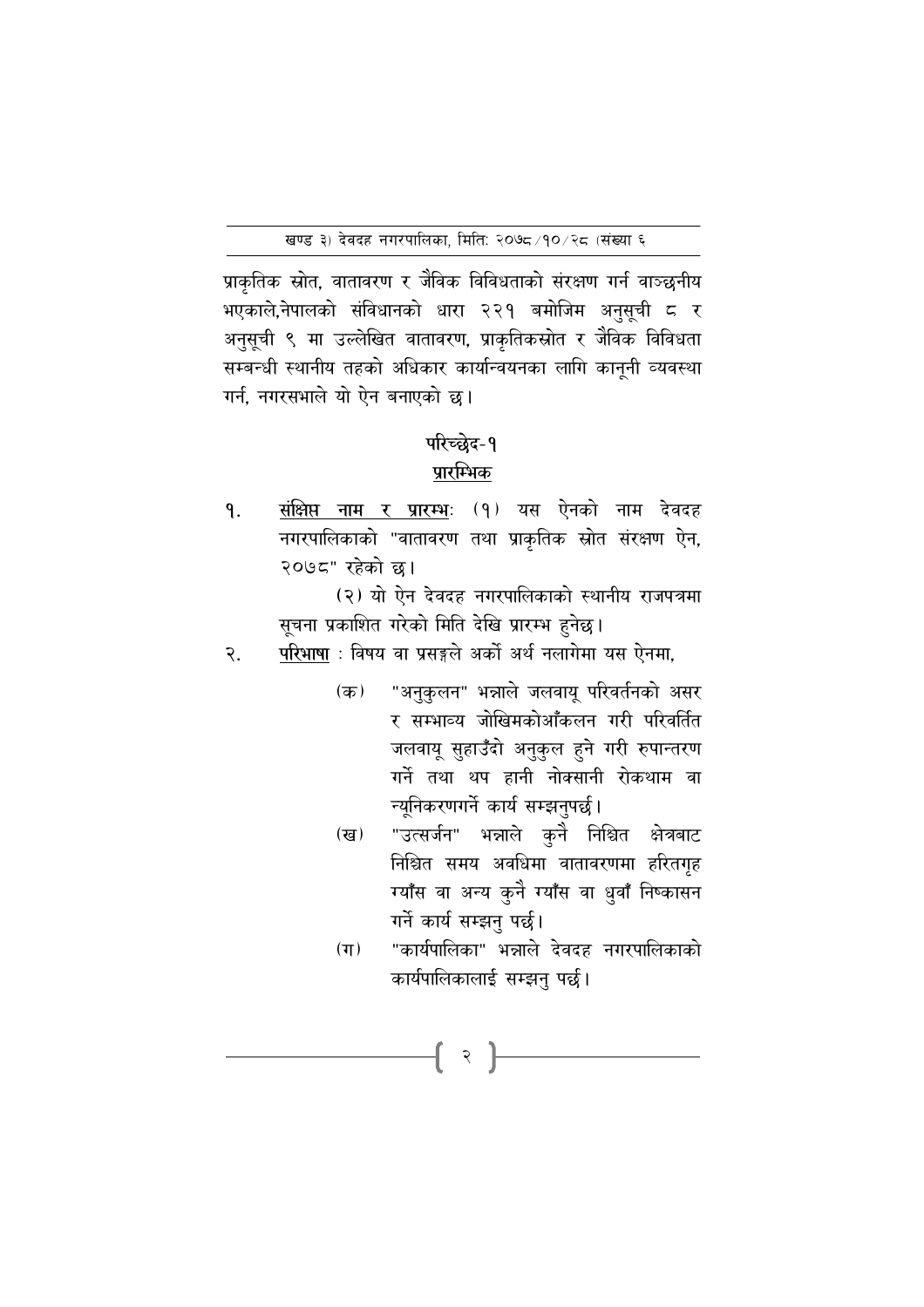प्राकृतिक स्रोत, वातावरण र जैविक विविधताको संरक्षण गर्न वाञ्छनीय भएकाले,नेपालको संविधानको धारा २२१ बमोजिम अनुसूची ८ र अनुसूची ९ मा उल्लेखित वातावरण, प्राकृतिकस्रोत र जैविक विविधता सम्बन्धी स्थानीय तहको अधिकार कार्यान्वयनका लागि कानूनी व्यवस्था गर्न, नगरसभाले यो ऐन बनाएको छ।

## परिच्छेद-१
## प्रारम्भिक

१. <u>संक्षिप्त नाम र प्रारम्भः</u> (१) यस ऐनको नाम देवदह नगरपालिकाको "वातावरण तथा प्राकृतिक स्रोत संरक्षण ऐन, २०७८" रहेको छ।

(२) यो ऐन देवदह नगरपालिकाको स्थानीय राजपत्रमा सूचना प्रकाशित गरेको मिति देखि प्रारम्भ हुनेछ।

२. <u>परिभाषा</u> : विषय वा प्रसङ्गले अर्को अर्थ नलागेमा यस ऐनमा,

(क) "अनुकुलन" भन्नाले जलवायू परिवर्तनको असर र सम्भाव्य जोखिमकोआँकलन गरी परिवर्तित जलवायू सुहाउँदो अनुकुल हुने गरी रुपान्तरण गर्ने तथा थप हानी नोक्सानी रोकथाम वा न्यूनिकरणगर्ने कार्य सम्झनुपर्छ।

(ख) "उत्सर्जन" भन्नाले कुनै निश्चित क्षेत्रबाट निश्चित समय अवधिमा वातावरणमा हरितगृह ग्याँस वा अन्य कुनै ग्याँस वा धुवाँ निष्कासन गर्ने कार्य सम्झनु पर्छ।

(ग) "कार्यपालिका" भन्नाले देवदह नगरपालिकाको कार्यपालिकालाई सम्झनु पर्छ।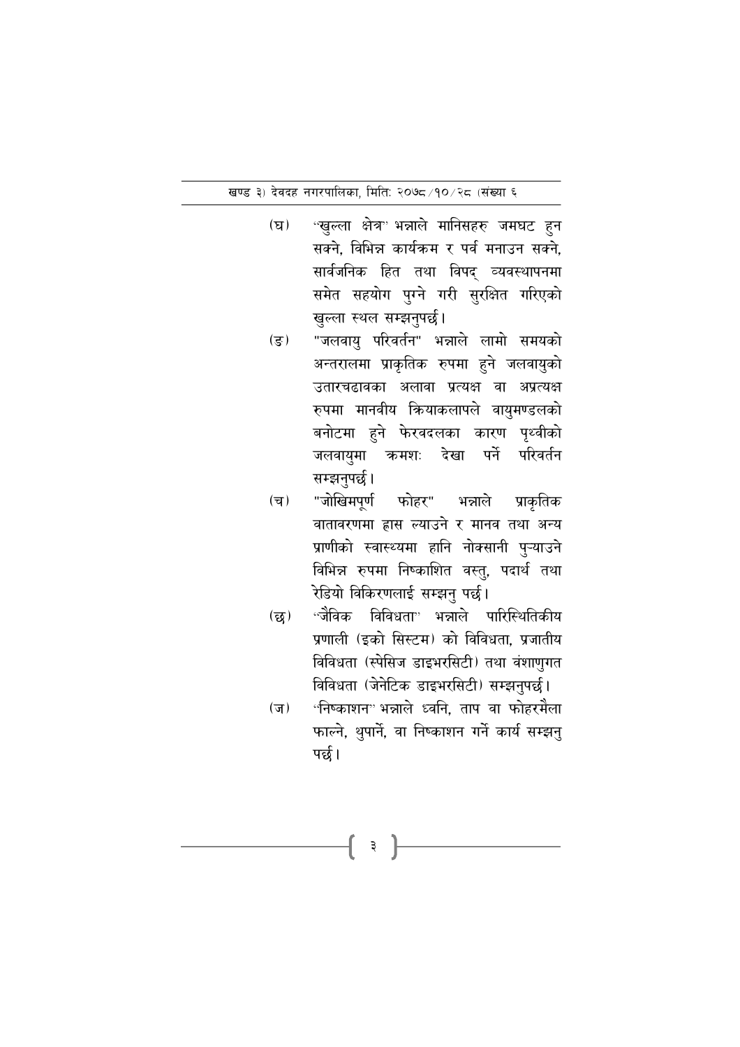(घ) "खुल्ला क्षेत्र" भन्नाले मानिसहरु जमघट हुन सक्ने, विभिन्न कार्यक्रम र पर्व मनाउन सक्ने, सार्वजनिक हित तथा विपद् व्यवस्थापनमा समेत सहयोग पुग्ने गरी सुरक्षित गरिएको खुल्ला स्थल सम्झनुपर्छ।

(ङ) "जलवायु परिवर्तन" भन्नाले लामो समयको अन्तरालमा प्राकृतिक रुपमा हुने जलवायुको उतारचढावका अलावा प्रत्यक्ष वा अप्रत्यक्ष रुपमा मानवीय क्रियाकलापले वायुमण्डलको बनोटमा हुने फेरवदलका कारण पृथ्वीको जलवायुमा क्रमशः देखा पर्ने परिवर्तन सम्झनुपर्छ।

(च) "जोखिमपूर्ण फोहर" भन्नाले प्राकृतिक वातावरणमा ह्रास ल्याउने र मानव तथा अन्य प्राणीको स्वास्थ्यमा हानि नोक्सानी पुऱ्याउने विभिन्न रुपमा निष्काशित वस्तु, पदार्थ तथा रेडियो विकिरणलाई सम्झनु पर्छ।

(छ) "जैविक विविधता" भन्नाले पारिस्थितिकीय प्रणाली (इको सिस्टम) को विविधता, प्रजातीय विविधता (स्पेसिज डाइभरसिटी) तथा वंशाणुगत विविधता (जेनेटिक डाइभरसिटी) सम्झनुपर्छ।

(ज) "निष्काशन" भन्नाले ध्वनि, ताप वा फोहरमैला फाल्ने, थुपार्ने, वा निष्काशन गर्ने कार्य सम्झनु पर्छ।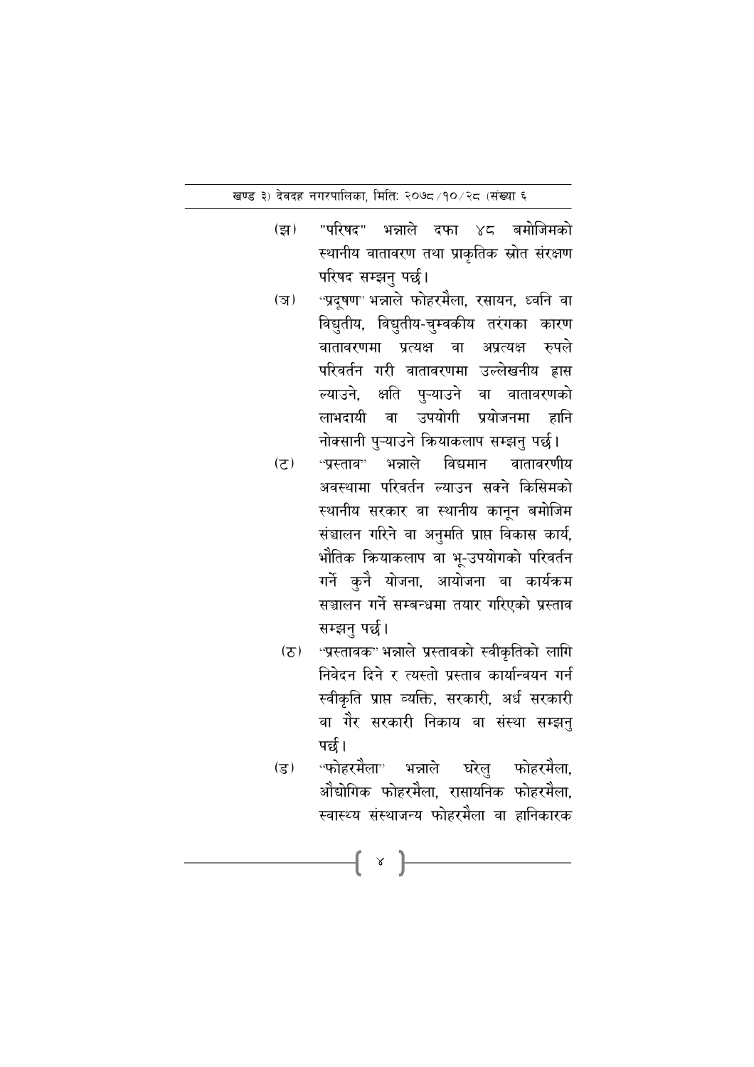(झ) "परिषद" भन्नाले दफा ४८ बमोजिमको स्थानीय वातावरण तथा प्राकृतिक स्रोत संरक्षण परिषद सम्झनु पर्छ।

(ञ) "प्रदूषण" भन्नाले फोहरमैला, रसायन, ध्वनि वा विद्युतीय, विद्युतीय-चुम्वकीय तरंगका कारण वातावरणमा प्रत्यक्ष वा अप्रत्यक्ष रुपले परिवर्तन गरी वातावरणमा उल्लेखनीय ह्रास ल्याउने, क्षति पुर्‍याउने वा वातावरणको लाभदायी वा उपयोगी प्रयोजनमा हानि नोक्सानी पुर्‍याउने क्रियाकलाप सम्झनु पर्छ।

(ट) "प्रस्ताव" भन्नाले विद्यमान वातावरणीय अवस्थामा परिवर्तन ल्याउन सक्ने किसिमको स्थानीय सरकार वा स्थानीय कानून बमोजिम संञ्चालन गरिने वा अनुमति प्राप्त विकास कार्य, भौतिक क्रियाकलाप वा भू-उपयोगको परिवर्तन गर्ने कुनै योजना, आयोजना वा कार्यक्रम सञ्चालन गर्ने सम्बन्धमा तयार गरिएको प्रस्ताव सम्झनु पर्छ।

(ठ) "प्रस्तावक" भन्नाले प्रस्तावको स्वीकृतिको लागि निवेदन दिने र त्यस्तो प्रस्ताव कार्यान्वयन गर्न स्वीकृति प्राप्त व्यक्ति, सरकारी, अर्ध सरकारी वा गैर सरकारी निकाय वा संस्था सम्झनु पर्छ।

(ड) "फोहरमैला" भन्नाले घरेलु फोहरमैला, औद्योगिक फोहरमैला, रासायनिक फोहरमैला, स्वास्थ्य संस्थाजन्य फोहरमैला वा हानिकारक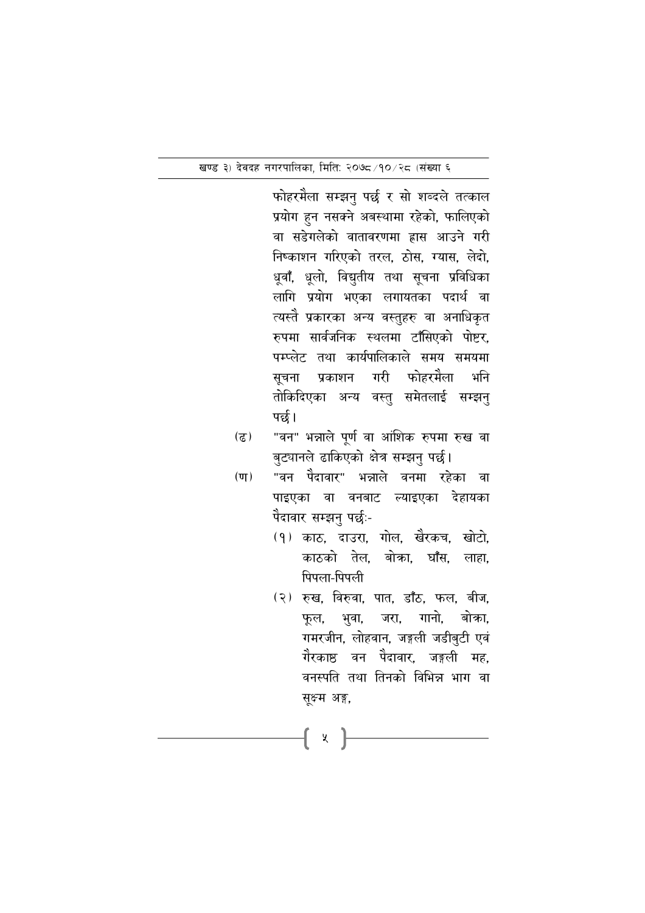फोहरमैला सम्झनु पर्छ र सो शब्दले तत्काल प्रयोग हुन नसक्ने अवस्थामा रहेको, फालिएको वा सडेगलेको वातावरणमा ह्रास आउने गरी निष्काशन गरिएको तरल, ठोस, ग्यास, लेदो, धूवाँ, धूलो, विद्युतीय तथा सूचना प्रविधिका लागि प्रयोग भएका लगायतका पदार्थ वा त्यस्तै प्रकारका अन्य वस्तुहरु वा अनाधिकृत रुपमा सार्वजनिक स्थलमा टाँसिएको पोष्टर, पम्प्लेट तथा कार्यपालिकाले समय समयमा सूचना प्रकाशन गरी फोहरमैला भनि तोकिदिएका अन्य वस्तु समेतलाई सम्झनु पर्छ।

(ढ) "वन" भन्नाले पूर्ण वा आंशिक रुपमा रुख वा बुट्यानले ढाकिएको क्षेत्र सम्झनु पर्छ।

(ण) "वन पैदावार" भन्नाले वनमा रहेका वा पाइएका वा वनबाट ल्याइएका देहायका पैदावार सम्झनु पर्छः-

(१) काठ, दाउरा, गोल, खैरकच, खोटो, काठको तेल, बोक्रा, घाँस, लाहा, पिपला-पिपली

(२) रुख, विरुवा, पात, डाँठ, फल, बीज, फूल, भुवा, जरा, गानो, बोक्रा, गमरजीन, लोहवान, जङ्गली जडीबुटी एवं गैरकाष्ठ वन पैदावार, जङ्गली मह, वनस्पति तथा तिनको विभिन्न भाग वा सूक्ष्म अङ्ग,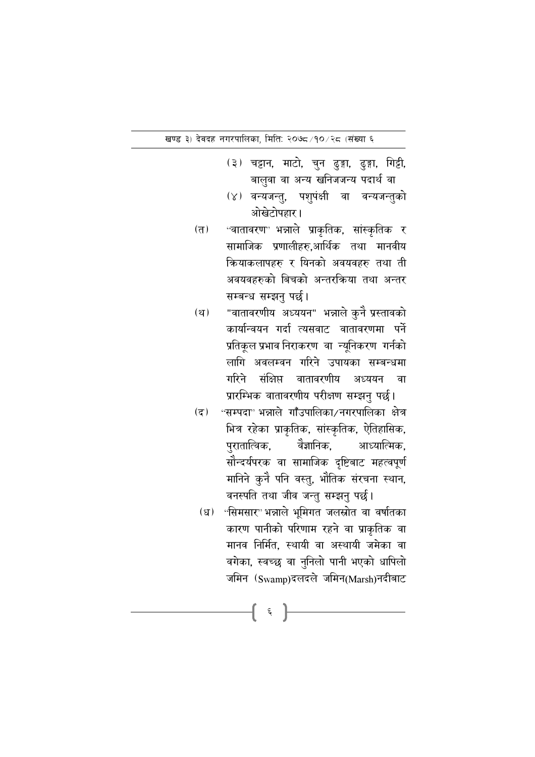(३) चट्टान, माटो, चुन ढुङ्गा, ढुङ्गा, गिट्टी, बालुवा वा अन्य खनिजजन्य पदार्थ वा

(४) वन्यजन्तु, पशुपंक्षी वा वन्यजन्तुको ओखेटोपहार।

(त) "वातावरण" भन्नाले प्राकृतिक, सांस्कृतिक र सामाजिक प्रणालीहरु,आर्थिक तथा मानवीय क्रियाकलापहरु र यिनको अवयवहरु तथा ती अवयवहरुको बिचको अन्तरक्रिया तथा अन्तर सम्बन्ध सम्झनु पर्छ।

(थ) "वातावरणीय अध्ययन" भन्नाले कुनै प्रस्तावको कार्यान्वयन गर्दा त्यसबाट वातावरणमा पर्ने प्रतिकूल प्रभाव निराकरण वा न्यूनिकरण गर्नको लागि अवलम्वन गरिने उपायका सम्बन्धमा गरिने संक्षिप्त वातावरणीय अध्ययन वा प्रारम्भिक वातावरणीय परीक्षण सम्झनु पर्छ।

(द) "सम्पदा" भन्नाले गाँउपालिका/नगरपालिका क्षेत्र भित्र रहेका प्राकृतिक, सांस्कृतिक, ऐतिहासिक, पुरातात्विक, वैज्ञानिक, आध्यात्मिक, सौन्दर्यपरक वा सामाजिक दृष्टिबाट महत्वपूर्ण मानिने कुनै पनि वस्तु, भौतिक संरचना स्थान, वनस्पति तथा जीव जन्तु सम्झनु पर्छ।

(ध) "सिमसार" भन्नाले भूमिगत जलस्रोत वा वर्षातका कारण पानीको परिणाम रहने वा प्राकृतिक वा मानव निर्मित, स्थायी वा अस्थायी जमेका वा वगेका, स्वच्छ वा नुनिलो पानी भएको धापिलो जमिन (Swamp)दलदले जमिन(Marsh)नदीबाट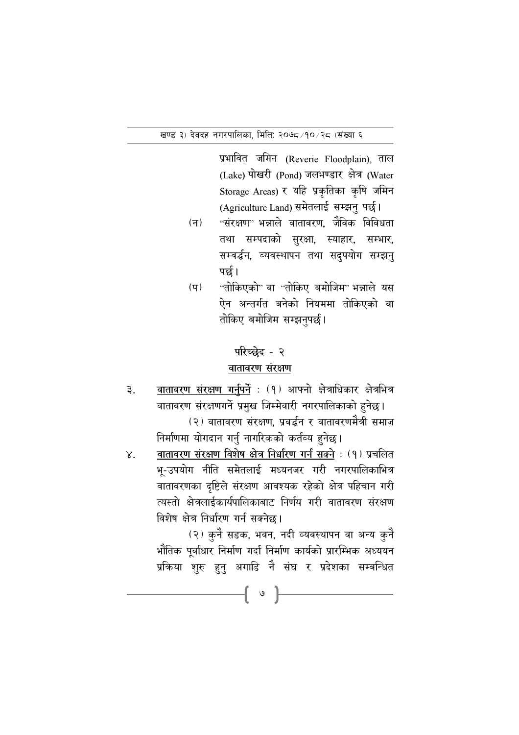प्रभावित जमिन (Reverie Floodplain), ताल (Lake) पोखरी (Pond) जलभण्डार क्षेत्र (Water Storage Areas) र यहि प्रकृतिका कृषि जमिन (Agriculture Land) समेतलाई सम्झनु पर्छ।

(न) "संरक्षण" भन्नाले वातावरण, जैविक विविधता तथा सम्पदाको सुरक्षा, स्याहार, सम्भार, सम्वर्द्धन, व्यवस्थापन तथा सदुपयोग सम्झनु पर्छ।

(प) "तोकिएको" वा "तोकिए बमोजिम" भन्नाले यस ऐन अन्तर्गत बनेको नियममा तोकिएको वा तोकिए बमोजिम सम्झनुपर्छ।

## परिच्छेद - २
## वातावरण संरक्षण

३. **वातावरण संरक्षण गर्नुपर्ने** : (१) आफ्नो क्षेत्राधिकार क्षेत्रभित्र वातावरण संरक्षणगर्ने प्रमुख जिम्मेवारी नगरपालिकाको हुनेछ।

(२) वातावरण संरक्षण, प्रवर्द्धन र वातावरणमैत्री समाज निर्माणमा योगदान गर्नु नागरिकको कर्तव्य हुनेछ।

४. **वातावरण संरक्षण विशेष क्षेत्र निर्धारण गर्न सक्ने** : (१) प्रचलित भू-उपयोग नीति समेतलाई मध्यनजर गरी नगरपालिकाभित्र वातावरणका दृष्टिले संरक्षण आवश्यक रहेको क्षेत्र पहिचान गरी त्यस्तो क्षेत्रलाईकार्यपालिकाबाट निर्णय गरी वातावरण संरक्षण विशेष क्षेत्र निर्धारण गर्न सक्नेछ।

(२) कुनै सडक, भवन, नदी व्यवस्थापन वा अन्य कुनै भौतिक पूर्वाधार निर्माण गर्दा निर्माण कार्यको प्रारम्भिक अध्ययन प्रक्रिया शुरु हुनु अगाडि नै संघ र प्रदेशका सम्बन्धित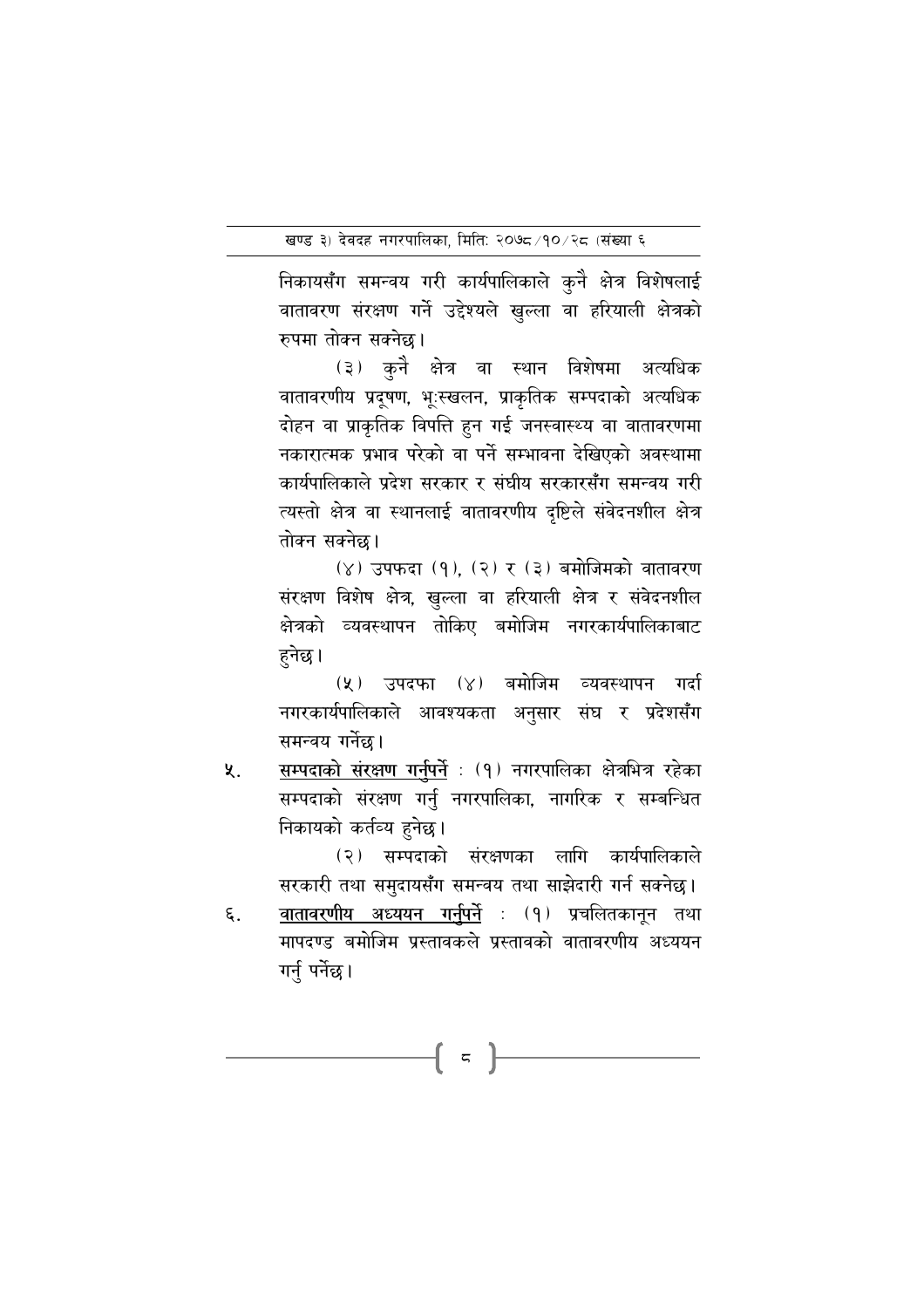निकायसँग समन्वय गरी कार्यपालिकाले कुनै क्षेत्र विशेषलाई वातावरण संरक्षण गर्ने उद्देश्यले खुल्ला वा हरियाली क्षेत्रको रुपमा तोक्न सक्नेछ।

(३) कुनै क्षेत्र वा स्थान विशेषमा अत्यधिक वातावरणीय प्रदूषण, भू:स्खलन, प्राकृतिक सम्पदाको अत्यधिक दोहन वा प्राकृतिक विपत्ति हुन गई जनस्वास्थ्य वा वातावरणमा नकारात्मक प्रभाव परेको वा पर्ने सम्भावना देखिएको अवस्थामा कार्यपालिकाले प्रदेश सरकार र संघीय सरकारसँग समन्वय गरी त्यस्तो क्षेत्र वा स्थानलाई वातावरणीय दृष्टिले संवेदनशील क्षेत्र तोक्न सक्नेछ।

(४) उपफदा (१), (२) र (३) बमोजिमको वातावरण संरक्षण विशेष क्षेत्र, खुल्ला वा हरियाली क्षेत्र र संवेदनशील क्षेत्रको व्यवस्थापन तोकिए बमोजिम नगरकार्यपालिकाबाट हुनेछ।

(५) उपदफा (४) बमोजिम व्यवस्थापन गर्दा नगरकार्यपालिकाले आवश्यकता अनुसार संघ र प्रदेशसँग समन्वय गर्नेछ।

५. <u>सम्पदाको संरक्षण गर्नुपर्ने</u> : (१) नगरपालिका क्षेत्रभित्र रहेका सम्पदाको संरक्षण गर्नु नगरपालिका, नागरिक र सम्बन्धित निकायको कर्तव्य हुनेछ।

(२) सम्पदाको संरक्षणका लागि कार्यपालिकाले सरकारी तथा समुदायसँग समन्वय तथा साझेदारी गर्न सक्नेछ।

६. <u>वातावरणीय अध्ययन गर्नुपर्ने</u> : (१) प्रचलितकानून तथा मापदण्ड बमोजिम प्रस्तावकले प्रस्तावको वातावरणीय अध्ययन गर्नु पर्नेछ।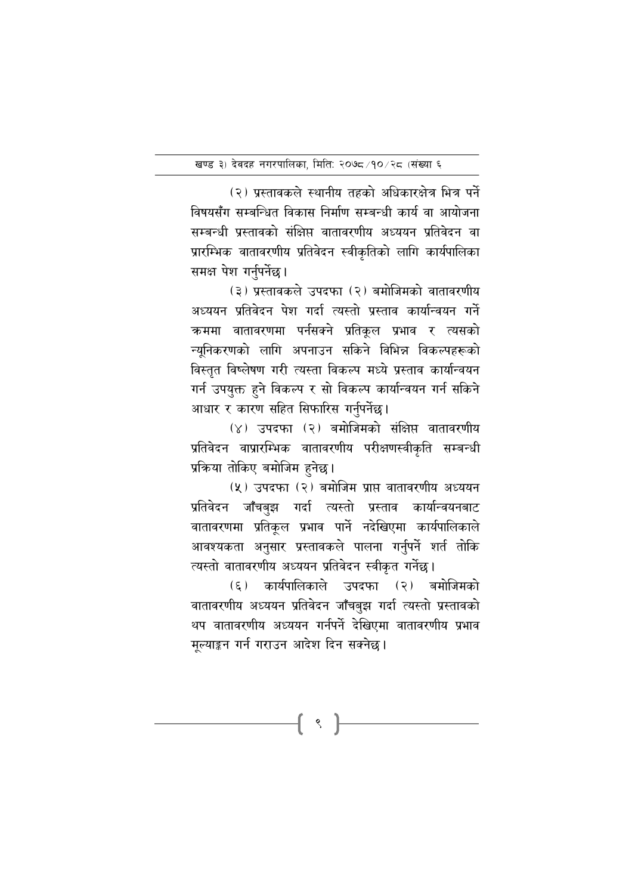(२) प्रस्तावकले स्थानीय तहको अधिकारक्षेत्र भित्र पर्ने विषयसँग सम्बन्धित विकास निर्माण सम्बन्धी कार्य वा आयोजना सम्बन्धी प्रस्तावको संक्षिप्त वातावरणीय अध्ययन प्रतिवेदन वा प्रारम्भिक वातावरणीय प्रतिवेदन स्वीकृतिको लागि कार्यपालिका समक्ष पेश गर्नुपर्नेछ।

(३) प्रस्तावकले उपदफा (२) बमोजिमको वातावरणीय अध्ययन प्रतिवेदन पेश गर्दा त्यस्तो प्रस्ताव कार्यान्वयन गर्ने क्रममा वातावरणमा पर्नसक्ने प्रतिकूल प्रभाव र त्यसको न्यूनिकरणको लागि अपनाउन सकिने विभिन्न विकल्पहरूको विस्तृत विष्लेषण गरी त्यस्ता विकल्प मध्ये प्रस्ताव कार्यान्वयन गर्न उपयुक्त हुने विकल्प र सो विकल्प कार्यान्वयन गर्न सकिने आधार र कारण सहित सिफारिस गर्नुपर्नेछ।

(४) उपदफा (२) बमोजिमको संक्षिप्त वातावरणीय प्रतिवेदन वाप्रारम्भिक वातावरणीय परीक्षणस्वीकृति सम्बन्धी प्रक्रिया तोकिए बमोजिम हुनेछ।

(५) उपदफा (२) बमोजिम प्राप्त वातावरणीय अध्ययन प्रतिवेदन जाँचबुझ गर्दा त्यस्तो प्रस्ताव कार्यान्वयनबाट वातावरणमा प्रतिकूल प्रभाव पार्ने नदेखिएमा कार्यपालिकाले आवश्यकता अनुसार प्रस्तावकले पालना गर्नुपर्ने शर्त तोकि त्यस्तो वातावरणीय अध्ययन प्रतिवेदन स्वीकृत गर्नेछ।

(६) कार्यपालिकाले उपदफा (२) बमोजिमको वातावरणीय अध्ययन प्रतिवेदन जाँचबुझ गर्दा त्यस्तो प्रस्तावको थप वातावरणीय अध्ययन गर्नपर्ने देखिएमा वातावरणीय प्रभाव मूल्याङ्कन गर्न गराउन आदेश दिन सक्नेछ।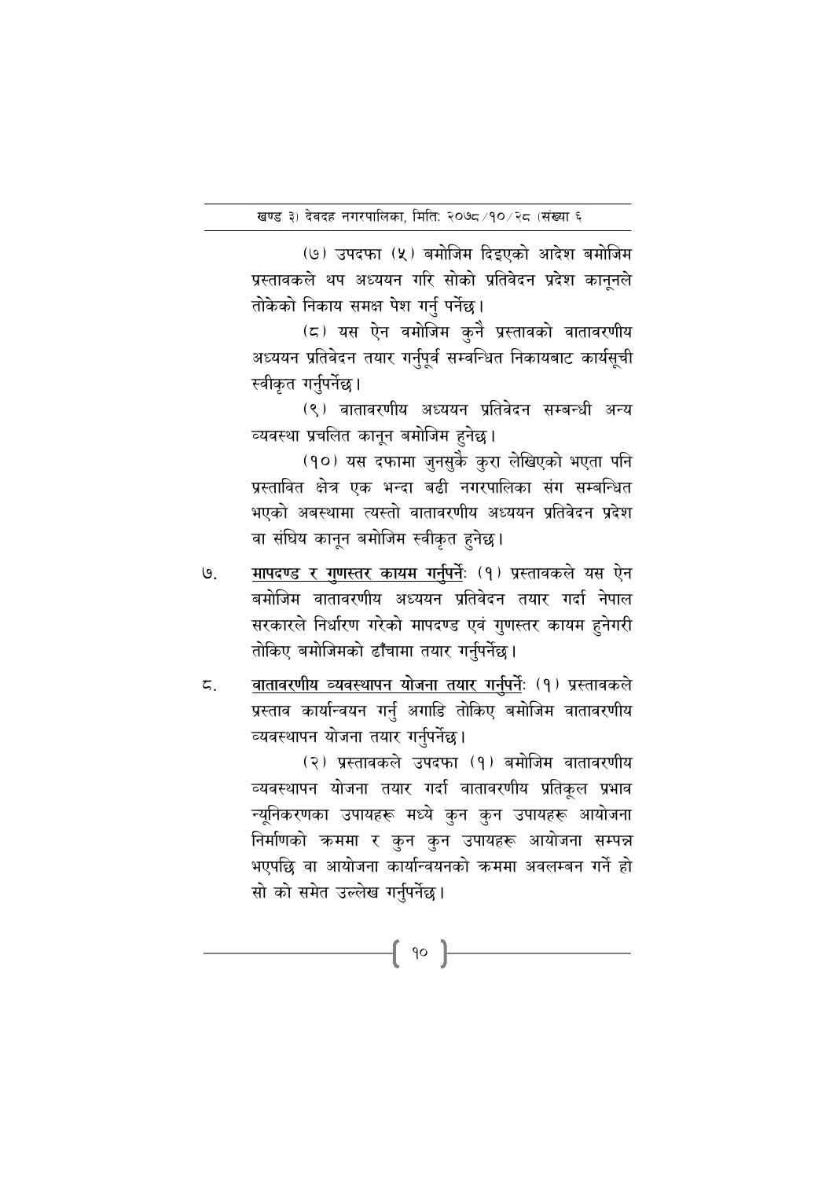(७) उपदफा (५) बमोजिम दिइएको आदेश बमोजिम प्रस्तावकले थप अध्ययन गरि सोको प्रतिवेदन प्रदेश कानूनले तोकेको निकाय समक्ष पेश गर्नु पर्नेछ।

(८) यस ऐन वमोजिम कुनै प्रस्तावको वातावरणीय अध्ययन प्रतिवेदन तयार गर्नुपूर्व सम्वन्धित निकायबाट कार्यसूची स्वीकृत गर्नुपर्नेछ।

(९) वातावरणीय अध्ययन प्रतिवेदन सम्बन्धी अन्य व्यवस्था प्रचलित कानून बमोजिम हुनेछ।

(१०) यस दफामा जुनसुकै कुरा लेखिएको भएता पनि प्रस्तावित क्षेत्र एक भन्दा बढी नगरपालिका संग सम्बन्धित भएको अबस्थामा त्यस्तो वातावरणीय अध्ययन प्रतिवेदन प्रदेश वा संघिय कानून बमोजिम स्वीकृत हुनेछ।

७. <u>मापदण्ड र गुणस्तर कायम गर्नुपर्नेः</u> (१) प्रस्तावकले यस ऐन बमोजिम वातावरणीय अध्ययन प्रतिवेदन तयार गर्दा नेपाल सरकारले निर्धारण गरेको मापदण्ड एवं गुणस्तर कायम हुनेगरी तोकिए बमोजिमको ढाँचामा तयार गर्नुपर्नेछ।

८. <u>वातावरणीय व्यवस्थापन योजना तयार गर्नुपर्नेः</u> (१) प्रस्तावकले प्रस्ताव कार्यान्वयन गर्नु अगाडि तोकिए बमोजिम वातावरणीय व्यवस्थापन योजना तयार गर्नुपर्नेछ।

(२) प्रस्तावकले उपदफा (१) बमोजिम वातावरणीय व्यवस्थापन योजना तयार गर्दा वातावरणीय प्रतिकूल प्रभाव न्यूनिकरणका उपायहरू मध्ये कुन कुन उपायहरू आयोजना निर्माणको क्रममा र कुन कुन उपायहरू आयोजना सम्पन्न भएपछि वा आयोजना कार्यान्वयनको क्रममा अवलम्बन गर्ने हो सो को समेत उल्लेख गर्नुपर्नेछ।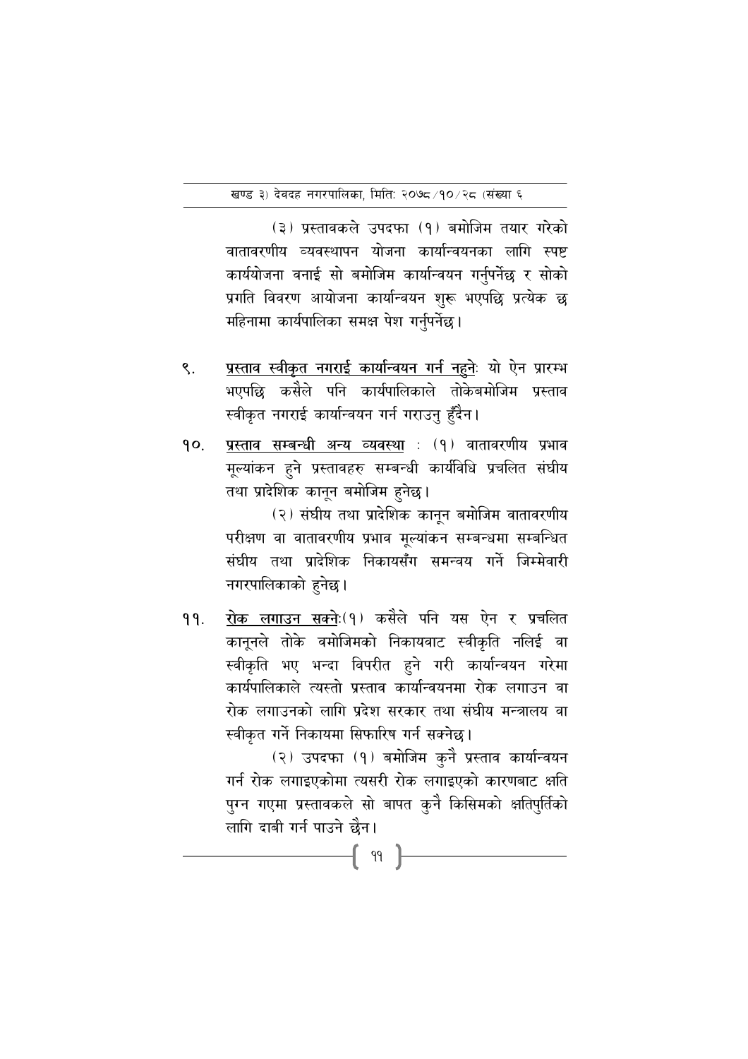(३) प्रस्तावकले उपदफा (१) बमोजिम तयार गरेको वातावरणीय व्यवस्थापन योजना कार्यान्वयनका लागि स्पष्ट कार्ययोजना वनाई सो बमोजिम कार्यान्वयन गर्नुपर्नेछ र सोको प्रगति विवरण आयोजना कार्यान्वयन शुरू भएपछि प्रत्येक छ महिनामा कार्यपालिका समक्ष पेश गर्नुपर्नेछ।

९. <u>प्रस्ताव स्वीकृत नगराई कार्यान्वयन गर्न नहुने</u>ः यो ऐन प्रारम्भ भएपछि कसैले पनि कार्यपालिकाले तोकेबमोजिम प्रस्ताव स्वीकृत नगराई कार्यान्वयन गर्न गराउनु हुँदैन।

१०. <u>प्रस्ताव सम्बन्धी अन्य व्यवस्था</u> : (१) वातावरणीय प्रभाव मूल्यांकन हुने प्रस्तावहरु सम्बन्धी कार्यविधि प्रचलित संघीय तथा प्रादेशिक कानून बमोजिम हुनेछ।

(२) संघीय तथा प्रादेशिक कानून बमोजिम वातावरणीय परीक्षण वा वातावरणीय प्रभाव मूल्यांकन सम्बन्धमा सम्बन्धित संघीय तथा प्रादेशिक निकायसँग समन्वय गर्ने जिम्मेवारी नगरपालिकाको हुनेछ।

११. <u>रोक लगाउन सक्नेः</u>(१) कसैले पनि यस ऐन र प्रचलित कानूनले तोके वमोजिमको निकायवाट स्वीकृति नलिई वा स्वीकृति भए भन्दा विपरीत हुने गरी कार्यान्वयन गरेमा कार्यपालिकाले त्यस्तो प्रस्ताव कार्यान्वयनमा रोक लगाउन वा रोक लगाउनको लागि प्रदेश सरकार तथा संघीय मन्त्रालय वा स्वीकृत गर्ने निकायमा सिफारिष गर्न सक्नेछ।

(२) उपदफा (१) बमोजिम कुनै प्रस्ताव कार्यान्वयन गर्न रोक लगाइएकोमा त्यसरी रोक लगाइएको कारणबाट क्षति पुग्न गएमा प्रस्तावकले सो बापत कुनै किसिमको क्षतिपुर्तिको लागि दाबी गर्न पाउने छैन।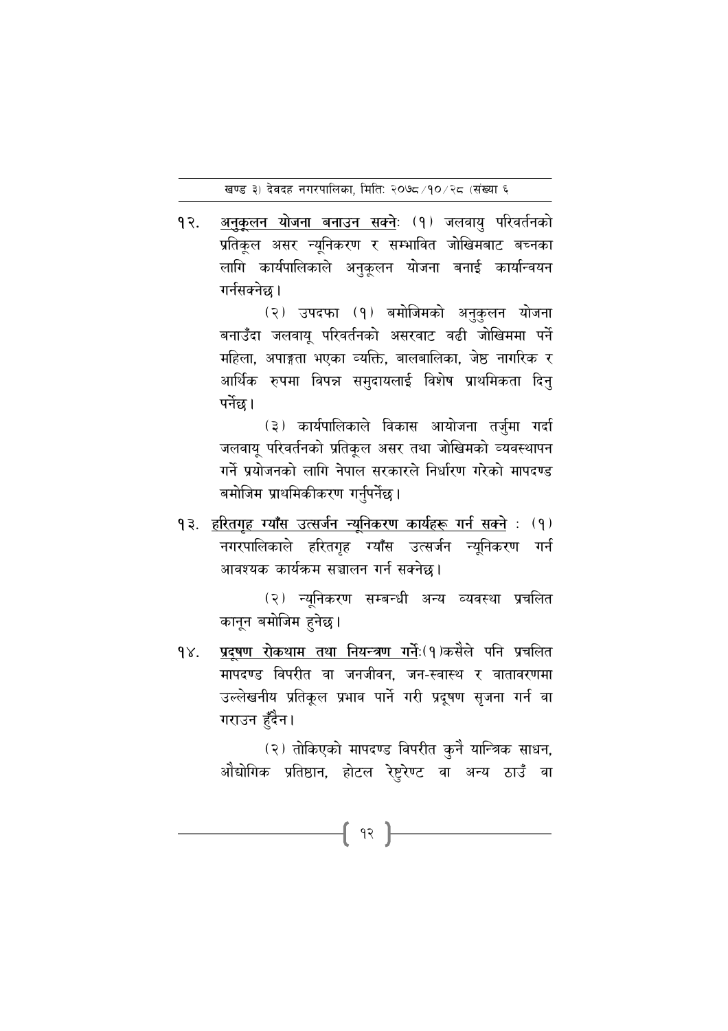१२. <u>अनुकूलन योजना बनाउन सक्नेः</u> (१) जलवायु परिवर्तनको प्रतिकूल असर न्यूनिकरण र सम्भावित जोखिमबाट बच्नका लागि कार्यपालिकाले अनुकूलन योजना बनाई कार्यान्वयन गर्नसक्नेछ।

(२) उपदफा (१) बमोजिमको अनुकुलन योजना बनाउँदा जलवायू परिवर्तनको असरवाट वढी जोखिममा पर्ने महिला, अपाङ्गता भएका व्यक्ति, बालबालिका, जेष्ठ नागरिक र आर्थिक रुपमा विपन्न समुदायलाई विशेष प्राथमिकता दिनु पर्नेछ।

(३) कार्यपालिकाले विकास आयोजना तर्जुमा गर्दा जलवायू परिवर्तनको प्रतिकूल असर तथा जोखिमको व्यवस्थापन गर्ने प्रयोजनको लागि नेपाल सरकारले निर्धारण गरेको मापदण्ड बमोजिम प्राथमिकीकरण गर्नुपर्नेछ।

१३. <u>हरितगृह ग्याँस उत्सर्जन न्यूनिकरण कार्यहरू गर्न सक्ने</u> : (१) नगरपालिकाले हरितगृह ग्याँस उत्सर्जन न्यूनिकरण गर्न आवश्यक कार्यक्रम सञ्चालन गर्न सक्नेछ।

(२) न्यूनिकरण सम्बन्धी अन्य व्यवस्था प्रचलित कानून बमोजिम हुनेछ।

१४. <u>प्रदूषण रोकथाम तथा नियन्त्रण गर्नेः</u>(१)कसैले पनि प्रचलित मापदण्ड विपरीत वा जनजीवन, जन-स्वास्थ र वातावरणमा उल्लेखनीय प्रतिकूल प्रभाव पार्ने गरी प्रदूषण सृजना गर्न वा गराउन हुँदैन।

(२) तोकिएको मापदण्ड विपरीत कुनै यान्त्रिक साधन, औद्योगिक प्रतिष्ठान, होटल रेष्टुरेण्ट वा अन्य ठाउँ वा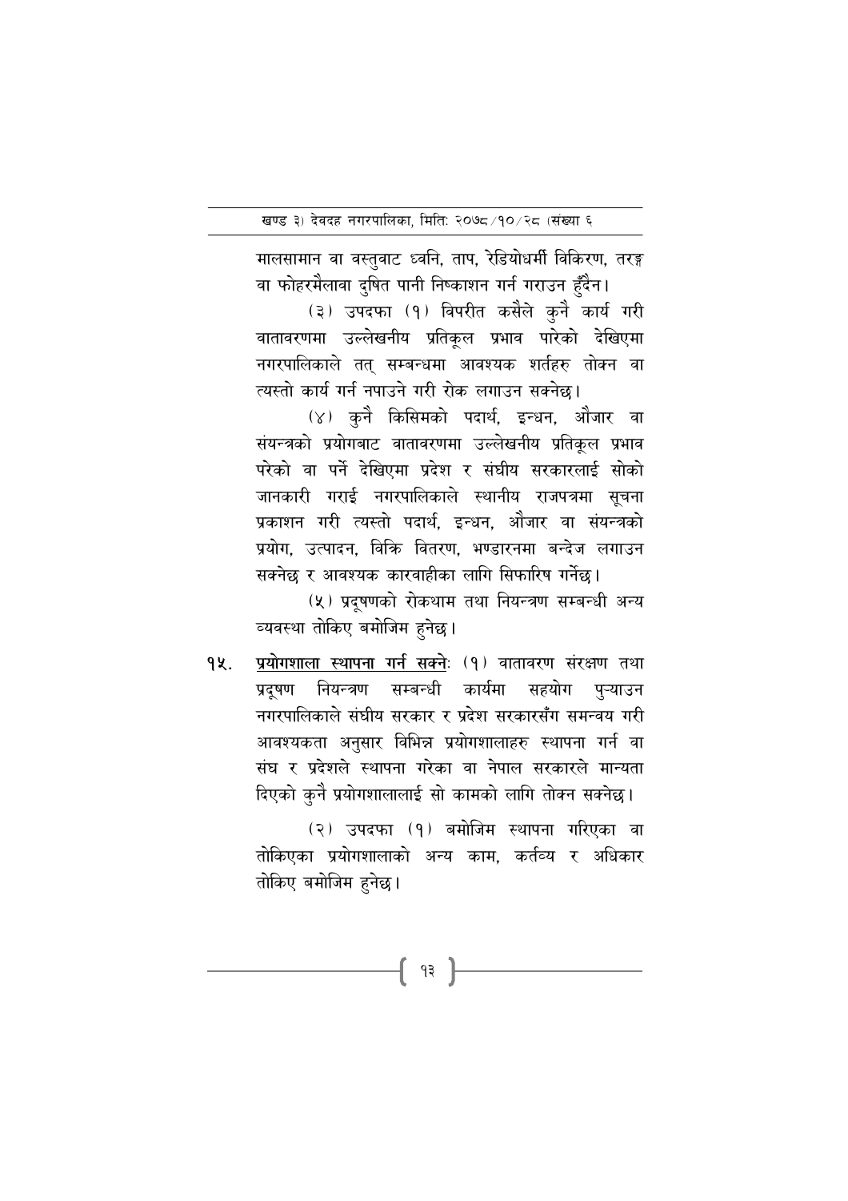मालसामान वा वस्तुबाट ध्वनि, ताप, रेडियोधर्मी विकिरण, तरङ्ग वा फोहरमैलाबा दुषित पानी निष्काशन गर्न गराउन हुँदैन।

(३) उपदफा (१) विपरीत कसैले कुनै कार्य गरी वातावरणमा उल्लेखनीय प्रतिकूल प्रभाव पारेको देखिएमा नगरपालिकाले तत् सम्बन्धमा आवश्यक शर्तहरु तोक्न वा त्यस्तो कार्य गर्न नपाउने गरी रोक लगाउन सक्नेछ।

(४) कुनै किसिमको पदार्थ, इन्धन, औजार वा संयन्त्रको प्रयोगबाट वातावरणमा उल्लेखनीय प्रतिकूल प्रभाव परेको वा पर्ने देखिएमा प्रदेश र संघीय सरकारलाई सोको जानकारी गराई नगरपालिकाले स्थानीय राजपत्रमा सूचना प्रकाशन गरी त्यस्तो पदार्थ, इन्धन, औजार वा संयन्त्रको प्रयोग, उत्पादन, बिक्रि वितरण, भण्डारनमा बन्देज लगाउन सक्नेछ र आवश्यक कारवाहीका लागि सिफारिष गर्नेछ।

(५) प्रदूषणको रोकथाम तथा नियन्त्रण सम्बन्धी अन्य व्यवस्था तोकिए बमोजिम हुनेछ।

१५. <u>प्रयोगशाला स्थापना गर्न सक्ने</u>: (१) वातावरण संरक्षण तथा प्रदूषण नियन्त्रण सम्बन्धी कार्यमा सहयोग पुऱ्याउन नगरपालिकाले संघीय सरकार र प्रदेश सरकारसँग समन्वय गरी आवश्यकता अनुसार विभिन्न प्रयोगशालाहरु स्थापना गर्न वा संघ र प्रदेशले स्थापना गरेका वा नेपाल सरकारले मान्यता दिएको कुनै प्रयोगशालालाई सो कामको लागि तोक्न सक्नेछ।

(२) उपदफा (१) बमोजिम स्थापना गरिएका वा तोकिएका प्रयोगशालाको अन्य काम, कर्तव्य र अधिकार तोकिए बमोजिम हुनेछ।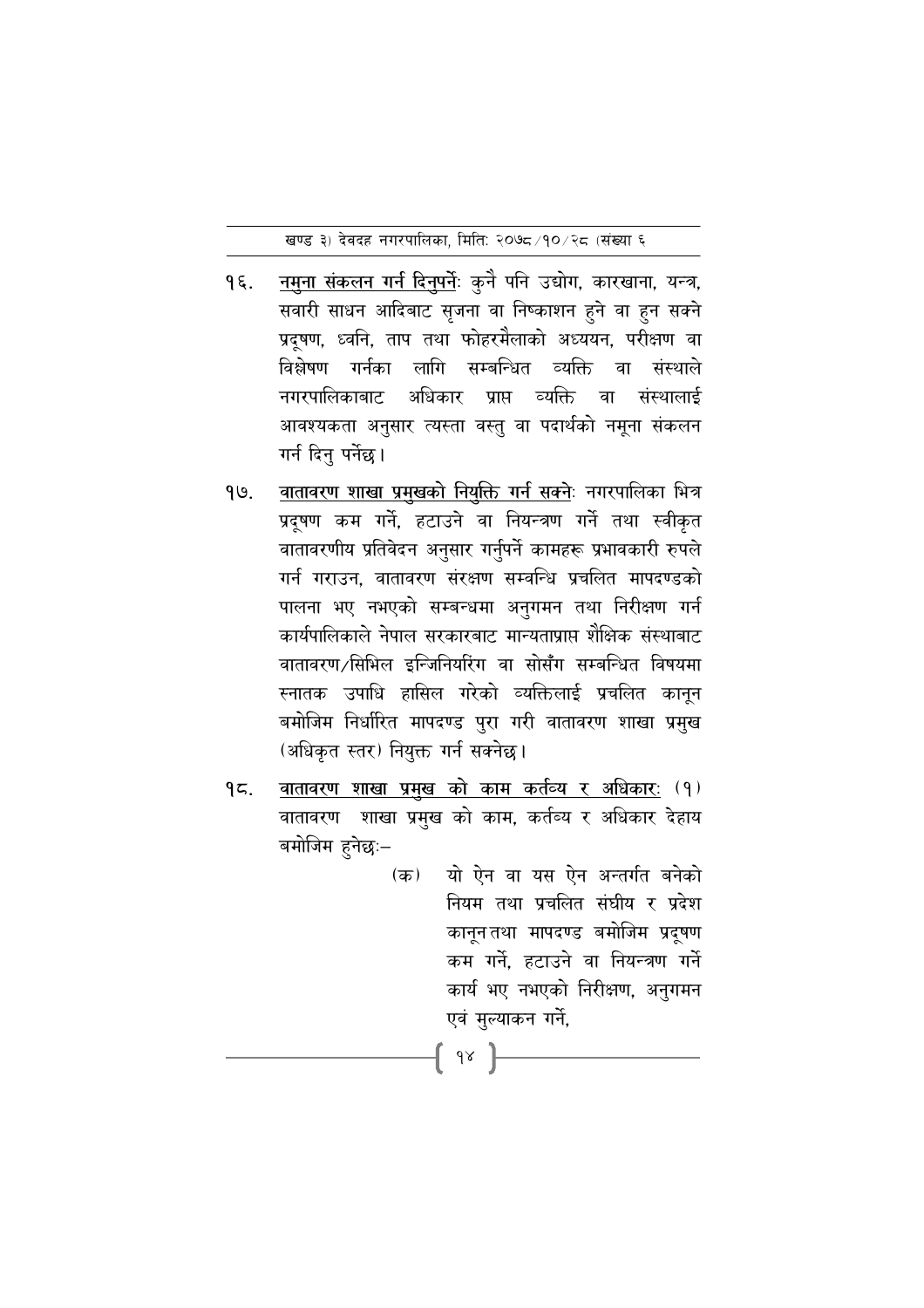१६. <u>नमुना संकलन गर्न दिनुपर्ने</u>ः कुनै पनि उद्योग, कारखाना, यन्त्र, सवारी साधन आदिबाट सृजना वा निष्काशन हुने वा हुन सक्ने प्रदूषण, ध्वनि, ताप तथा फोहरमैलाको अध्ययन, परीक्षण वा विश्लेषण गर्नका लागि सम्बन्धित व्यक्ति वा संस्थाले नगरपालिकाबाट अधिकार प्राप्त व्यक्ति वा संस्थालाई आवश्यकता अनुसार त्यस्ता वस्तु वा पदार्थको नमूना संकलन गर्न दिनु पर्नेछ।

१७. <u>वातावरण शाखा प्रमुखको नियुक्ति गर्न सक्ने</u>ः नगरपालिका भित्र प्रदूषण कम गर्ने, हटाउने वा नियन्त्रण गर्ने तथा स्वीकृत वातावरणीय प्रतिवेदन अनुसार गर्नुपर्ने कामहरू प्रभावकारी रुपले गर्न गराउन, वातावरण संरक्षण सम्वन्धि प्रचलित मापदण्डको पालना भए नभएको सम्बन्धमा अनुगमन तथा निरीक्षण गर्न कार्यपालिकाले नेपाल सरकारबाट मान्यताप्राप्त शैक्षिक संस्थाबाट वातावरण/सिभिल इन्जिनियरिंग वा सोसँग सम्बन्धित विषयमा स्नातक उपाधि हासिल गरेको व्यक्तिलाई प्रचलित कानून बमोजिम निर्धारित मापदण्ड पुरा गरी वातावरण शाखा प्रमुख (अधिकृत स्तर) नियुक्त गर्न सक्नेछ।

१८. <u>वातावरण शाखा प्रमुख को काम कर्तव्य र अधिकार</u>ः (१) वातावरण शाखा प्रमुख को काम, कर्तव्य र अधिकार देहाय बमोजिम हुनेछः–

(क) यो ऐन वा यस ऐन अन्तर्गत बनेको नियम तथा प्रचलित संघीय र प्रदेश कानून तथा मापदण्ड बमोजिम प्रदूषण कम गर्ने, हटाउने वा नियन्त्रण गर्ने कार्य भए नभएको निरीक्षण, अनुगमन एवं मुल्याकन गर्ने,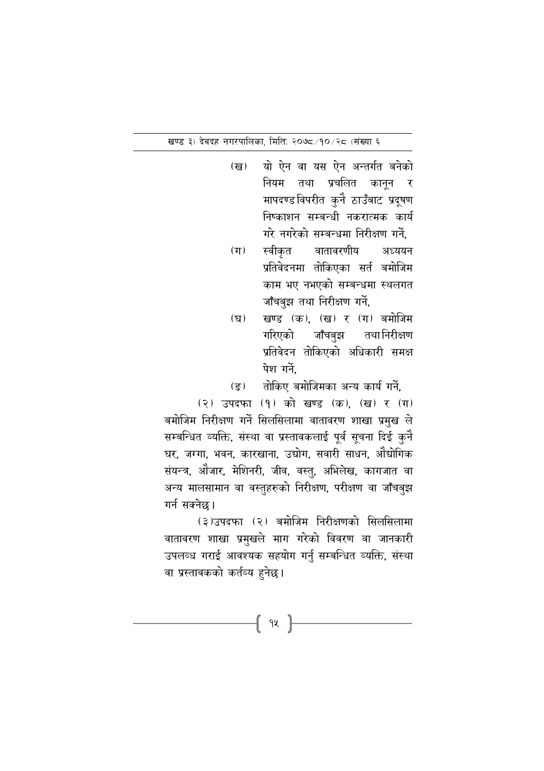(ख) यो ऐन वा यस ऐन अन्तर्गत बनेको नियम तथा प्रचलित कानून र मापदण्ड विपरीत कुनै ठाउँबाट प्रदूषण निष्काशन सम्बन्धी नकरात्मक कार्य गरे नगरेको सम्बन्धमा निरीक्षण गर्ने,

(ग) स्वीकृत वातावरणीय अध्ययन प्रतिवेदनमा तोकिएका सर्त बमोजिम काम भए नभएको सम्बन्धमा स्थलगत जाँचबुझ तथा निरीक्षण गर्ने,

(घ) खण्ड (क), (ख) र (ग) बमोजिम गरिएको जाँचबुझ तथा निरीक्षण प्रतिवेदन तोकिएको अधिकारी समक्ष पेश गर्ने,

(ङ) तोकिए बमोजिमका अन्य कार्य गर्ने,

(२) उपदफा (१) को खण्ड (क), (ख) र (ग) बमोजिम निरीक्षण गर्ने सिलसिलामा वातावरण शाखा प्रमुख ले सम्बन्धित व्यक्ति, संस्था वा प्रस्तावकलाई पूर्व सूचना दिई कुनै घर, जग्गा, भवन, कारखाना, उद्योग, सवारी साधन, औद्योगिक संयन्त्र, औजार, मेशिनरी, जीव, वस्तु, अभिलेख, कागजात वा अन्य मालसामान वा वस्तुहरुको निरीक्षण, परीक्षण वा जाँचबुझ गर्न सक्नेछ।

(३)उपदफा (२) बमोजिम निरीक्षणको सिलसिलामा वातावरण शाखा प्रमुखले माग गरेको विवरण वा जानकारी उपलब्ध गराई आवश्यक सहयोग गर्नु सम्बन्धित व्यक्ति, संस्था वा प्रस्तावकको कर्तव्य हुनेछ।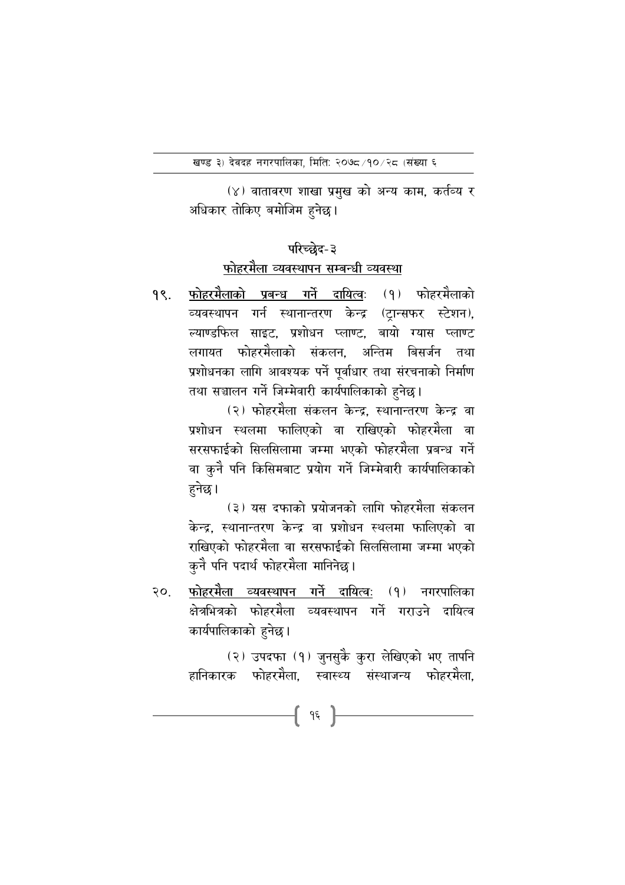(४) वातावरण शाखा प्रमुख को अन्य काम, कर्तव्य र अधिकार तोकिए बमोजिम हुनेछ।

## परिच्छेद-३

## फोहरमैला व्यवस्थापन सम्बन्धी व्यवस्था

१९. **फोहरमैलाको प्रबन्ध गर्ने दायित्वः** (१) फोहरमैलाको व्यवस्थापन गर्न स्थानान्तरण केन्द्र (ट्रान्सफर स्टेशन), ल्याण्डफिल साइट, प्रशोधन प्लाण्ट, बायो ग्यास प्लाण्ट लगायत फोहरमैलाको संकलन, अन्तिम बिसर्जन तथा प्रशोधनका लागि आवश्यक पर्ने पूर्वाधार तथा संरचनाको निर्माण तथा सञ्चालन गर्ने जिम्मेवारी कार्यपालिकाको हुनेछ।

(२) फोहरमैला संकलन केन्द्र, स्थानान्तरण केन्द्र वा प्रशोधन स्थलमा फालिएको वा राखिएको फोहरमैला वा सरसफाईको सिलसिलामा जम्मा भएको फोहरमैला प्रबन्ध गर्ने वा कुनै पनि किसिमबाट प्रयोग गर्ने जिम्मेवारी कार्यपालिकाको हुनेछ।

(३) यस दफाको प्रयोजनको लागि फोहरमैला संकलन केन्द्र, स्थानान्तरण केन्द्र वा प्रशोधन स्थलमा फालिएको वा राखिएको फोहरमैला वा सरसफाईको सिलसिलामा जम्मा भएको कुनै पनि पदार्थ फोहरमैला मानिनेछ।

२०. **फोहरमैला व्यवस्थापन गर्ने दायित्वः** (१) नगरपालिका क्षेत्रभित्रको फोहरमैला व्यवस्थापन गर्ने गराउने दायित्व कार्यपालिकाको हुनेछ।

(२) उपदफा (१) जुनसुकै कुरा लेखिएको भए तापनि हानिकारक फोहरमैला, स्वास्थ्य संस्थाजन्य फोहरमैला,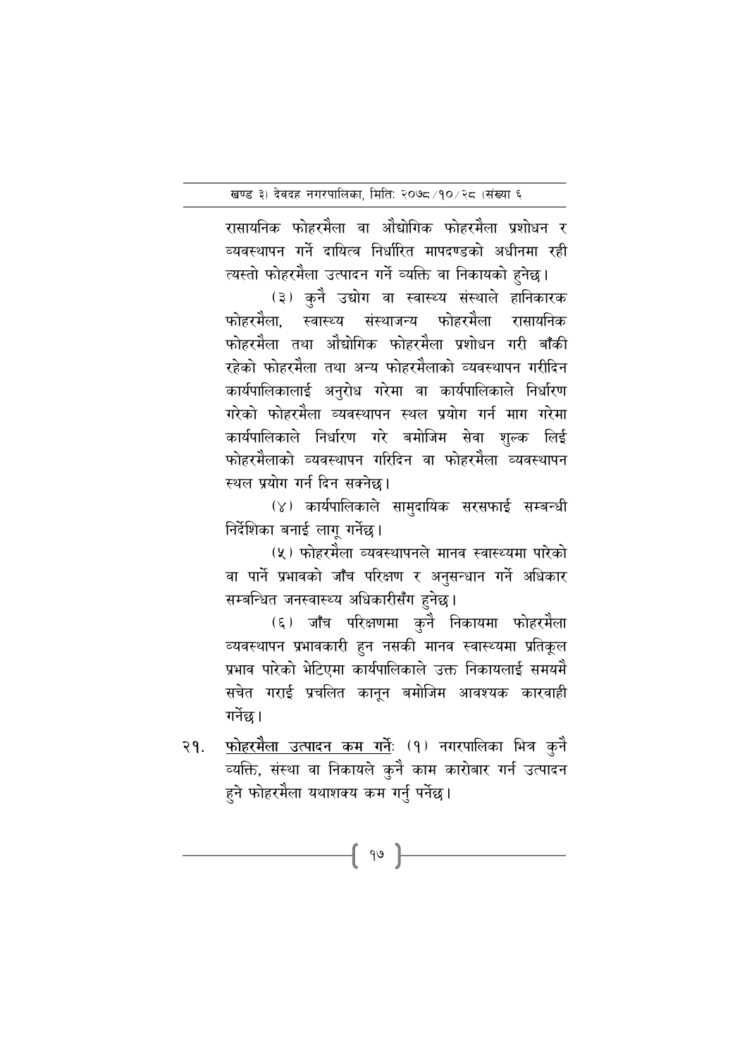रासायनिक फोहरमैला वा औद्योगिक फोहरमैला प्रशोधन र व्यवस्थापन गर्ने दायित्व निर्धारित मापदण्डको अधीनमा रही त्यस्तो फोहरमैला उत्पादन गर्ने व्यक्ति वा निकायको हुनेछ।

(३) कुनै उद्योग वा स्वास्थ्य संस्थाले हानिकारक फोहरमैला, स्वास्थ्य संस्थाजन्य फोहरमैला रासायनिक फोहरमैला तथा औद्योगिक फोहरमैला प्रशोधन गरी बाँकी रहेको फोहरमैला तथा अन्य फोहरमैलाको व्यवस्थापन गरीदिन कार्यपालिकालाई अनुरोध गरेमा वा कार्यपालिकाले निर्धारण गरेको फोहरमैला व्यवस्थापन स्थल प्रयोग गर्न माग गरेमा कार्यपालिकाले निर्धारण गरे बमोजिम सेवा शुल्क लिई फोहरमैलाको व्यवस्थापन गरिदिन वा फोहरमैला व्यवस्थापन स्थल प्रयोग गर्न दिन सक्नेछ।

(४) कार्यपालिकाले सामुदायिक सरसफाई सम्बन्धी निर्देशिका बनाई लागू गर्नेछ।

(५) फोहरमैला व्यवस्थापनले मानव स्वास्थ्यमा पारेको वा पार्ने प्रभावको जाँच परिक्षण र अनुसन्धान गर्ने अधिकार सम्बन्धित जनस्वास्थ्य अधिकारीसँग हुनेछ।

(६) जाँच परिक्षणमा कुनै निकायमा फोहरमैला व्यवस्थापन प्रभावकारी हुन नसकी मानव स्वास्थ्यमा प्रतिकूल प्रभाव परेको भेटिएमा कार्यपालिकाले उक्त निकायलाई समयमै सचेत गराई प्रचलित कानून बमोजिम आवश्यक कारवाही गर्नेछ।

२१. <u>फोहरमैला उत्पादन कम गर्नेः</u> (१) नगरपालिका भित्र कुनै व्यक्ति, संस्था वा निकायले कुनै काम कारोबार गर्दा उत्पादन हुने फोहरमैला यथाशक्य कम गर्नु पर्नेछ।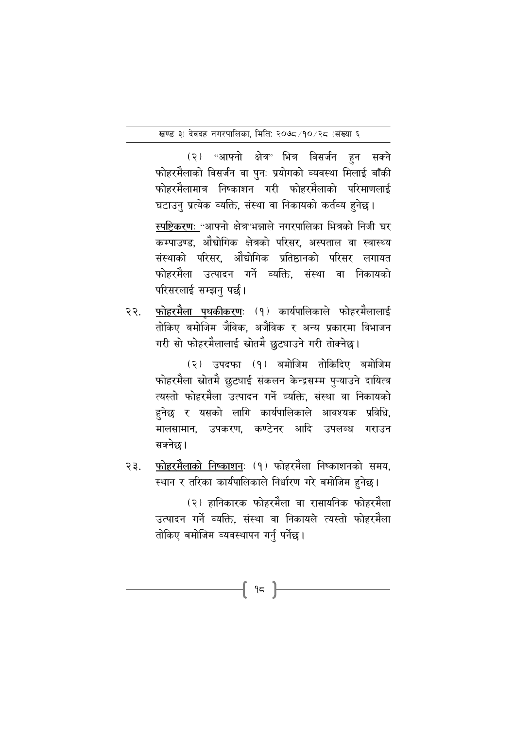(२) "आफ्नो क्षेत्र" भित्र विसर्जन हुन सक्ने फोहरमैलाको विसर्जन वा पुनः प्रयोगको व्यवस्था मिलाई बाँकी फोहरमैलामात्र निष्काशन गरी फोहरमैलाको परिमाणलाई घटाउनु प्रत्येक व्यक्ति, संस्था वा निकायको कर्तव्य हुनेछ।

स्पष्टिकरणः "आफ्नो क्षेत्र"भन्नाले नगरपालिका भित्रको निजी घर कम्पाउण्ड, औद्योगिक क्षेत्रको परिसर, अस्पताल वा स्वास्थ्य संस्थाको परिसर, औद्योगिक प्रतिष्ठानको परिसर लगायत फोहरमैला उत्पादन गर्ने व्यक्ति, संस्था वा निकायको परिसरलाई सम्झनु पर्छ।

२२. **फोहरमैला पृथकीकरणः** (१) कार्यपालिकाले फोहरमैलालाई तोकिए बमोजिम जैविक, अजैविक र अन्य प्रकारमा विभाजन गरी सो फोहरमैलालाई स्रोतमै छुट्याउने गरी तोक्नेछ।

(२) उपदफा (१) बमोजिम तोकिदिए बमोजिम फोहरमैला स्रोतमै छुट्याई संकलन केन्द्रसम्म पुऱ्याउने दायित्व त्यस्तो फोहरमैला उत्पादन गर्ने व्यक्ति, संस्था वा निकायको हुनेछ र यसको लागि कार्यपालिकाले आवश्यक प्रविधि, मालसामान, उपकरण, कण्टेनर आदि उपलव्ध गराउन सक्नेछ।

२३. **फोहरमैलाको निष्काशनः** (१) फोहरमैला निष्काशनको समय, स्थान र तरिका कार्यपालिकाले निर्धारण गरे बमोजिम हुनेछ।

(२) हानिकारक फोहरमैला वा रासायनिक फोहरमैला उत्पादन गर्ने व्यक्ति, संस्था वा निकायले त्यस्तो फोहरमैला तोकिए बमोजिम व्यवस्थापन गर्नु पर्नेछ।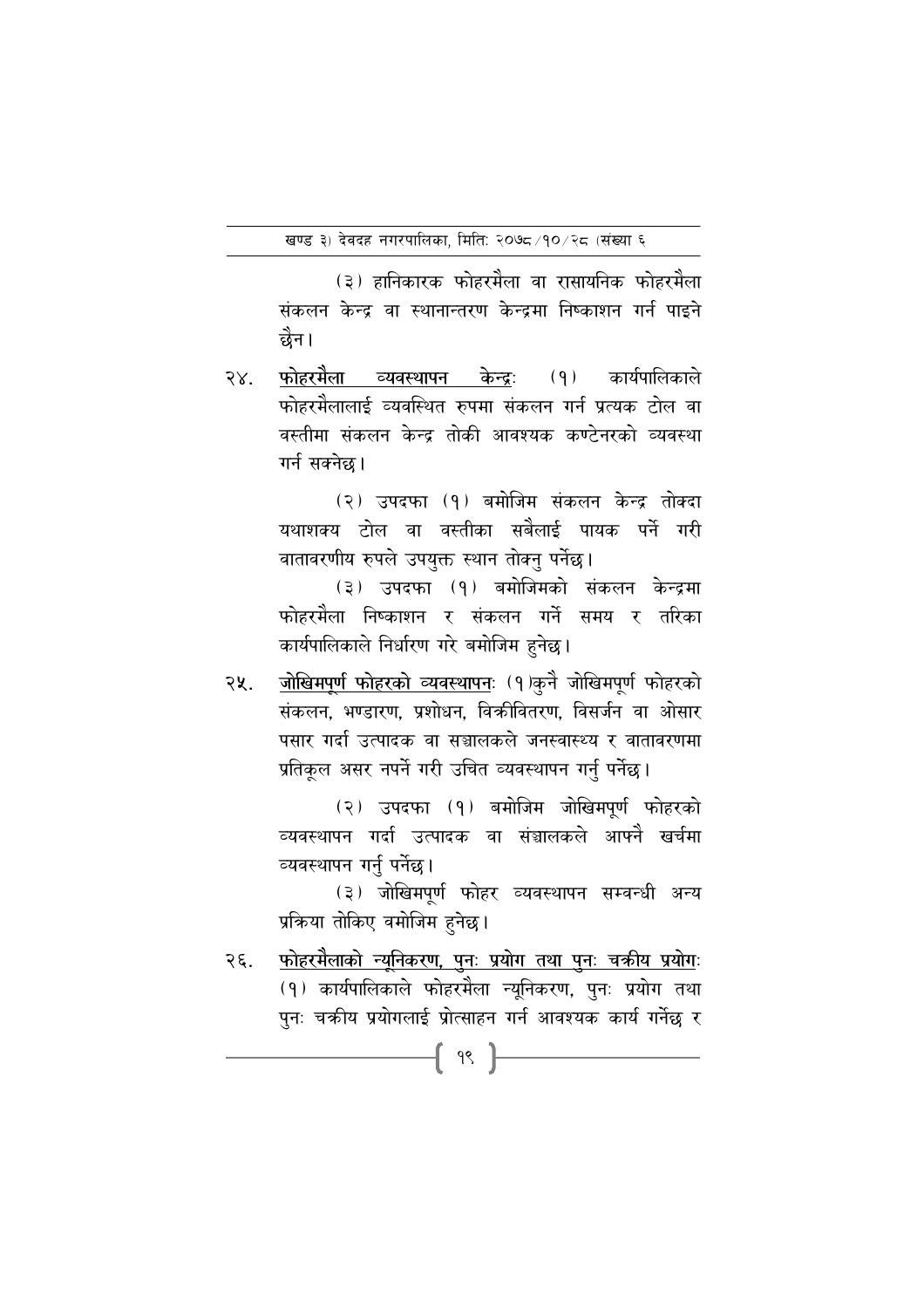(३) हानिकारक फोहरमैला वा रासायनिक फोहरमैला संकलन केन्द्र वा स्थानान्तरण केन्द्रमा निष्काशन गर्न पाइने छैन।

२४. <u>फोहरमैला व्यवस्थापन केन्द्र</u>ः (१) कार्यपालिकाले फोहरमैलालाई व्यवस्थित रुपमा संकलन गर्न प्रत्यक टोल वा वस्तीमा संकलन केन्द्र तोकी आवश्यक कण्टेनरको व्यवस्था गर्न सक्नेछ।

(२) उपदफा (१) बमोजिम संकलन केन्द्र तोक्दा यथाशक्य टोल वा वस्तीका सबैलाई पायक पर्ने गरी वातावरणीय रुपले उपयुक्त स्थान तोक्नु पर्नेछ।

(३) उपदफा (१) बमोजिमको संकलन केन्द्रमा फोहरमैला निष्काशन र संकलन गर्ने समय र तरिका कार्यपालिकाले निर्धारण गरे बमोजिम हुनेछ।

२५. <u>जोखिमपूर्ण फोहरको व्यवस्थापन</u>ः (१)कुनै जोखिमपूर्ण फोहरको संकलन, भण्डारण, प्रशोधन, विक्रीवितरण, विसर्जन वा ओसार पसार गर्दा उत्पादक वा सञ्चालकले जनस्वास्थ्य र वातावरणमा प्रतिकूल असर नपर्ने गरी उचित व्यवस्थापन गर्नु पर्नेछ।

(२) उपदफा (१) बमोजिम जोखिमपूर्ण फोहरको व्यवस्थापन गर्दा उत्पादक वा संञ्चालकले आफ्नै खर्चमा व्यवस्थापन गर्नु पर्नेछ।

(३) जोखिमपूर्ण फोहर व्यवस्थापन सम्वन्धी अन्य प्रक्रिया तोकिए वमोजिम हुनेछ।

२६. <u>फोहरमैलाको न्यूनिकरण, पुनः प्रयोग तथा पुनः चक्रीय प्रयोग</u>ः (१) कार्यपालिकाले फोहरमैला न्यूनिकरण, पुनः प्रयोग तथा पुनः चक्रीय प्रयोगलाई प्रोत्साहन गर्न आवश्यक कार्य गर्नेछ र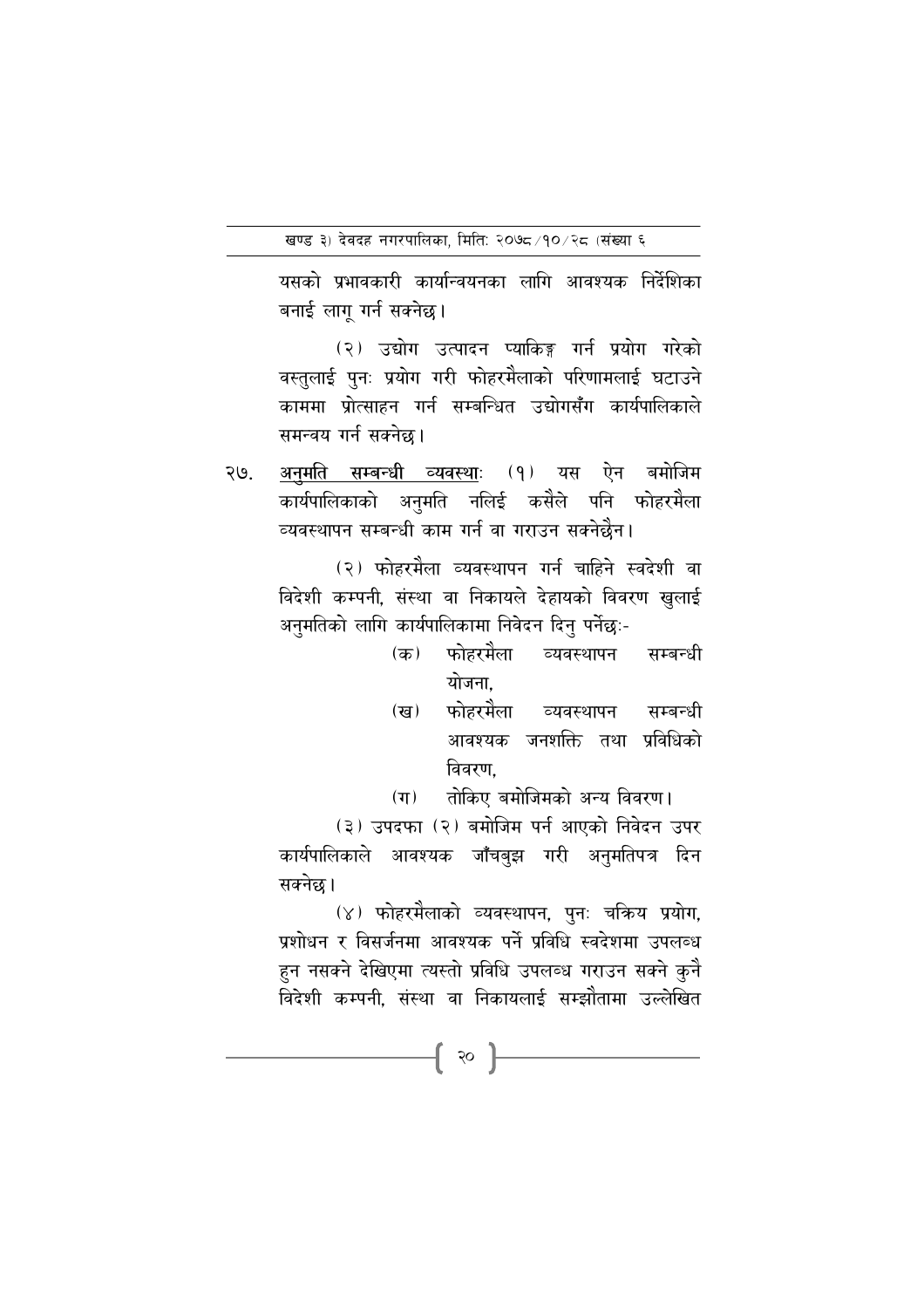यसको प्रभावकारी कार्यान्वयनका लागि आवश्यक निर्देशिका बनाई लागू गर्न सक्नेछ।

(२) उद्योग उत्पादन प्याकिङ्ग गर्न प्रयोग गरेको वस्तुलाई पुनः प्रयोग गरी फोहरमैलाको परिणामलाई घटाउने काममा प्रोत्साहन गर्न सम्बन्धित उद्योगसँग कार्यपालिकाले समन्वय गर्न सक्नेछ।

२७. <u>अनुमति सम्बन्धी व्यवस्था</u>ः (१) यस ऐन बमोजिम कार्यपालिकाको अनुमति नलिई कसैले पनि फोहरमैला व्यवस्थापन सम्बन्धी काम गर्न वा गराउन सक्नेछैन।

(२) फोहरमैला व्यवस्थापन गर्न चाहिने स्वदेशी वा विदेशी कम्पनी, संस्था वा निकायले देहायको विवरण खुलाई अनुमतिको लागि कार्यपालिकामा निवेदन दिनु पर्नेछः-

(क) फोहरमैला व्यवस्थापन सम्बन्धी योजना,

(ख) फोहरमैला व्यवस्थापन सम्बन्धी आवश्यक जनशक्ति तथा प्रविधिको विवरण,

(ग) तोकिए बमोजिमको अन्य विवरण।

(३) उपदफा (२) बमोजिम पर्न आएको निवेदन उपर कार्यपालिकाले आवश्यक जाँचबुझ गरी अनुमतिपत्र दिन सक्नेछ।

(४) फोहरमैलाको व्यवस्थापन, पुनः चक्रिय प्रयोग, प्रशोधन र विसर्जनमा आवश्यक पर्ने प्रविधि स्वदेशमा उपलब्ध हुन नसक्ने देखिएमा त्यस्तो प्रविधि उपलब्ध गराउन सक्ने कुनै विदेशी कम्पनी, संस्था वा निकायलाई सम्झौतामा उल्लेखित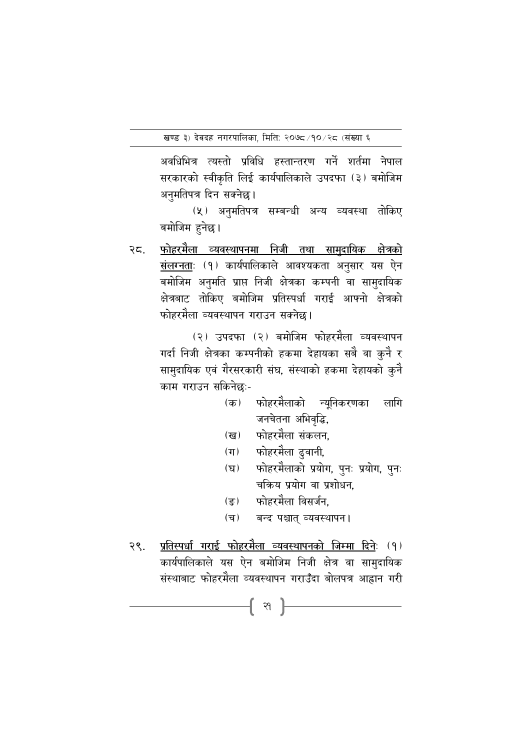अवधिभित्र त्यस्तो प्रविधि हस्तान्तरण गर्ने शर्तमा नेपाल सरकारको स्वीकृति लिई कार्यपालिकाले उपदफा (३) बमोजिम अनुमतिपत्र दिन सक्नेछ।

(५) अनुमतिपत्र सम्बन्धी अन्य व्यवस्था तोकिए बमोजिम हुनेछ।

२८. <u>फोहरमैला व्यवस्थापनमा निजी तथा सामुदायिक क्षेत्रको संलग्नता</u>ः (१) कार्यपालिकाले आवश्यकता अनुसार यस ऐन बमोजिम अनुमति प्राप्त निजी क्षेत्रका कम्पनी वा सामुदायिक क्षेत्रबाट तोकिए बमोजिम प्रतिस्पर्धा गराई आफ्नो क्षेत्रको फोहरमैला व्यवस्थापन गराउन सक्नेछ।

(२) उपदफा (२) बमोजिम फोहरमैला व्यवस्थापन गर्दा निजी क्षेत्रका कम्पनीको हकमा देहायका सबै वा कुनै र सामुदायिक एवं गैरसरकारी संघ, संस्थाको हकमा देहायको कुनै काम गराउन सकिनेछः-

(क) फोहरमैलाको न्यूनिकरणका लागि जनचेतना अभिवृद्धि,

(ख) फोहरमैला संकलन,

(ग) फोहरमैला ढुवानी,

(घ) फोहरमैलाको प्रयोग, पुनः प्रयोग, पुनः चक्रिय प्रयोग वा प्रशोधन,

(ङ) फोहरमैला विसर्जन,

(च) बन्द पश्चात् व्यवस्थापन।

२९. <u>प्रतिस्पर्धा गराई फोहरमैला व्यवस्थापनको जिम्मा दिने</u>ः (१) कार्यपालिकाले यस ऐन बमोजिम निजी क्षेत्र वा सामुदायिक संस्थाबाट फोहरमैला व्यवस्थापन गराउँदा बोलपत्र आह्वान गरी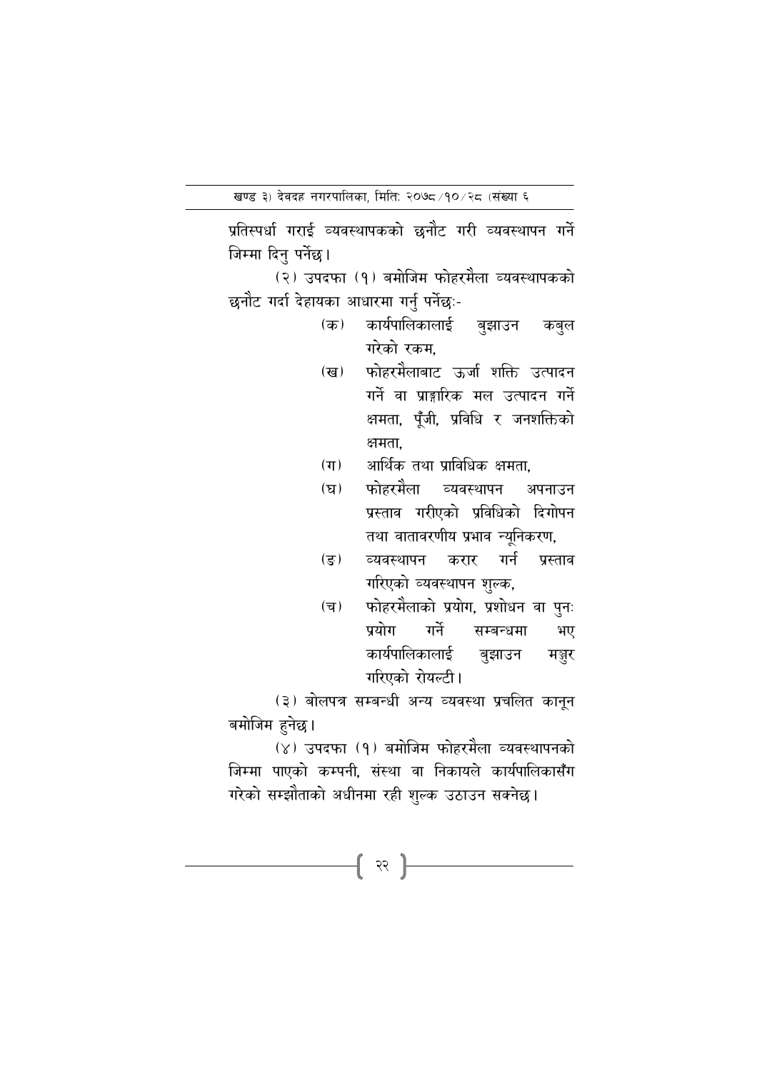प्रतिस्पर्धा गराई व्यवस्थापकको छनौट गरी व्यवस्थापन गर्ने जिम्मा दिनु पर्नेछ।

(२) उपदफा (१) बमोजिम फोहरमैला व्यवस्थापकको छनौट गर्दा देहायका आधारमा गर्नु पर्नेछः-

(क) कार्यपालिकालाई बुझाउन कबुल गरेको रकम,

(ख) फोहरमैलाबाट ऊर्जा शक्ति उत्पादन गर्ने वा प्राङ्गारिक मल उत्पादन गर्ने क्षमता, पूँजी, प्रविधि र जनशक्तिको क्षमता,

(ग) आर्थिक तथा प्राविधिक क्षमता,

(घ) फोहरमैला व्यवस्थापन अपनाउन प्रस्ताव गरीएको प्रविधिको दिगोपन तथा वातावरणीय प्रभाव न्यूनिकरण,

(ङ) व्यवस्थापन करार गर्न प्रस्ताव गरिएको व्यवस्थापन शुल्क,

(च) फोहरमैलाको प्रयोग, प्रशोधन वा पुनः प्रयोग गर्ने सम्बन्धमा भए कार्यपालिकालाई बुझाउन मञ्जुर गरिएको रोयल्टी।

(३) बोलपत्र सम्बन्धी अन्य व्यवस्था प्रचलित कानून बमोजिम हुनेछ।

(४) उपदफा (१) बमोजिम फोहरमैला व्यवस्थापनको जिम्मा पाएको कम्पनी, संस्था वा निकायले कार्यपालिकासँग गरेको सम्झौताको अधीनमा रही शुल्क उठाउन सक्नेछ।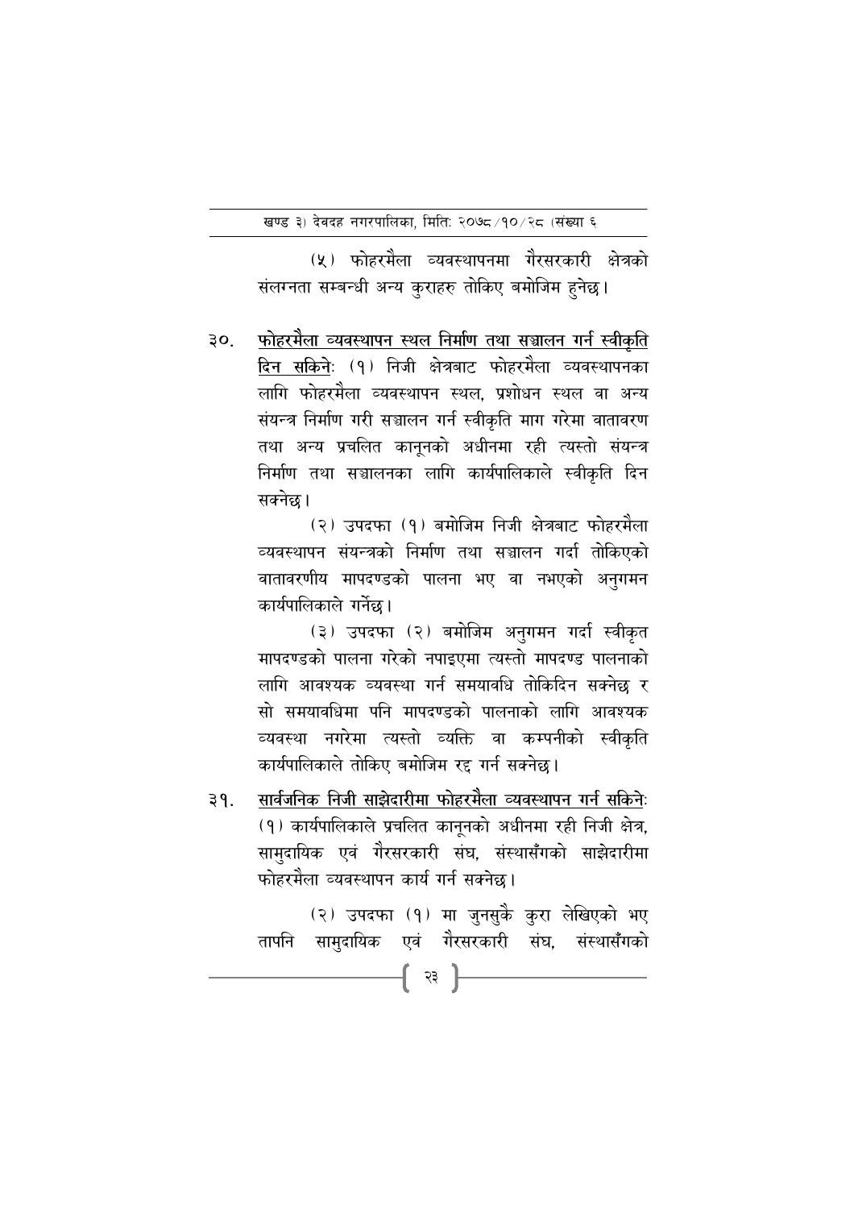(५) फोहरमैला व्यवस्थापनमा गैरसरकारी क्षेत्रको संलग्नता सम्बन्धी अन्य कुराहरु तोकिए बमोजिम हुनेछ।

३०. <u>फोहरमैला व्यवस्थापन स्थल निर्माण तथा सञ्चालन गर्न स्वीकृति दिन सकिने</u>: (१) निजी क्षेत्रबाट फोहरमैला व्यवस्थापनका लागि फोहरमैला व्यवस्थापन स्थल, प्रशोधन स्थल वा अन्य संयन्त्र निर्माण गरी सञ्चालन गर्न स्वीकृति माग गरेमा वातावरण तथा अन्य प्रचलित कानूनको अधीनमा रही त्यस्तो संयन्त्र निर्माण तथा सञ्चालनका लागि कार्यपालिकाले स्वीकृति दिन सक्नेछ।

(२) उपदफा (१) बमोजिम निजी क्षेत्रबाट फोहरमैला व्यवस्थापन संयन्त्रको निर्माण तथा सञ्चालन गर्दा तोकिएको वातावरणीय मापदण्डको पालना भए वा नभएको अनुगमन कार्यपालिकाले गर्नेछ।

(३) उपदफा (२) बमोजिम अनुगमन गर्दा स्वीकृत मापदण्डको पालना गरेको नपाइएमा त्यस्तो मापदण्ड पालनाको लागि आवश्यक व्यवस्था गर्न समयावधि तोकिदिन सक्नेछ र सो समयावधिमा पनि मापदण्डको पालनाको लागि आवश्यक व्यवस्था नगरेमा त्यस्तो व्यक्ति वा कम्पनीको स्वीकृति कार्यपालिकाले तोकिए बमोजिम रद्द गर्न सक्नेछ।

३१. <u>सार्वजनिक निजी साझेदारीमा फोहरमैला व्यवस्थापन गर्न सकिने</u>: (१) कार्यपालिकाले प्रचलित कानूनको अधीनमा रही निजी क्षेत्र, सामुदायिक एवं गैरसरकारी संघ, संस्थासँगको साझेदारीमा फोहरमैला व्यवस्थापन कार्य गर्न सक्नेछ।

(२) उपदफा (१) मा जुनसुकै कुरा लेखिएको भए तापनि सामुदायिक एवं गैरसरकारी संघ, संस्थासँगको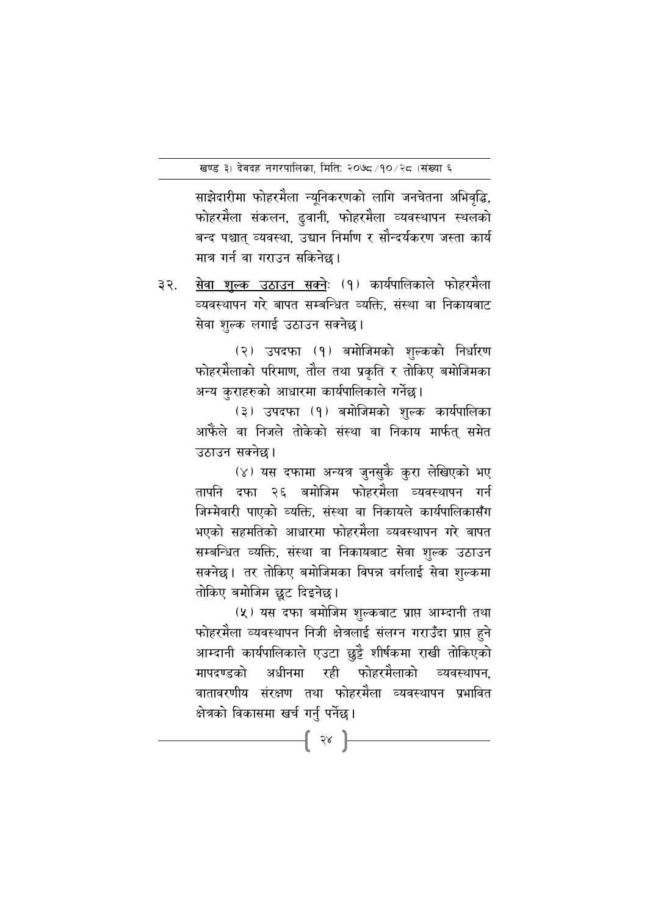साझेदारीमा फोहरमैला न्यूनिकरणको लागि जनचेतना अभिवृद्धि, फोहरमैला संकलन, ढुवानी, फोहरमैला व्यवस्थापन स्थलको बन्द पश्चात् व्यवस्था, उद्यान निर्माण र सौन्दर्यकरण जस्ता कार्य मात्र गर्न वा गराउन सकिनेछ।

३२. <u>सेवा शुल्क उठाउन सक्ने</u>: (१) कार्यपालिकाले फोहरमैला व्यवस्थापन गरे बापत सम्बन्धित व्यक्ति, संस्था वा निकायबाट सेवा शुल्क लगाई उठाउन सक्नेछ।

(२) उपदफा (१) बमोजिमको शुल्कको निर्धारण फोहरमैलाको परिमाण, तौल तथा प्रकृति र तोकिए बमोजिमका अन्य कुराहरुको आधारमा कार्यपालिकाले गर्नेछ।

(३) उपदफा (१) बमोजिमको शुल्क कार्यपालिका आफैंले वा निजले तोकेको संस्था वा निकाय मार्फत् समेत उठाउन सक्नेछ।

(४) यस दफामा अन्यत्र जुनसुकै कुरा लेखिएको भए तापनि दफा २६ बमोजिम फोहरमैला व्यवस्थापन गर्न जिम्मेवारी पाएको व्यक्ति, संस्था वा निकायले कार्यपालिकासँग भएको सहमतिको आधारमा फोहरमैला व्यवस्थापन गरे बापत सम्बन्धित व्यक्ति, संस्था वा निकायबाट सेवा शुल्क उठाउन सक्नेछ। तर तोकिए बमोजिमका विपन्न वर्गलाई सेवा शुल्कमा तोकिए बमोजिम छूट दिइनेछ।

(५) यस दफा बमोजिम शुल्कबाट प्राप्त आम्दानी तथा फोहरमैला व्यवस्थापन निजी क्षेत्रलाई संलग्न गराउँदा प्राप्त हुने आम्दानी कार्यपालिकाले एउटा छुट्टै शीर्षकमा राखी तोकिएको मापदण्डको अधीनमा रही फोहरमैलाको व्यवस्थापन, वातावरणीय संरक्षण तथा फोहरमैला व्यवस्थापन प्रभावित क्षेत्रको विकासमा खर्च गर्नु पर्नेछ।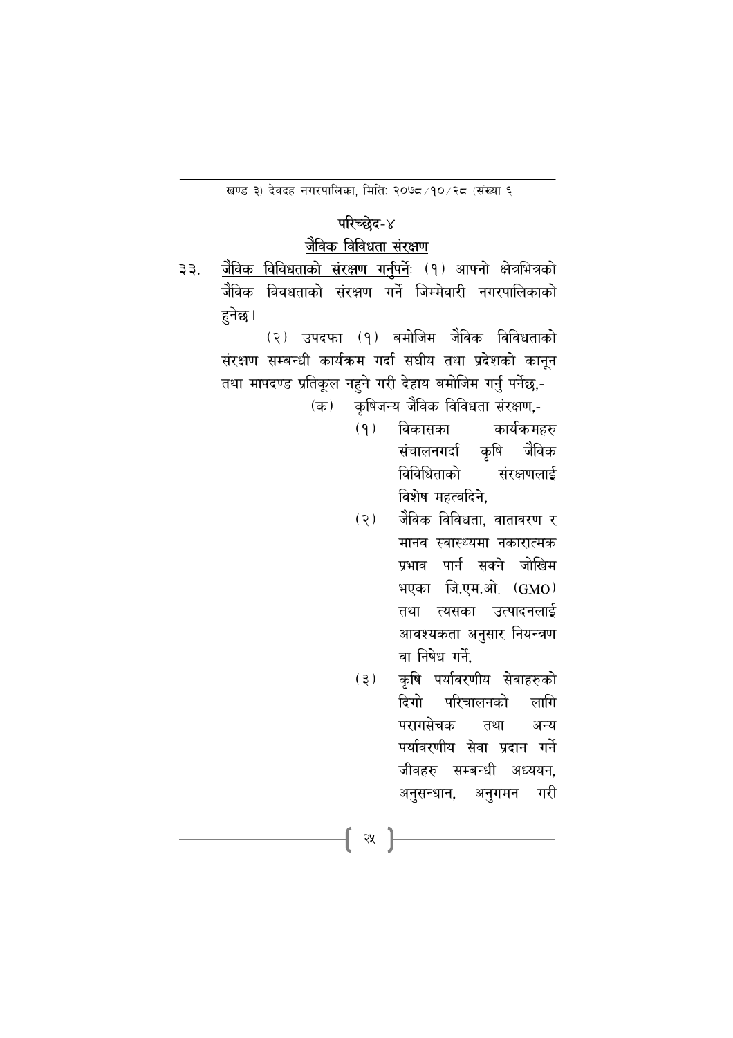## परिच्छेद-४

## जैविक विविधता संरक्षण

३३. **जैविक विविधताको संरक्षण गर्नुपर्नेः** (१) आफ्नो क्षेत्रभित्रको जैविक विवधताको संरक्षण गर्ने जिम्मेवारी नगरपालिकाको हुनेछ।

(२) उपदफा (१) बमोजिम जैविक विविधताको संरक्षण सम्बन्धी कार्यक्रम गर्दा संघीय तथा प्रदेशको कानून तथा मापदण्ड प्रतिकूल नहुने गरी देहाय बमोजिम गर्नु पर्नेछ,-

(क) कृषिजन्य जैविक विविधता संरक्षण,-

(१) विकासका कार्यक्रमहरु संचालनगर्दा कृषि जैविक विविधिताको संरक्षणलाई विशेष महत्वदिने,

(२) जैविक विविधता, वातावरण र मानव स्वास्थ्यमा नकारात्मक प्रभाव पार्न सक्ने जोखिम भएका जि.एम.ओ. (GMO) तथा त्यसका उत्पादनलाई आवश्यकता अनुसार नियन्त्रण वा निषेध गर्ने,

(३) कृषि पर्यावरणीय सेवाहरुको दिगो परिचालनको लागि परागसेचक तथा अन्य पर्यावरणीय सेवा प्रदान गर्ने जीवहरु सम्बन्धी अध्ययन, अनुसन्धान, अनुगमन गरी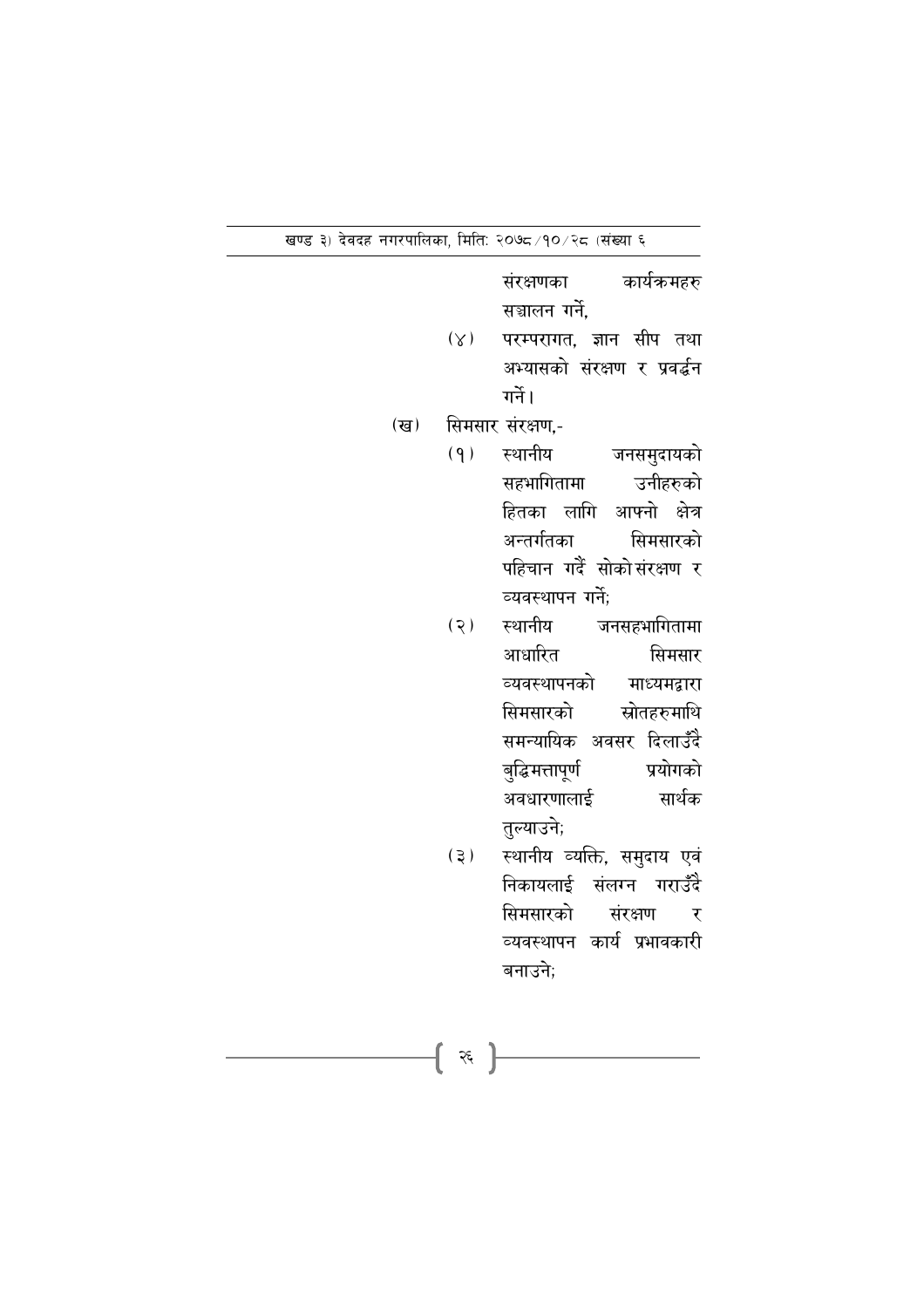संरक्षणका कार्यक्रमहरु सञ्चालन गर्ने,

(४) परम्परागत, ज्ञान सीप तथा अभ्यासको संरक्षण र प्रवर्द्धन गर्ने।

(ख) सिमसार संरक्षण,-

(१) स्थानीय जनसमुदायको सहभागितामा उनीहरुको हितका लागि आफ्नो क्षेत्र अन्तर्गतका सिमसारको पहिचान गर्दै सोको संरक्षण र व्यवस्थापन गर्ने;

(२) स्थानीय जनसहभागितामा आधारित सिमसार व्यवस्थापनको माध्यमद्वारा सिमसारको स्रोतहरुमाथि समन्यायिक अवसर दिलाउँदै बुद्धिमत्तापूर्ण प्रयोगको अवधारणालाई सार्थक तुल्याउने;

(३) स्थानीय व्यक्ति, समुदाय एवं निकायलाई संलग्न गराउँदै सिमसारको संरक्षण र व्यवस्थापन कार्य प्रभावकारी बनाउने;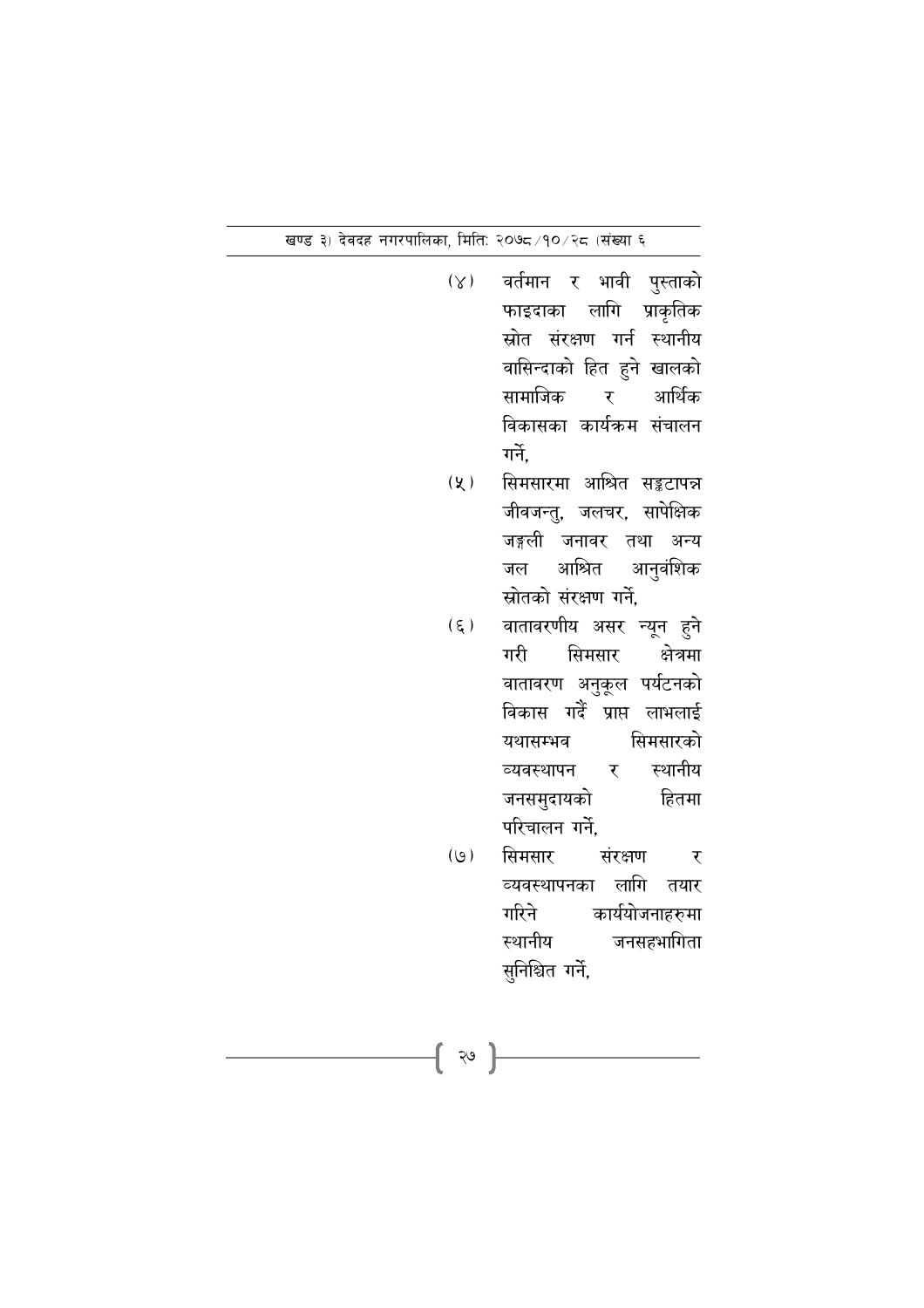(४) वर्तमान र भावी पुस्ताको फाइदाका लागि प्राकृतिक स्रोत संरक्षण गर्न स्थानीय वासिन्दाको हित हुने खालको सामाजिक र आर्थिक विकासका कार्यक्रम संचालन गर्ने,

(५) सिमसारमा आश्रित सङ्कटापन्न जीवजन्तु, जलचर, सापेक्षिक जङ्गली जनावर तथा अन्य जल आश्रित आनुवंशिक स्रोतको संरक्षण गर्ने,

(६) वातावरणीय असर न्यून हुने गरी सिमसार क्षेत्रमा वातावरण अनुकूल पर्यटनको विकास गर्दै प्राप्त लाभलाई यथासम्भव सिमसारको व्यवस्थापन र स्थानीय जनसमुदायको हितमा परिचालन गर्ने,

(७) सिमसार संरक्षण र व्यवस्थापनका लागि तयार गरिने कार्ययोजनाहरुमा स्थानीय जनसहभागिता सुनिश्चित गर्ने,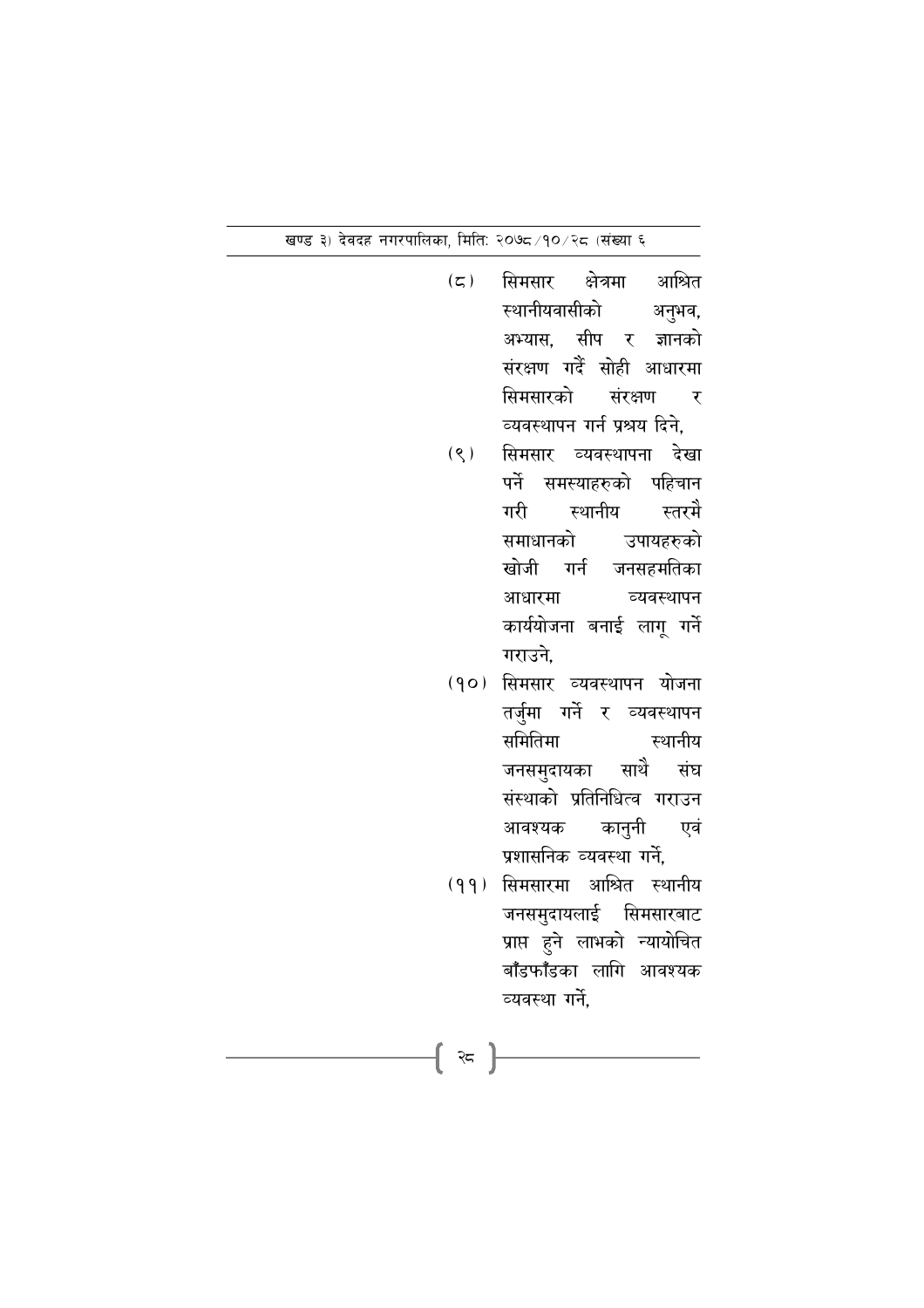(८) सिमसार क्षेत्रमा आश्रित स्थानीयवासीको अनुभव, अभ्यास, सीप र ज्ञानको संरक्षण गर्दै सोही आधारमा सिमसारको संरक्षण र व्यवस्थापन गर्न प्रश्रय दिने,

(९) सिमसार व्यवस्थापना देखा पर्ने समस्याहरुको पहिचान गरी स्थानीय स्तरमै समाधानको उपायहरुको खोजी गर्न जनसहमतिका आधारमा व्यवस्थापन कार्ययोजना बनाई लागू गर्ने गराउने,

(१०) सिमसार व्यवस्थापन योजना तर्जुमा गर्ने र व्यवस्थापन समितिमा स्थानीय जनसमुदायका साथै संघ संस्थाको प्रतिनिधित्व गराउन आवश्यक कानुनी एवं प्रशासनिक व्यवस्था गर्ने,

(११) सिमसारमा आश्रित स्थानीय जनसमुदायलाई सिमसारबाट प्राप्त हुने लाभको न्यायोचित बाँडफाँडका लागि आवश्यक व्यवस्था गर्ने,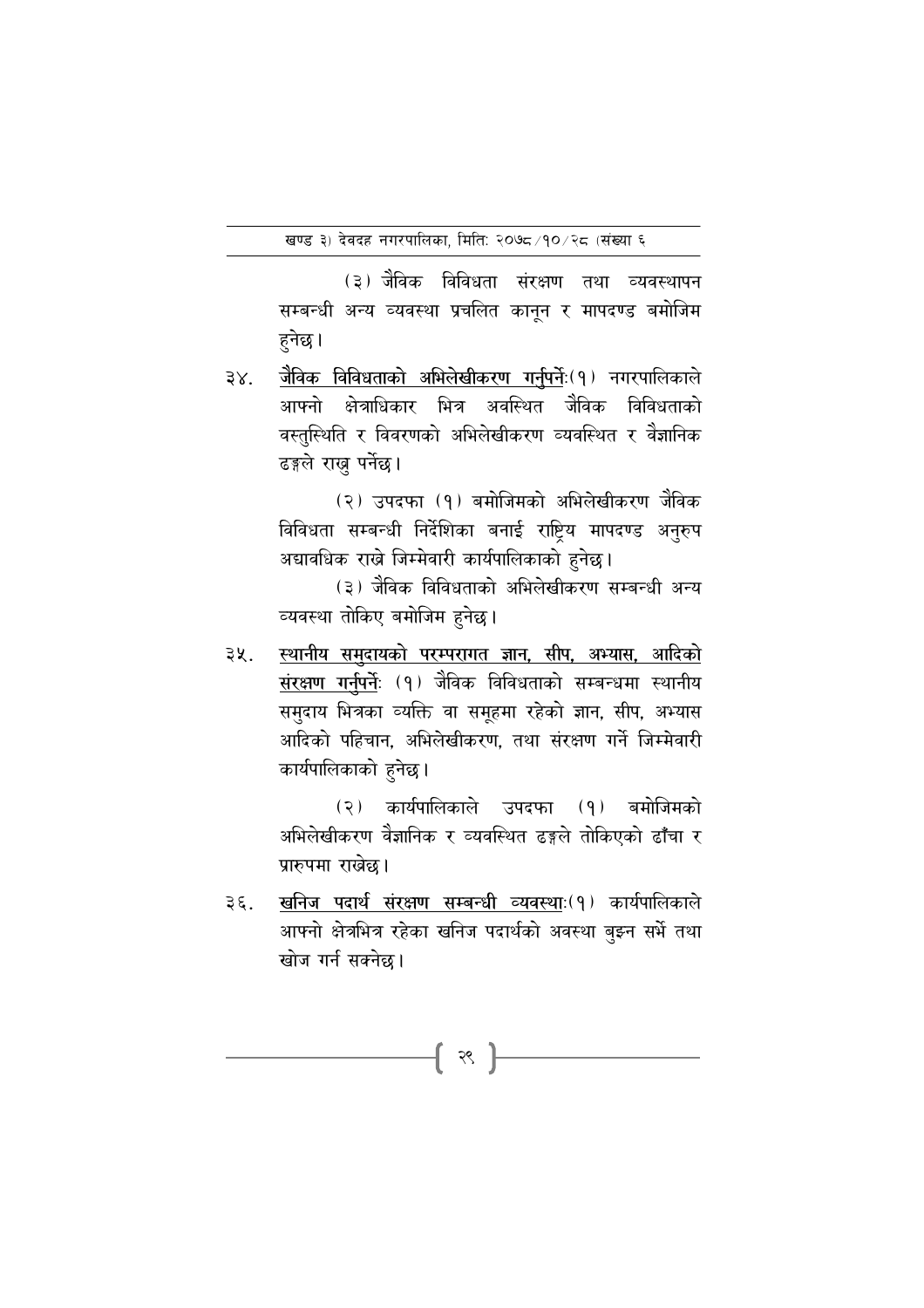(३) जैविक विविधता संरक्षण तथा व्यवस्थापन सम्बन्धी अन्य व्यवस्था प्रचलित कानून र मापदण्ड बमोजिम हुनेछ।

३४. <u>जैविक विविधताको अभिलेखीकरण गर्नुपर्नेः</u>(१) नगरपालिकाले आफ्नो क्षेत्राधिकार भित्र अवस्थित जैविक विविधताको वस्तुस्थिति र विवरणको अभिलेखीकरण व्यवस्थित र वैज्ञानिक ढङ्गले राख्नु पर्नेछ।

(२) उपदफा (१) बमोजिमको अभिलेखीकरण जैविक विविधता सम्बन्धी निर्देशिका बनाई राष्ट्रिय मापदण्ड अनुरुप अद्यावधिक राख्ने जिम्मेवारी कार्यपालिकाको हुनेछ।

(३) जैविक विविधताको अभिलेखीकरण सम्बन्धी अन्य व्यवस्था तोकिए बमोजिम हुनेछ।

३५. <u>स्थानीय समुदायको परम्परागत ज्ञान, सीप, अभ्यास, आदिको संरक्षण गर्नुपर्नेः</u> (१) जैविक विविधताको सम्बन्धमा स्थानीय समुदाय भित्रका व्यक्ति वा समूहमा रहेको ज्ञान, सीप, अभ्यास आदिको पहिचान, अभिलेखीकरण, तथा संरक्षण गर्ने जिम्मेवारी कार्यपालिकाको हुनेछ।

(२) कार्यपालिकाले उपदफा (१) बमोजिमको अभिलेखीकरण वैज्ञानिक र व्यवस्थित ढङ्गले तोकिएको ढाँचा र प्रारुपमा राख्नेछ।

३६. <u>खनिज पदार्थ संरक्षण सम्बन्धी व्यवस्थाः</u>(१) कार्यपालिकाले आफ्नो क्षेत्रभित्र रहेका खनिज पदार्थको अवस्था बुझ्न सर्भे तथा खोज गर्न सक्नेछ।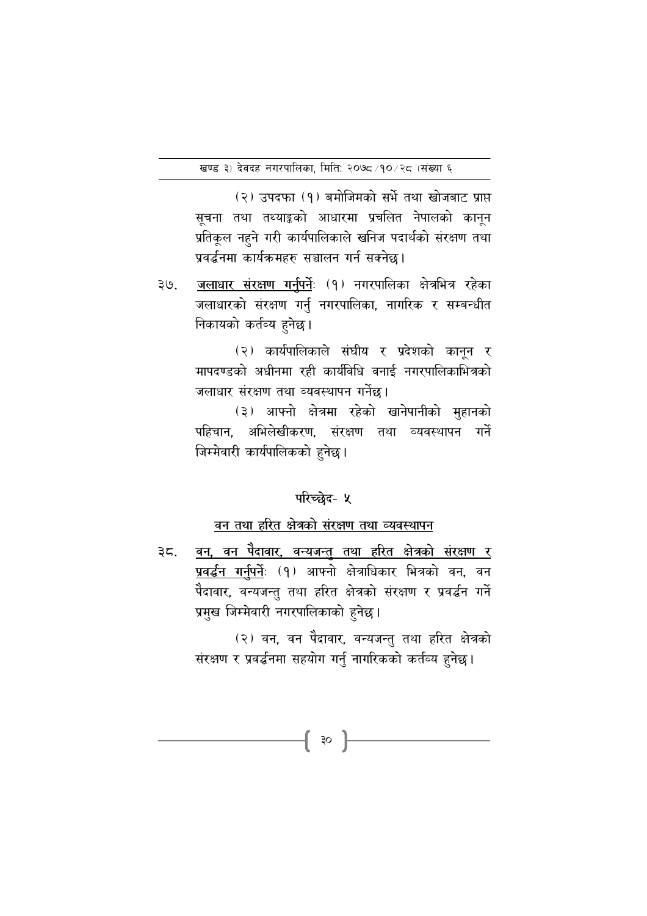(२) उपदफा (१) बमोजिमको सर्भे तथा खोजबाट प्राप्त सूचना तथा तथ्याङ्कको आधारमा प्रचलित नेपालको कानून प्रतिकूल नहुने गरी कार्यपालिकाले खनिज पदार्थको संरक्षण तथा प्रवर्द्धनमा कार्यक्रमहरु सञ्चालन गर्न सक्नेछ।

३७. <u>जलाधार संरक्षण गर्नुपर्नेः</u> (१) नगरपालिका क्षेत्रभित्र रहेका जलाधारको संरक्षण गर्नु नगरपालिका, नागरिक र सम्बन्धीत निकायको कर्तव्य हुनेछ।

(२) कार्यपालिकाले संघीय र प्रदेशको कानून र मापदण्डको अधीनमा रही कार्यविधि वनाई नगरपालिकाभित्रको जलाधार संरक्षण तथा व्यवस्थापन गर्नेछ।

(३) आफ्नो क्षेत्रमा रहेको खानेपानीको मुहानको पहिचान, अभिलेखीकरण, संरक्षण तथा व्यवस्थापन गर्ने जिम्मेवारी कार्यपालिकको हुनेछ।

## परिच्छेद- ५

## <u>वन तथा हरित क्षेत्रको संरक्षण तथा व्यवस्थापन</u>

३८. <u>वन, वन पैदावार, वन्यजन्तु तथा हरित क्षेत्रको संरक्षण र प्रवर्द्धन गर्नुपर्नेः</u> (१) आफ्नो क्षेत्राधिकार भित्रको वन, वन पैदावार, वन्यजन्तु तथा हरित क्षेत्रको संरक्षण र प्रवर्द्धन गर्ने प्रमुख जिम्मेवारी नगरपालिकाको हुनेछ।

(२) वन, वन पैदावार, वन्यजन्तु तथा हरित क्षेत्रको संरक्षण र प्रवर्द्धनमा सहयोग गर्नु नागरिकको कर्तव्य हुनेछ।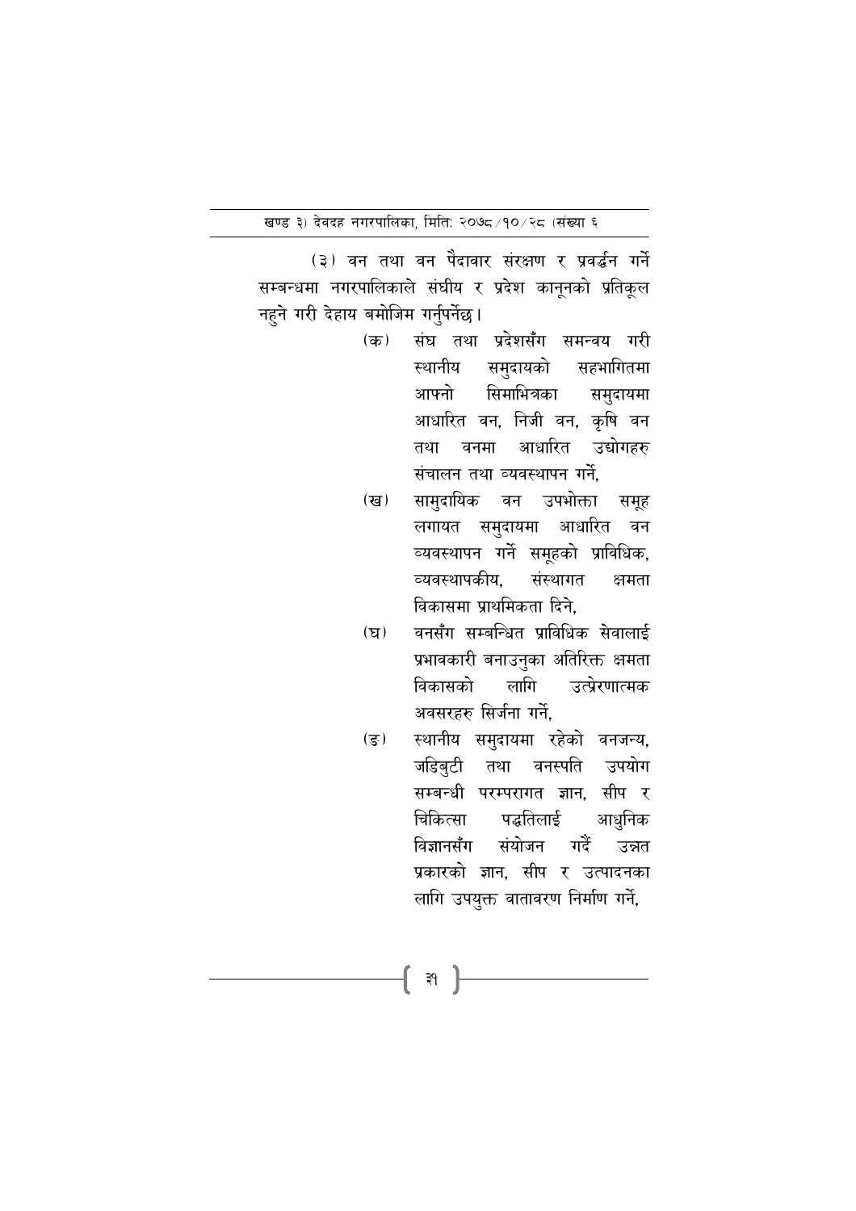(३) वन तथा वन पैदावार संरक्षण र प्रवर्द्धन गर्ने सम्बन्धमा नगरपालिकाले संघीय र प्रदेश कानूनको प्रतिकूल नहुने गरी देहाय बमोजिम गर्नुपर्नेछ।

(क) संघ तथा प्रदेशसँग समन्वय गरी स्थानीय समुदायको सहभागितमा आफ्नो सिमाभित्रका समुदायमा आधारित वन, निजी वन, कृषि वन तथा वनमा आधारित उद्योगहरु संचालन तथा व्यवस्थापन गर्ने,

(ख) सामुदायिक वन उपभोक्ता समूह लगायत समुदायमा आधारित वन व्यवस्थापन गर्ने समूहको प्राविधिक, व्यवस्थापकीय, संस्थागत क्षमता विकासमा प्राथमिकता दिने,

(घ) वनसँग सम्बन्धित प्राविधिक सेवालाई प्रभावकारी बनाउनुका अतिरिक्त क्षमता विकासको लागि उत्प्रेरणात्मक अवसरहरु सिर्जना गर्ने,

(ङ) स्थानीय समुदायमा रहेको वनजन्य, जडिबुटी तथा वनस्पति उपयोग सम्बन्धी परम्परागत ज्ञान, सीप र चिकित्सा पद्धतिलाई आधुनिक विज्ञानसँग संयोजन गर्दै उन्नत प्रकारको ज्ञान, सीप र उत्पादनका लागि उपयुक्त वातावरण निर्माण गर्ने,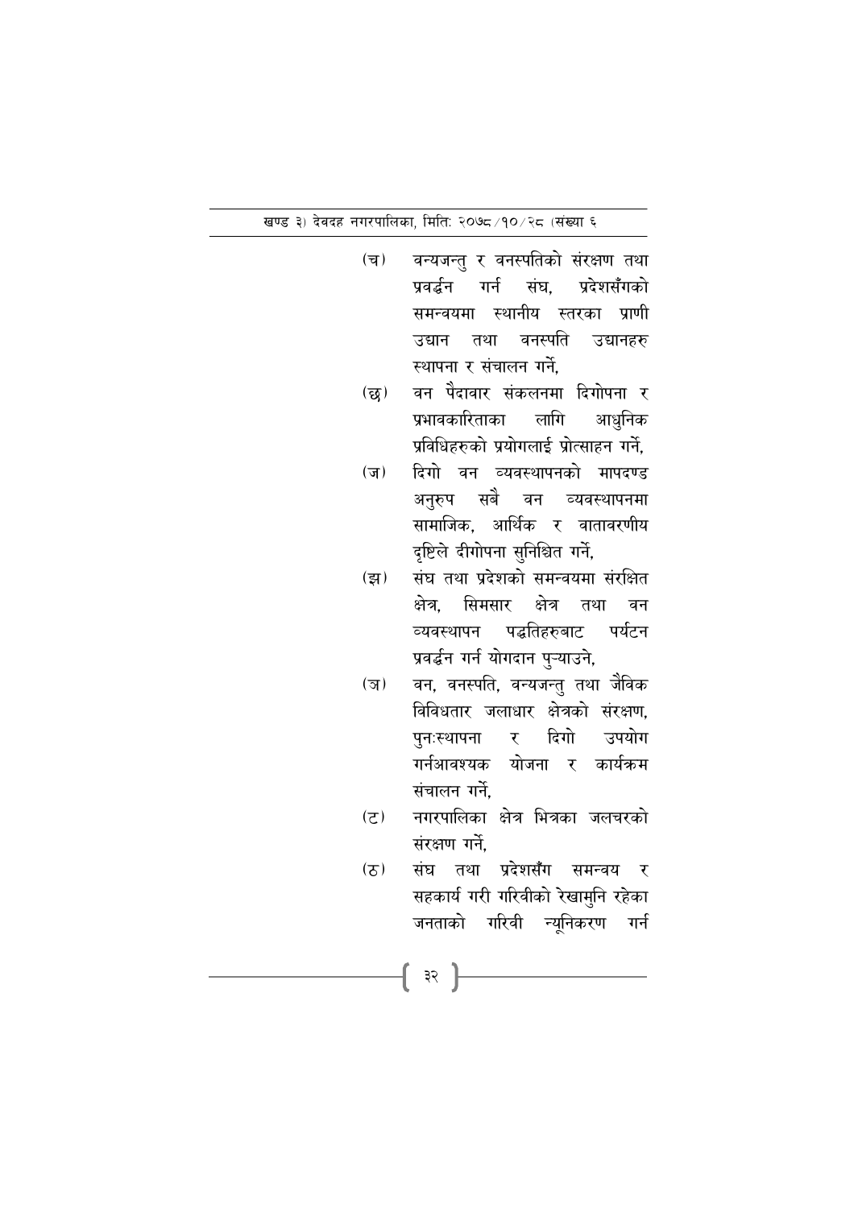(च) वन्यजन्तु र वनस्पतिको संरक्षण तथा प्रवर्द्धन गर्न संघ, प्रदेशसँगको समन्वयमा स्थानीय स्तरका प्राणी उद्यान तथा वनस्पति उद्यानहरु स्थापना र संचालन गर्ने,

(छ) वन पैदावार संकलनमा दिगोपना र प्रभावकारिताका लागि आधुनिक प्रविधिहरुको प्रयोगलाई प्रोत्साहन गर्ने,

(ज) दिगो वन व्यवस्थापनको मापदण्ड अनुरुप सबै वन व्यवस्थापनमा सामाजिक, आर्थिक र वातावरणीय दृष्टिले दीगोपना सुनिश्चित गर्ने,

(झ) संघ तथा प्रदेशको समन्वयमा संरक्षित क्षेत्र, सिमसार क्षेत्र तथा वन व्यवस्थापन पद्धतिहरुबाट पर्यटन प्रवर्द्धन गर्न योगदान पुऱ्याउने,

(ञ) वन, वनस्पति, वन्यजन्तु तथा जैविक विविधतार जलाधार क्षेत्रको संरक्षण, पुनःस्थापना र दिगो उपयोग गर्नआवश्यक योजना र कार्यक्रम संचालन गर्ने,

(ट) नगरपालिका क्षेत्र भित्रका जलचरको संरक्षण गर्ने,

(ठ) संघ तथा प्रदेशसँग समन्वय र सहकार्य गरी गरिवीको रेखामुनि रहेका जनताको गरिवी न्यूनिकरण गर्न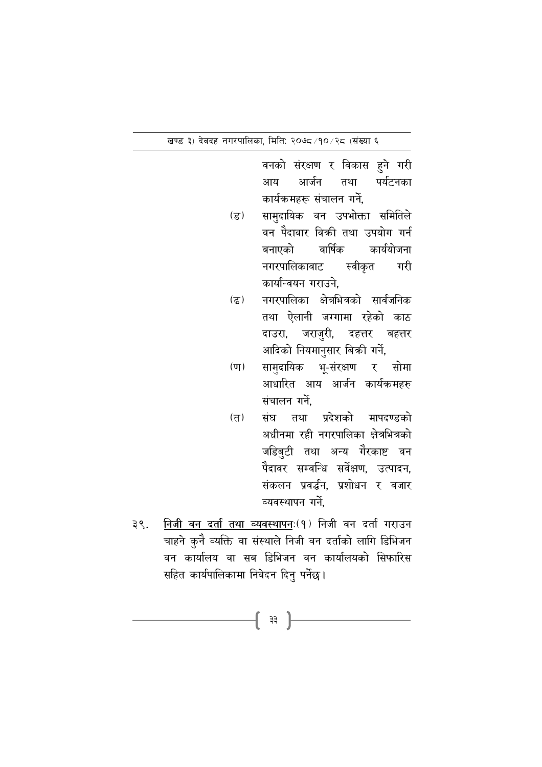वनको संरक्षण र विकास हुने गरी आय आर्जन तथा पर्यटनका कार्यक्रमहरू संचालन गर्ने,

(ड) सामुदायिक वन उपभोक्ता समितिले वन पैदावार विक्री तथा उपयोग गर्न बनाएको वार्षिक कार्ययोजना नगरपालिकावाट स्वीकृत गरी कार्यान्वयन गराउने,

(ढ) नगरपालिका क्षेत्रभित्रको सार्वजनिक तथा ऐलानी जग्गामा रहेको काठ दाउरा, जराजुरी, दहत्तर बहत्तर आदिको नियमानुसार बिक्री गर्ने,

(ण) सामुदायिक भू-संरक्षण र सोमा आधारित आय आर्जन कार्यक्रमहरु संचालन गर्ने,

(त) संघ तथा प्रदेशको मापदण्डको अधीनमा रही नगरपालिका क्षेत्रभित्रको जडिबुटी तथा अन्य गैरकाष्ट वन पैदावर सम्वन्धि सर्वेक्षण, उत्पादन, संकलन प्रवर्द्धन, प्रशोधन र वजार व्यवस्थापन गर्ने,

३९. <u>निजी वन दर्ता तथा व्यवस्थापन</u>ः(१) निजी वन दर्ता गराउन चाहने कुनै व्यक्ति वा संस्थाले निजी वन दर्ताको लागि डिभिजन वन कार्यालय वा सब डिभिजन वन कार्यालयको सिफारिस सहित कार्यपालिकामा निवेदन दिनु पर्नेछ।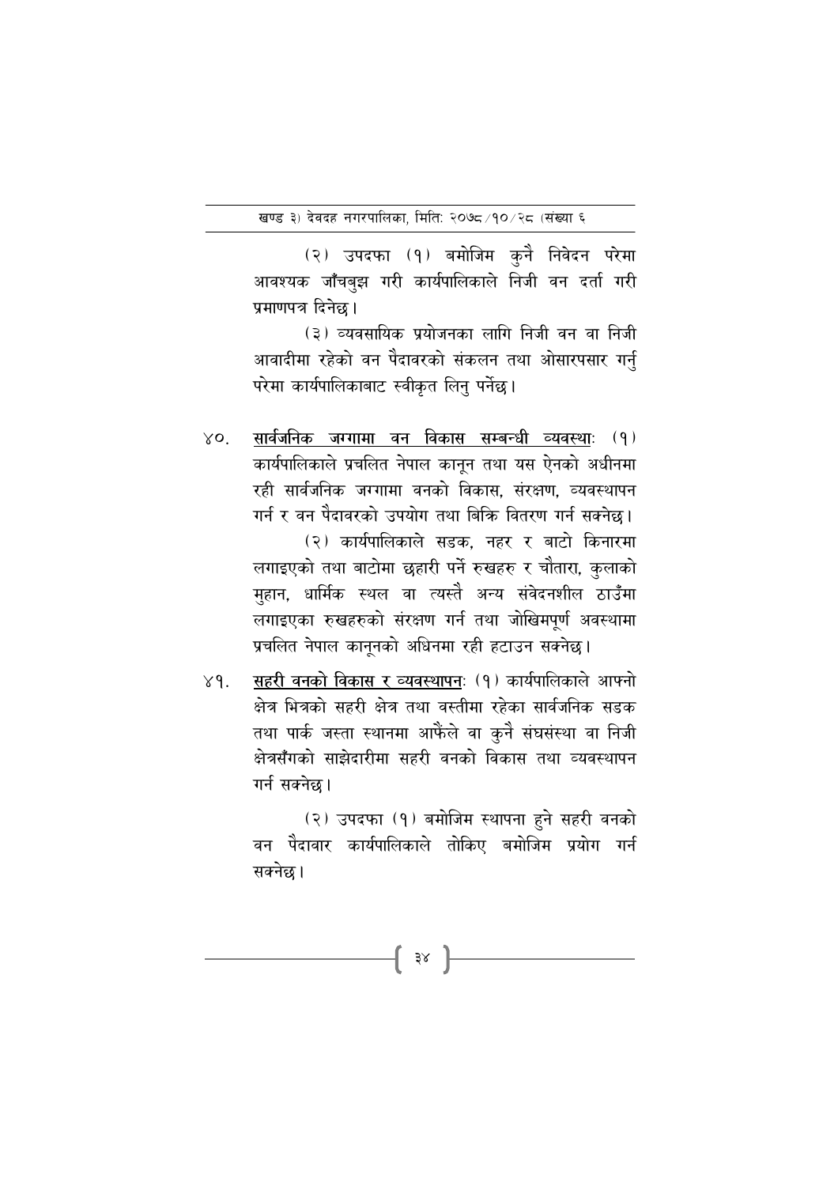(२) उपदफा (१) बमोजिम कुनै निवेदन परेमा आवश्यक जाँचबुझ गरी कार्यपालिकाले निजी वन दर्ता गरी प्रमाणपत्र दिनेछ।

(३) व्यवसायिक प्रयोजनका लागि निजी वन वा निजी आवादीमा रहेको वन पैदावरको संकलन तथा ओसारपसार गर्नु परेमा कार्यपालिकाबाट स्वीकृत लिनु पर्नेछ।

४०. <u>सार्वजनिक जग्गामा वन विकास सम्बन्धी व्यवस्थाः</u> (१) कार्यपालिकाले प्रचलित नेपाल कानून तथा यस ऐनको अधीनमा रही सार्वजनिक जग्गामा वनको विकास, संरक्षण, व्यवस्थापन गर्न र वन पैदावरको उपयोग तथा बिक्रि वितरण गर्न सक्नेछ।

(२) कार्यपालिकाले सडक, नहर र बाटो किनारमा लगाइएको तथा बाटोमा छहारी पर्ने रुखहरु र चौतारा, कुलाको मुहान, धार्मिक स्थल वा त्यस्तै अन्य संवेदनशील ठाउँमा लगाइएका रुखहरुको संरक्षण गर्न तथा जोखिमपूर्ण अवस्थामा प्रचलित नेपाल कानूनको अधिनमा रही हटाउन सक्नेछ।

४१. <u>सहरी वनको विकास र व्यवस्थापनः</u> (१) कार्यपालिकाले आफ्नो क्षेत्र भित्रको सहरी क्षेत्र तथा वस्तीमा रहेका सार्वजनिक सडक तथा पार्क जस्ता स्थानमा आफैंले वा कुनै संघसंस्था वा निजी क्षेत्रसँगको साझेदारीमा सहरी वनको विकास तथा व्यवस्थापन गर्न सक्नेछ।

(२) उपदफा (१) बमोजिम स्थापना हुने सहरी वनको वन पैदावार कार्यपालिकाले तोकिए बमोजिम प्रयोग गर्न सक्नेछ।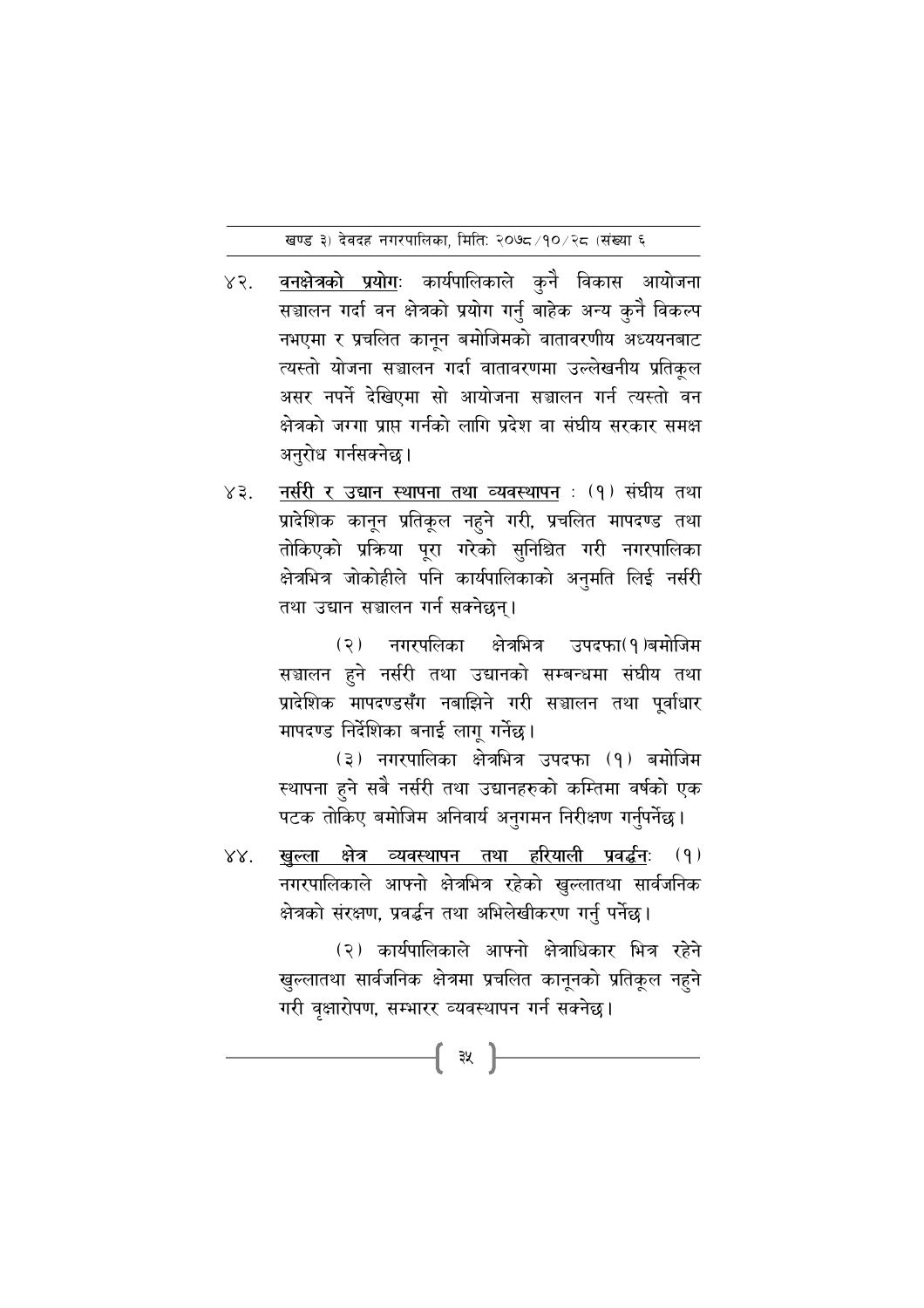४२. **<u>वनक्षेत्रको प्रयोग</u>**ः कार्यपालिकाले कुनै विकास आयोजना सञ्चालन गर्दा वन क्षेत्रको प्रयोग गर्नु बाहेक अन्य कुनै विकल्प नभएमा र प्रचलित कानून बमोजिमको वातावरणीय अध्ययनबाट त्यस्तो योजना सञ्चालन गर्दा वातावरणमा उल्लेखनीय प्रतिकूल असर नपर्ने देखिएमा सो आयोजना सञ्चालन गर्न त्यस्तो वन क्षेत्रको जग्गा प्राप्त गर्नको लागि प्रदेश वा संघीय सरकार समक्ष अनुरोध गर्नसक्नेछ।

४३. **<u>नर्सरी र उद्यान स्थापना तथा व्यवस्थापन</u>** : (१) संघीय तथा प्रादेशिक कानून प्रतिकूल नहुने गरी, प्रचलित मापदण्ड तथा तोकिएको प्रक्रिया पूरा गरेको सुनिश्चित गरी नगरपालिका क्षेत्रभित्र जोकोहीले पनि कार्यपालिकाको अनुमति लिई नर्सरी तथा उद्यान सञ्चालन गर्न सक्नेछन्।

(२) नगरपलिका क्षेत्रभित्र उपदफा(१)बमोजिम सञ्चालन हुने नर्सरी तथा उद्यानको सम्बन्धमा संघीय तथा प्रादेशिक मापदण्डसँग नबाझिने गरी सञ्चालन तथा पूर्वाधार मापदण्ड निर्देशिका बनाई लागू गर्नेछ।

(३) नगरपालिका क्षेत्रभित्र उपदफा (१) बमोजिम स्थापना हुने सबै नर्सरी तथा उद्यानहरुको कम्तिमा वर्षको एक पटक तोकिए बमोजिम अनिवार्य अनुगमन निरीक्षण गर्नुपर्नेछ।

४४. **<u>खुल्ला क्षेत्र व्यवस्थापन तथा हरियाली प्रवर्द्धन</u>**ः (१) नगरपालिकाले आफ्नो क्षेत्रभित्र रहेको खुल्लातथा सार्वजनिक क्षेत्रको संरक्षण, प्रवर्द्धन तथा अभिलेखीकरण गर्नु पर्नेछ।

(२) कार्यपालिकाले आफ्नो क्षेत्राधिकार भित्र रहेने खुल्लातथा सार्वजनिक क्षेत्रमा प्रचलित कानूनको प्रतिकूल नहुने गरी वृक्षारोपण, सम्भारर व्यवस्थापन गर्न सक्नेछ।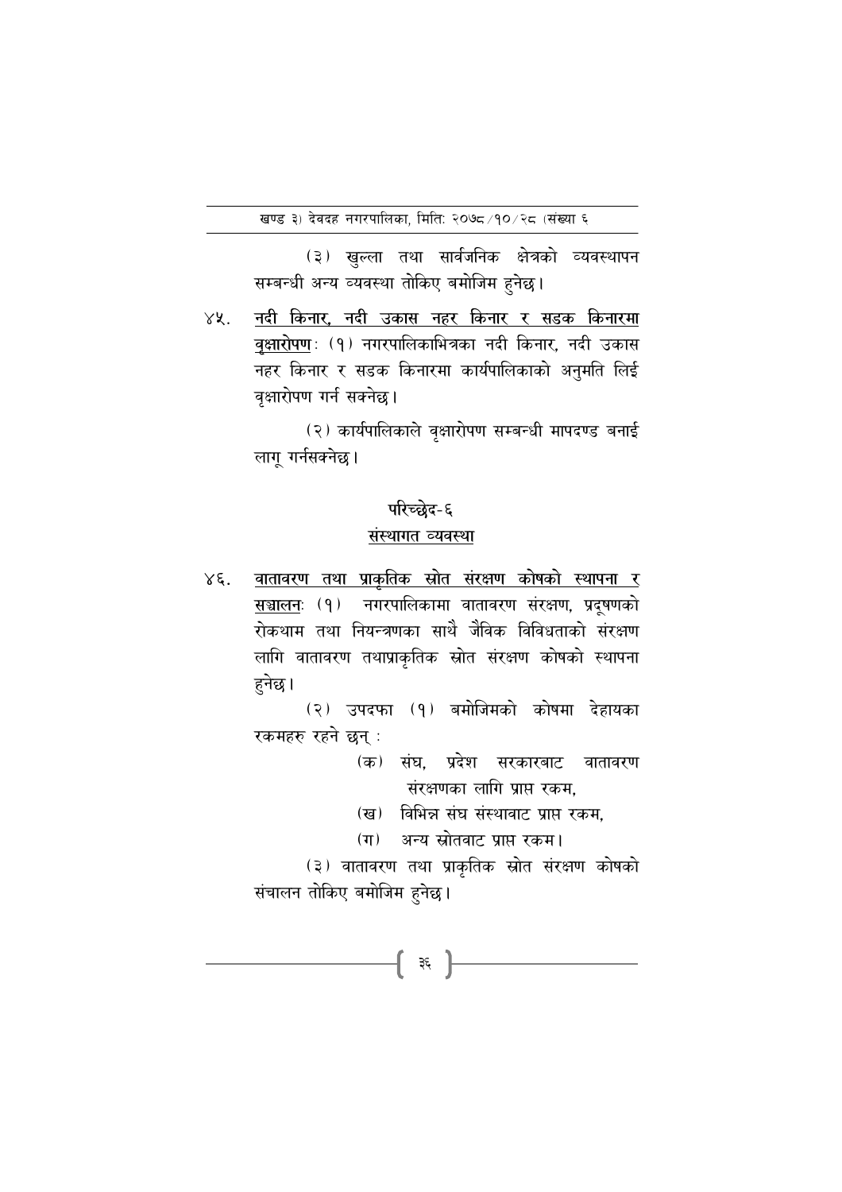(३) खुल्ला तथा सार्वजनिक क्षेत्रको व्यवस्थापन सम्बन्धी अन्य व्यवस्था तोकिए बमोजिम हुनेछ।

४५. <u>नदी किनार, नदी उकास नहर किनार र सडक किनारमा वृक्षारोपण</u>: (१) नगरपालिकाभित्रका नदी किनार, नदी उकास नहर किनार र सडक किनारमा कार्यपालिकाको अनुमति लिई वृक्षारोपण गर्न सक्नेछ।

(२) कार्यपालिकाले वृक्षारोपण सम्बन्धी मापदण्ड बनाई लागू गर्नसक्नेछ।

## परिच्छेद-६

## <u>संस्थागत व्यवस्था</u>

४६. <u>वातावरण तथा प्राकृतिक स्रोत संरक्षण कोषको स्थापना र सञ्चालन</u>: (१) नगरपालिकामा वातावरण संरक्षण, प्रदूषणको रोकथाम तथा नियन्त्रणका साथै जैविक विविधताको संरक्षण लागि वातावरण तथाप्राकृतिक स्रोत संरक्षण कोषको स्थापना हुनेछ।

(२) उपदफा (१) बमोजिमको कोषमा देहायका रकमहरु रहने छन् :

(क) संघ, प्रदेश सरकारबाट वातावरण संरक्षणका लागि प्राप्त रकम,

(ख) विभिन्न संघ संस्थावाट प्राप्त रकम,

(ग) अन्य स्रोतवाट प्राप्त रकम।

(३) वातावरण तथा प्राकृतिक स्रोत संरक्षण कोषको संचालन तोकिए बमोजिम हुनेछ।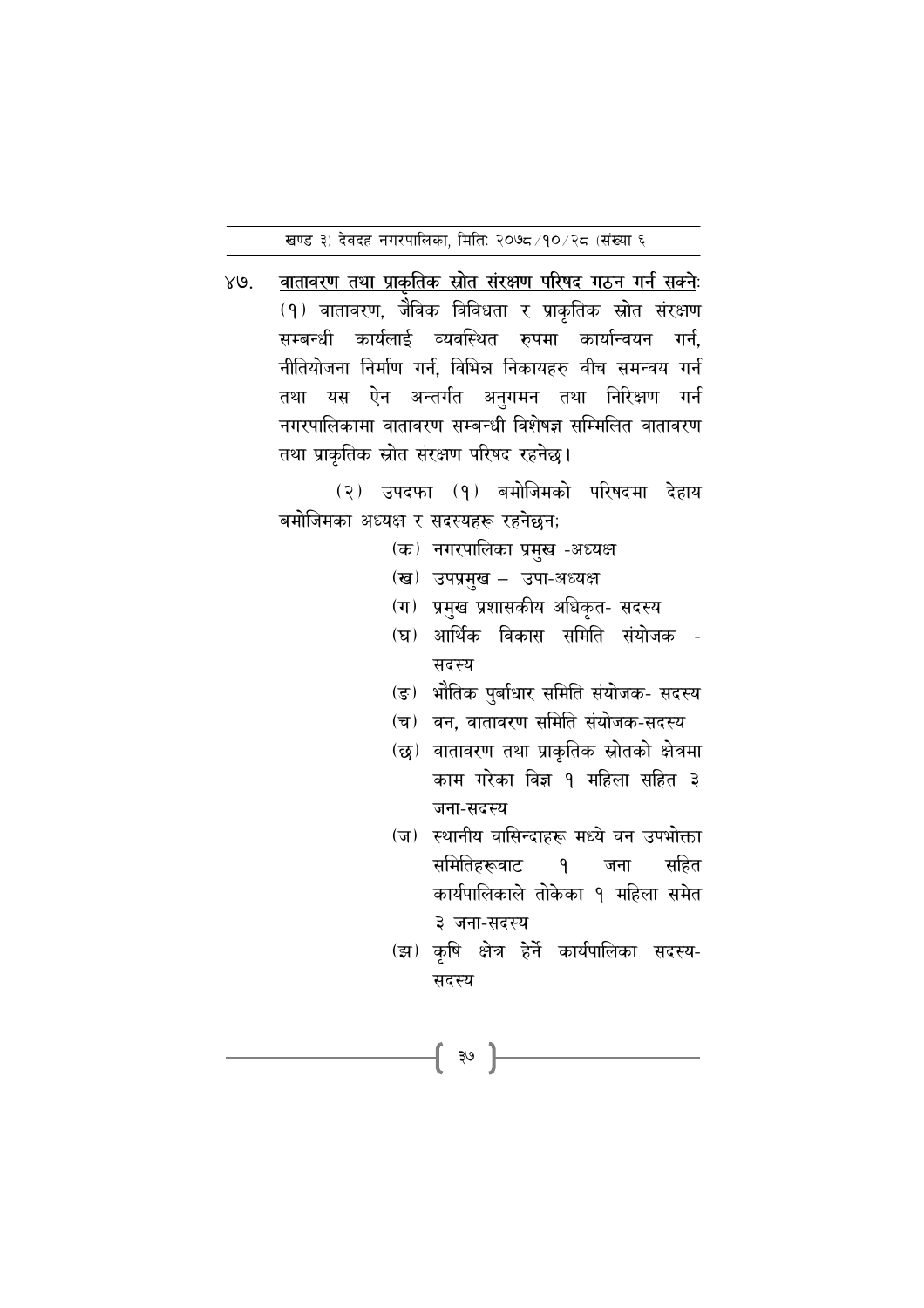४७. **वातावरण तथा प्राकृतिक स्रोत संरक्षण परिषद गठन गर्न सक्नेः** (१) वातावरण, जैविक विविधता र प्राकृतिक स्रोत संरक्षण सम्बन्धी कार्यलाई व्यवस्थित रुपमा कार्यान्वयन गर्न, नीतियोजना निर्माण गर्न, विभिन्न निकायहरु वीच समन्वय गर्न तथा यस ऐन अन्तर्गत अनुगमन तथा निरिक्षण गर्न नगरपालिकामा वातावरण सम्बन्धी विशेषज्ञ सम्मिलित वातावरण तथा प्राकृतिक स्रोत संरक्षण परिषद रहनेछ।

(२) उपदफा (१) बमोजिमको परिषदमा देहाय बमोजिमका अध्यक्ष र सदस्यहरू रहनेछन;

(क) नगरपालिका प्रमुख -अध्यक्ष

(ख) उपप्रमुख – उपा-अध्यक्ष

(ग) प्रमुख प्रशासकीय अधिकृत- सदस्य

(घ) आर्थिक विकास समिति संयोजक - सदस्य

(ङ) भौतिक पुर्वाधार समिति संयोजक- सदस्य

(च) वन, वातावरण समिति संयोजक-सदस्य

(छ) वातावरण तथा प्राकृतिक स्रोतको क्षेत्रमा काम गरेका विज्ञ १ महिला सहित ३ जना-सदस्य

(ज) स्थानीय वासिन्दाहरू मध्ये वन उपभोक्ता समितिहरूवाट १ जना सहित कार्यपालिकाले तोकेका १ महिला समेत ३ जना-सदस्य

(झ) कृषि क्षेत्र हेर्ने कार्यपालिका सदस्य- सदस्य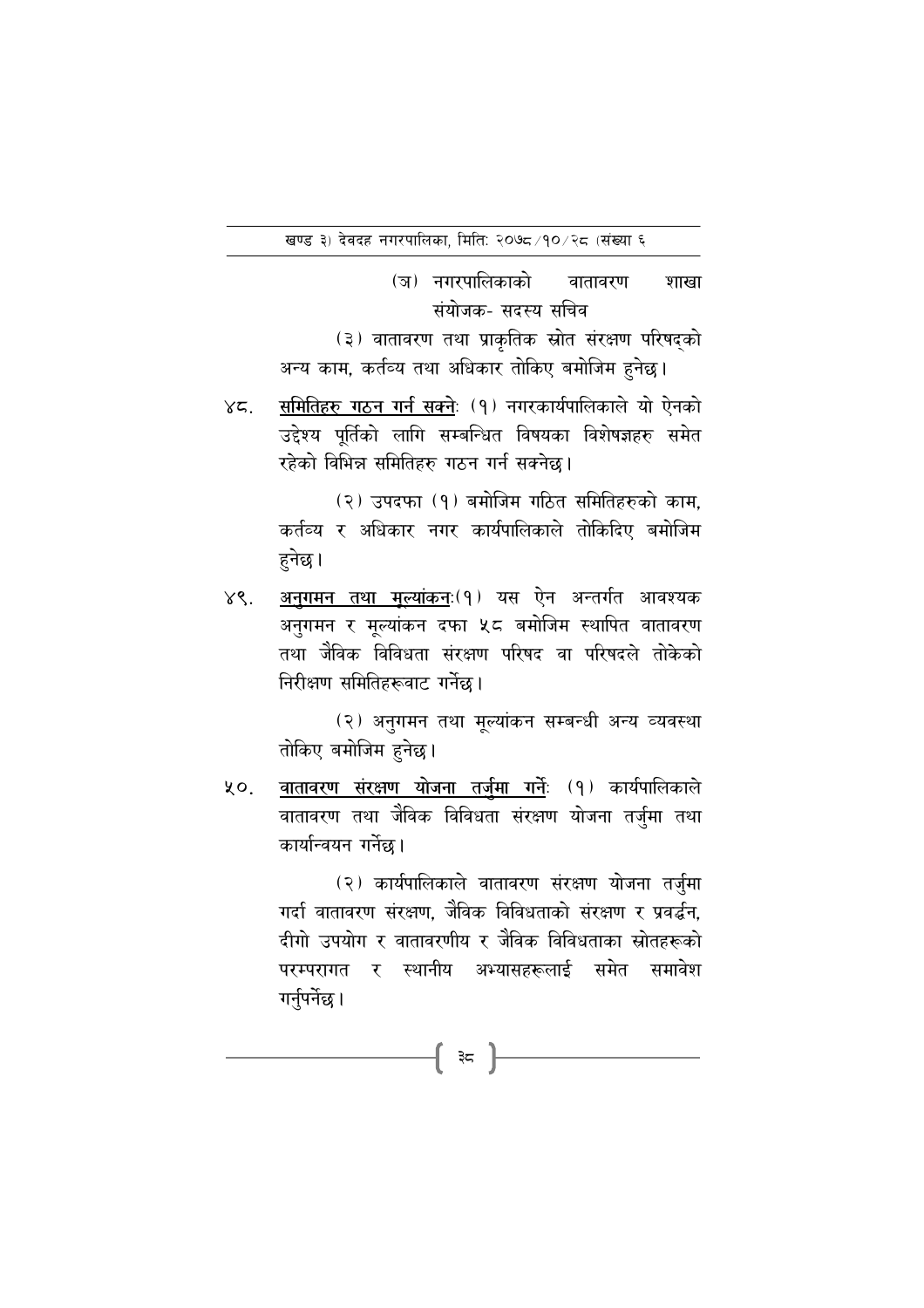(ञ) नगरपालिकाको वातावरण शाखा संयोजक- सदस्य सचिव

(३) वातावरण तथा प्राकृतिक स्रोत संरक्षण परिषद्को अन्य काम, कर्तव्य तथा अधिकार तोकिए बमोजिम हुनेछ।

४८. <u>समितिहरु गठन गर्न सक्ने</u>: (१) नगरकार्यपालिकाले यो ऐनको उद्देश्य पूर्तिको लागि सम्बन्धित विषयका विशेषज्ञहरु समेत रहेको विभिन्न समितिहरु गठन गर्न सक्नेछ।

(२) उपदफा (१) बमोजिम गठित समितिहरुको काम, कर्तव्य र अधिकार नगर कार्यपालिकाले तोकिदिए बमोजिम हुनेछ।

४९. <u>अनुगमन तथा मूल्यांकन</u>:(१) यस ऐन अन्तर्गत आवश्यक अनुगमन र मूल्यांकन दफा ५८ बमोजिम स्थापित वातावरण तथा जैविक विविधता संरक्षण परिषद वा परिषदले तोकेको निरीक्षण समितिहरूवाट गर्नेछ।

(२) अनुगमन तथा मूल्यांकन सम्बन्धी अन्य व्यवस्था तोकिए बमोजिम हुनेछ।

५०. <u>वातावरण संरक्षण योजना तर्जुमा गर्ने</u>: (१) कार्यपालिकाले वातावरण तथा जैविक विविधता संरक्षण योजना तर्जुमा तथा कार्यान्वयन गर्नेछ।

(२) कार्यपालिकाले वातावरण संरक्षण योजना तर्जुमा गर्दा वातावरण संरक्षण, जैविक विविधताको संरक्षण र प्रवर्द्धन, दीगो उपयोग र वातावरणीय र जैविक विविधताका स्रोतहरूको परम्परागत र स्थानीय अभ्यासहरूलाई समेत समावेश गर्नुपर्नेछ।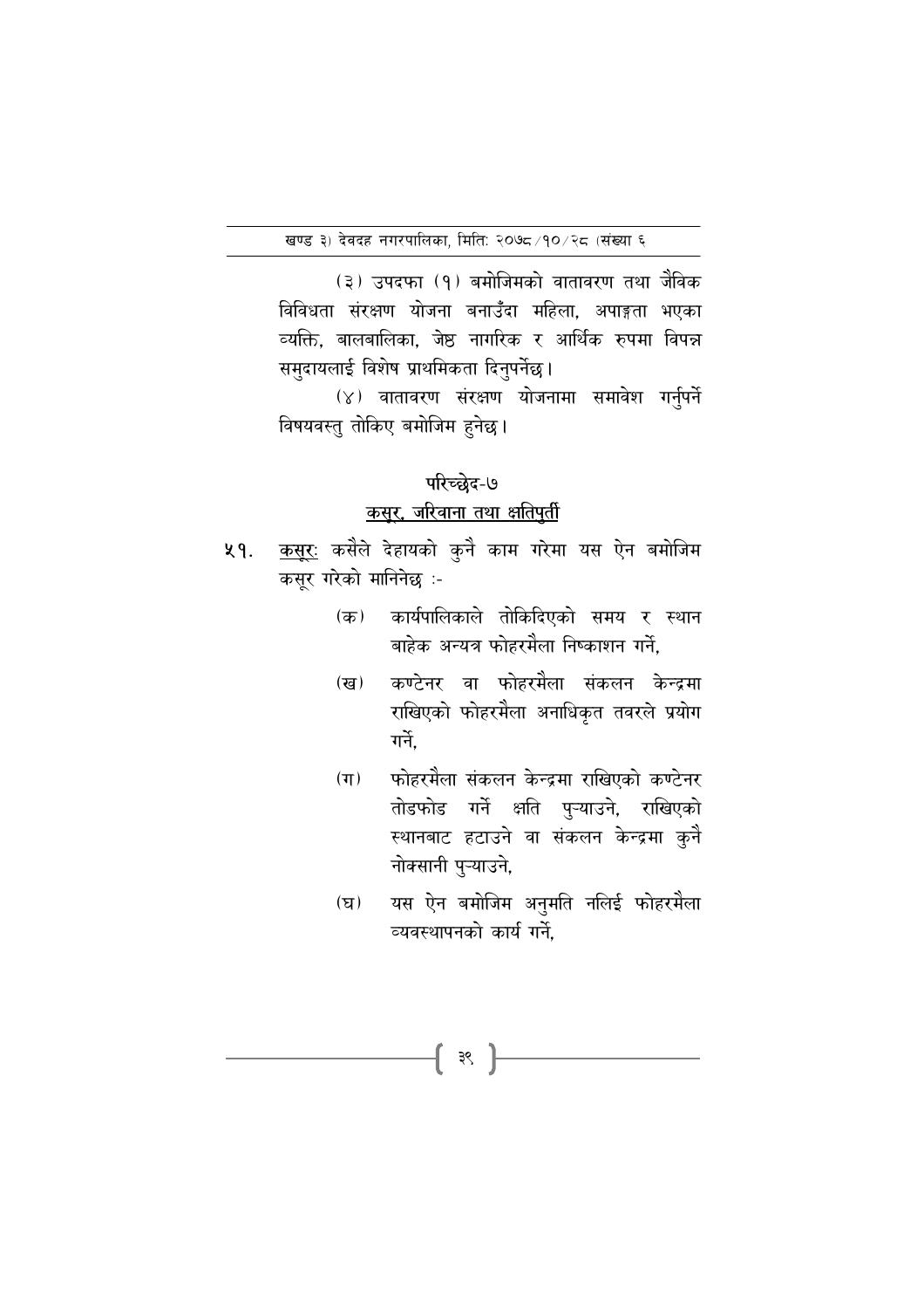(३) उपदफा (१) बमोजिमको वातावरण तथा जैविक विविधता संरक्षण योजना बनाउँदा महिला, अपाङ्गता भएका व्यक्ति, बालबालिका, जेष्ठ नागरिक र आर्थिक रुपमा विपन्न समुदायलाई विशेष प्राथमिकता दिनुपर्नेछ।

(४) वातावरण संरक्षण योजनामा समावेश गर्नुपर्ने विषयवस्तु तोकिए बमोजिम हुनेछ।

## परिच्छेद-७

## कसुर, जरिवाना तथा क्षतिपुर्ती

५१. कसूरः कसैले देहायको कुनै काम गरेमा यस ऐन बमोजिम कसूर गरेको मानिनेछ :-

(क) कार्यपालिकाले तोकिदिएको समय र स्थान बाहेक अन्यत्र फोहरमैला निष्काशन गर्ने,

(ख) कण्टेनर वा फोहरमैला संकलन केन्द्रमा राखिएको फोहरमैला अनाधिकृत तवरले प्रयोग गर्ने,

(ग) फोहरमैला संकलन केन्द्रमा राखिएको कण्टेनर तोडफोड गर्ने क्षति पुऱ्याउने, राखिएको स्थानबाट हटाउने वा संकलन केन्द्रमा कुनै नोक्सानी पुऱ्याउने,

(घ) यस ऐन बमोजिम अनुमति नलिई फोहरमैला व्यवस्थापनको कार्य गर्ने,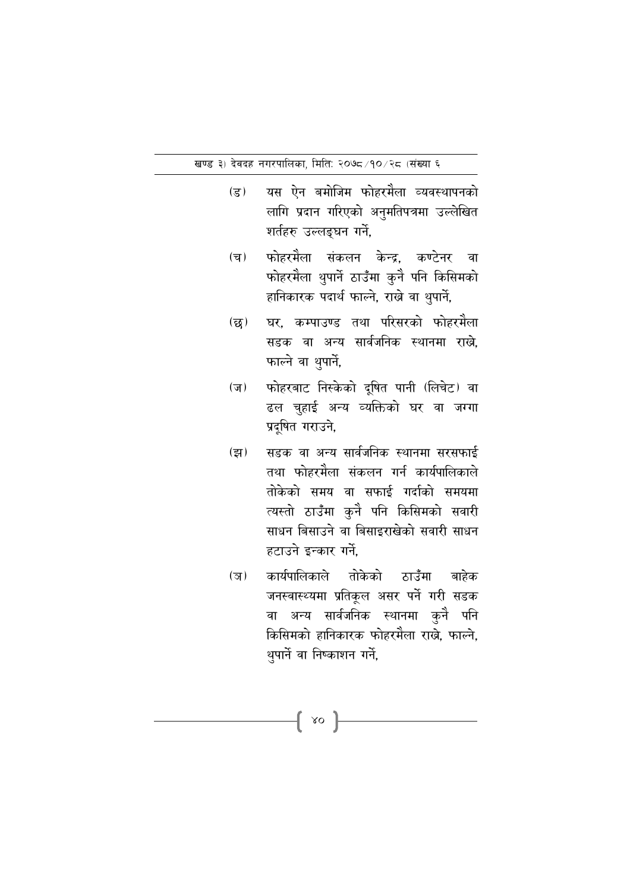(ङ) यस ऐन बमोजिम फोहरमैला व्यवस्थापनको लागि प्रदान गरिएको अनुमतिपत्रमा उल्लेखित शर्तहरु उल्लङ्घन गर्ने,

(च) फोहरमैला संकलन केन्द्र, कण्टेनर वा फोहरमैला थुपार्ने ठाउँमा कुनै पनि किसिमको हानिकारक पदार्थ फाल्ने, राख्ने वा थुपार्ने,

(छ) घर, कम्पाउण्ड तथा परिसरको फोहरमैला सडक वा अन्य सार्वजनिक स्थानमा राख्ने, फाल्ने वा थुपार्ने,

(ज) फोहरबाट निस्केको दूषित पानी (लिचेट) वा ढल चुहाई अन्य व्यक्तिको घर वा जग्गा प्रदूषित गराउने,

(झ) सडक वा अन्य सार्वजनिक स्थानमा सरसफाई तथा फोहरमैला संकलन गर्न कार्यपालिकाले तोकेको समय वा सफाई गर्दाको समयमा त्यस्तो ठाउँमा कुनै पनि किसिमको सवारी साधन बिसाउने वा बिसाइराखेको सवारी साधन हटाउने इन्कार गर्ने,

(ञ) कार्यपालिकाले तोकेको ठाउँमा बाहेक जनस्वास्थ्यमा प्रतिकूल असर पर्ने गरी सडक वा अन्य सार्वजनिक स्थानमा कुनै पनि किसिमको हानिकारक फोहरमैला राख्ने, फाल्ने, थुपार्ने वा निष्काशन गर्ने,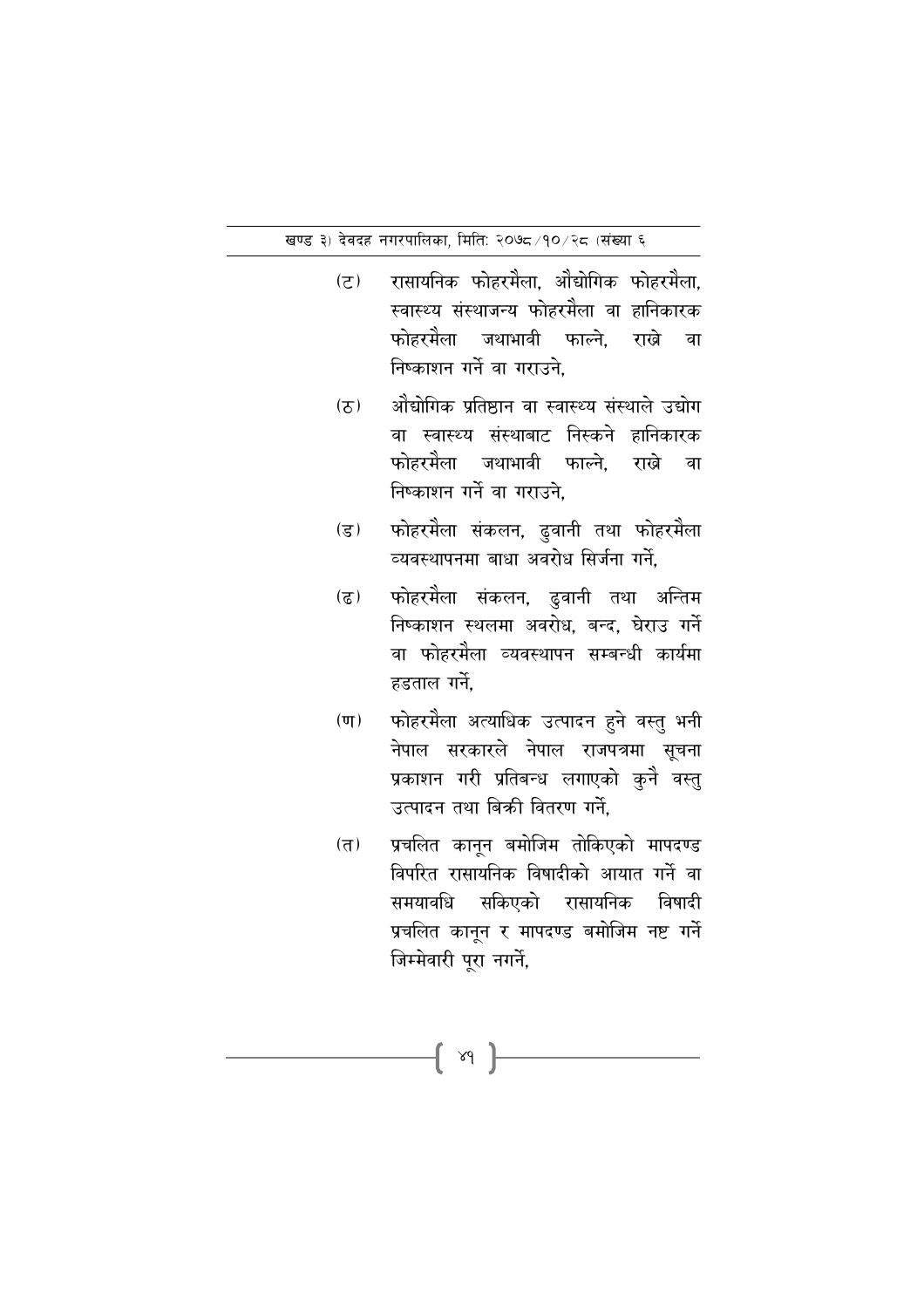(ट) रासायनिक फोहरमैला, औद्योगिक फोहरमैला, स्वास्थ्य संस्थाजन्य फोहरमैला वा हानिकारक फोहरमैला जथाभावी फाल्ने, राख्ने वा निष्काशन गर्ने वा गराउने,

(ठ) औद्योगिक प्रतिष्ठान वा स्वास्थ्य संस्थाले उद्योग वा स्वास्थ्य संस्थाबाट निस्कने हानिकारक फोहरमैला जथाभावी फाल्ने, राख्ने वा निष्काशन गर्ने वा गराउने,

(ड) फोहरमैला संकलन, ढुवानी तथा फोहरमैला व्यवस्थापनमा बाधा अवरोध सिर्जना गर्ने,

(ढ) फोहरमैला संकलन, ढुवानी तथा अन्तिम निष्काशन स्थलमा अवरोध, बन्द, घेराउ गर्ने वा फोहरमैला व्यवस्थापन सम्बन्धी कार्यमा हडताल गर्ने,

(ण) फोहरमैला अत्याधिक उत्पादन हुने वस्तु भनी नेपाल सरकारले नेपाल राजपत्रमा सूचना प्रकाशन गरी प्रतिबन्ध लगाएको कुनै वस्तु उत्पादन तथा बिक्री वितरण गर्ने,

(त) प्रचलित कानून बमोजिम तोकिएको मापदण्ड विपरित रासायनिक विषादीको आयात गर्ने वा समयावधि सकिएको रासायनिक विषादी प्रचलित कानून र मापदण्ड बमोजिम नष्ट गर्ने जिम्मेवारी पूरा नगर्ने,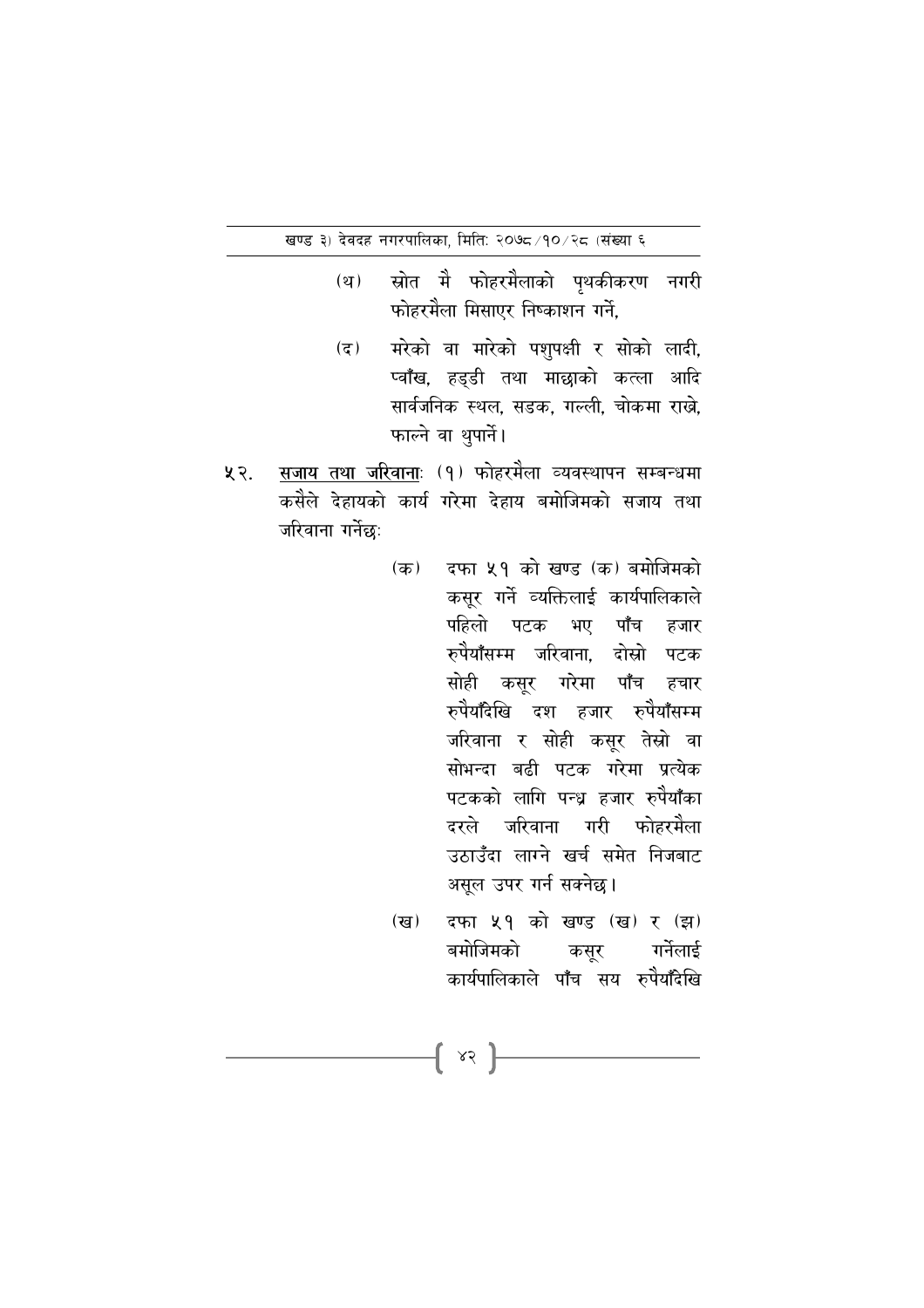(थ) स्रोत मै फोहरमैलाको पृथकीकरण नगरी फोहरमैला मिसाएर निष्काशन गर्ने,

(द) मरेको वा मारेको पशुपक्षी र सोको लादी, प्वाँख, हड्डी तथा माछाको कत्ला आदि सार्वजनिक स्थल, सडक, गल्ली, चोकमा राख्ने, फाल्ने वा थुपार्ने।

५२. <u>सजाय तथा जरिवाना</u>ः (१) फोहरमैला व्यवस्थापन सम्बन्धमा कसैले देहायको कार्य गरेमा देहाय बमोजिमको सजाय तथा जरिवाना गर्नेछः

(क) दफा ५१ को खण्ड (क) बमोजिमको कसूर गर्ने व्यक्तिलाई कार्यपालिकाले पहिलो पटक भए पाँच हजार रुपैयाँसम्म जरिवाना, दोस्रो पटक सोही कसूर गरेमा पाँच हचार रुपैयाँदेखि दश हजार रुपैयाँसम्म जरिवाना र सोही कसूर तेस्रो वा सोभन्दा बढी पटक गरेमा प्रत्येक पटकको लागि पन्ध्र हजार रुपैयाँका दरले जरिवाना गरी फोहरमैला उठाउँदा लाग्ने खर्च समेत निजबाट असूल उपर गर्न सक्नेछ।

(ख) दफा ५१ को खण्ड (ख) र (झ) बमोजिमको कसूर गर्नेलाई कार्यपालिकाले पाँच सय रुपैयाँदेखि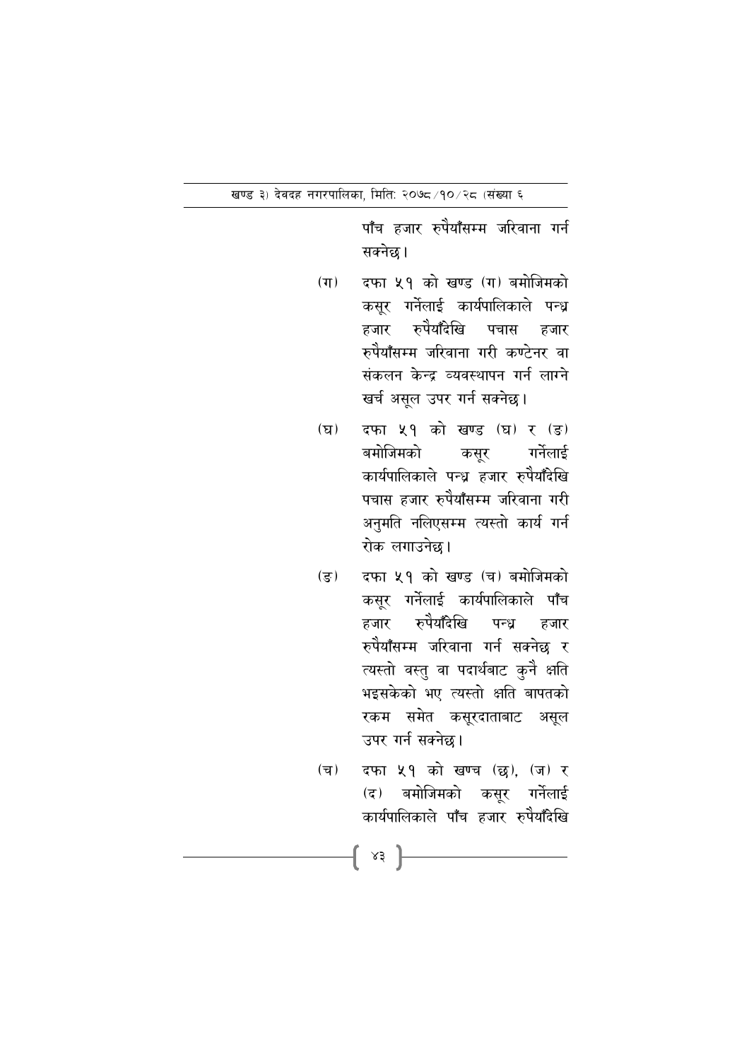पाँच हजार रुपैयाँसम्म जरिवाना गर्न सक्नेछ।

(ग) दफा ५१ को खण्ड (ग) बमोजिमको कसूर गर्नेलाई कार्यपालिकाले पन्ध्र हजार रुपैयाँदेखि पचास हजार रुपैयाँसम्म जरिवाना गरी कण्टेनर वा संकलन केन्द्र व्यवस्थापन गर्न लाग्ने खर्च असूल उपर गर्न सक्नेछ।

(घ) दफा ५१ को खण्ड (घ) र (ङ) बमोजिमको कसूर गर्नेलाई कार्यपालिकाले पन्ध्र हजार रुपैयाँदेखि पचास हजार रुपैयाँसम्म जरिवाना गरी अनुमति नलिएसम्म त्यस्तो कार्य गर्न रोक लगाउनेछ।

(ङ) दफा ५१ को खण्ड (च) बमोजिमको कसूर गर्नेलाई कार्यपालिकाले पाँच हजार रुपैयाँदेखि पन्ध्र हजार रुपैयाँसम्म जरिवाना गर्न सक्नेछ र त्यस्तो वस्तु वा पदार्थबाट कुनै क्षति भइसकेको भए त्यस्तो क्षति बापतको रकम समेत कसूरदाताबाट असूल उपर गर्न सक्नेछ।

(च) दफा ५१ को खण्च (छ), (ज) र (द) बमोजिमको कसूर गर्नेलाई कार्यपालिकाले पाँच हजार रुपैयाँदेखि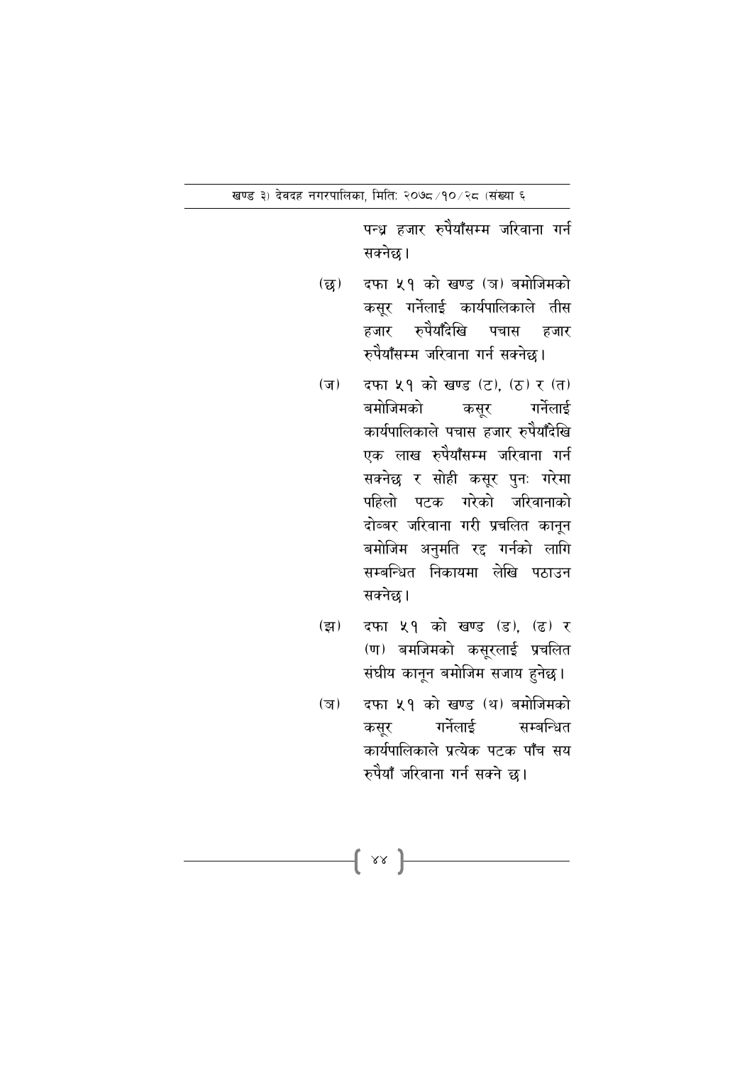पन्ध्र हजार रुपैयाँसम्म जरिवाना गर्न सक्नेछ।

(छ) दफा ५१ को खण्ड (ञ) बमोजिमको कसूर गर्नेलाई कार्यपालिकाले तीस हजार रुपैयाँदेखि पचास हजार रुपैयाँसम्म जरिवाना गर्न सक्नेछ।

(ज) दफा ५१ को खण्ड (ट), (ठ) र (त) बमोजिमको कसूर गर्नेलाई कार्यपालिकाले पचास हजार रुपैयाँदेखि एक लाख रुपैयाँसम्म जरिवाना गर्न सक्नेछ र सोही कसूर पुनः गरेमा पहिलो पटक गरेको जरिवानाको दोब्बर जरिवाना गरी प्रचलित कानून बमोजिम अनुमति रद्द गर्नको लागि सम्बन्धित निकायमा लेखि पठाउन सक्नेछ।

(झ) दफा ५१ को खण्ड (ड), (ढ) र (ण) बमजिमको कसूरलाई प्रचलित संघीय कानून बमोजिम सजाय हुनेछ।

(ञ) दफा ५१ को खण्ड (थ) बमोजिमको कसूर गर्नेलाई सम्बन्धित कार्यपालिकाले प्रत्येक पटक पाँच सय रुपैयाँ जरिवाना गर्न सक्ने छ।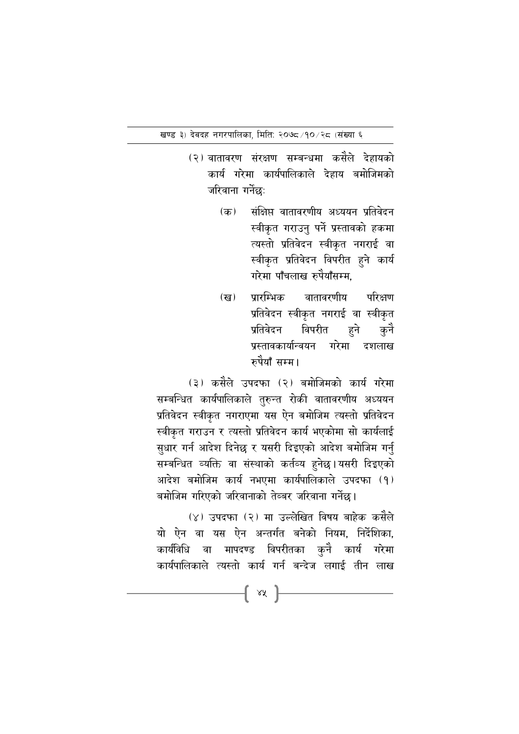(२) वातावरण संरक्षण सम्बन्धमा कसैले देहायको कार्य गरेमा कार्यपालिकाले देहाय बमोजिमको जरिवाना गर्नेछः

(क) संक्षिप्त वातावरणीय अध्ययन प्रतिवेदन स्वीकृत गराउनु पर्ने प्रस्तावको हकमा त्यस्तो प्रतिवेदन स्वीकृत नगराई वा स्वीकृत प्रतिवेदन विपरीत हुने कार्य गरेमा पाँचलाख रुपैयाँसम्म,

(ख) प्रारम्भिक वातावरणीय परिक्षण प्रतिवेदन स्वीकृत नगराई वा स्वीकृत प्रतिवेदन विपरीत हुने कुनै प्रस्तावकार्यान्वयन गरेमा दशलाख रुपैयाँ सम्म।

(३) कसैले उपदफा (२) बमोजिमको कार्य गरेमा सम्बन्धित कार्यपालिकाले तुरुन्त रोकी वातावरणीय अध्ययन प्रतिवेदन स्वीकृत नगराएमा यस ऐन बमोजिम त्यस्तो प्रतिवेदन स्वीकृत गराउन र त्यस्तो प्रतिवेदन कार्य भएकोमा सो कार्यलाई सुधार गर्न आदेश दिनेछ र यसरी दिइएको आदेश बमोजिम गर्नु सम्बन्धित व्यक्ति वा संस्थाको कर्तव्य हुनेछ।यसरी दिइएको आदेश बमोजिम कार्य नभएमा कार्यपालिकाले उपदफा (१) बमोजिम गरिएको जरिवानाको तेव्बर जरिवाना गर्नेछ।

(४) उपदफा (२) मा उल्लेखित विषय बाहेक कसैले यो ऐन वा यस ऐन अन्तर्गत बनेको नियम, निर्देशिका, कार्यविधि वा मापदण्ड विपरीतका कुनै कार्य गरेमा कार्यपालिकाले त्यस्तो कार्य गर्न बन्देज लगाई तीन लाख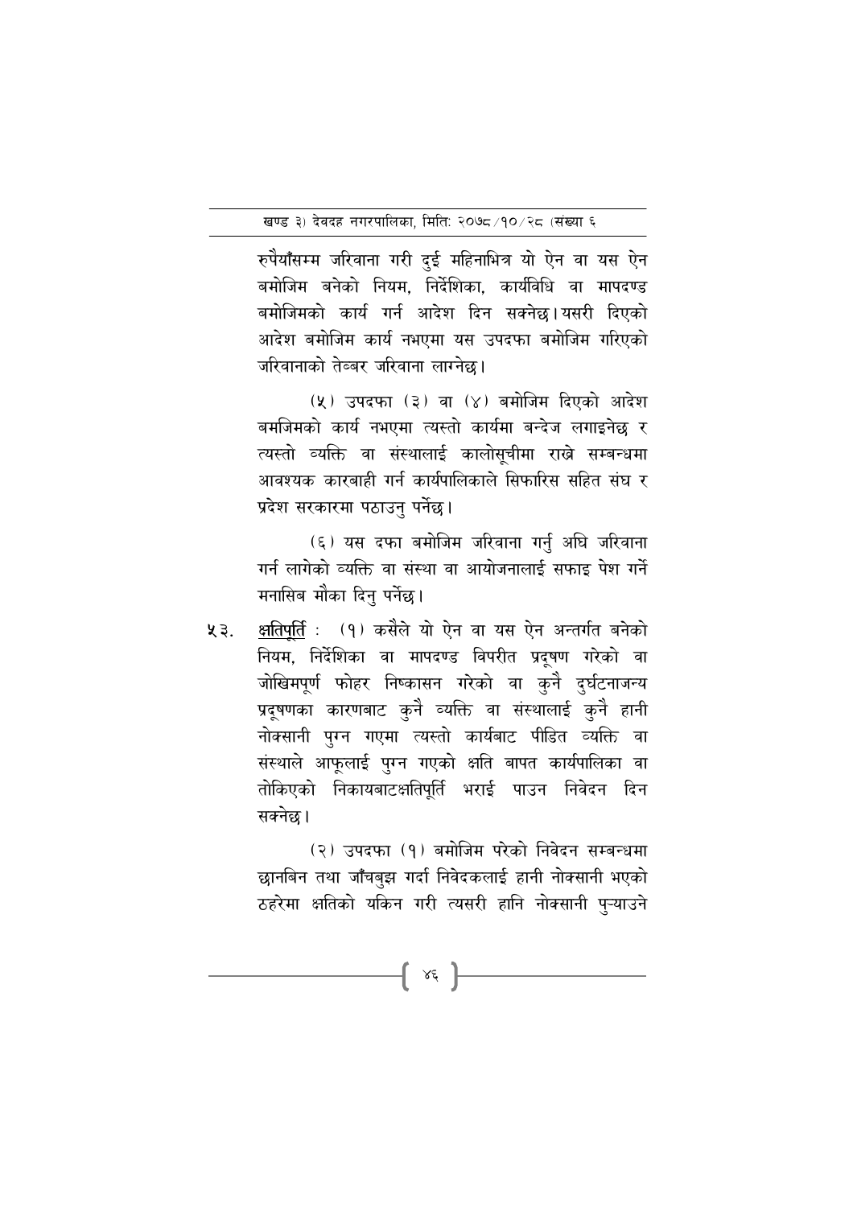रुपैयाँसम्म जरिवाना गरी दुई महिनाभित्र यो ऐन वा यस ऐन बमोजिम बनेको नियम, निर्देशिका, कार्यविधि वा मापदण्ड बमोजिमको कार्य गर्न आदेश दिन सक्नेछ।यसरी दिएको आदेश बमोजिम कार्य नभएमा यस उपदफा बमोजिम गरिएको जरिवानाको तेब्बर जरिवाना लाग्नेछ।

(५) उपदफा (३) वा (४) बमोजिम दिएको आदेश बमजिमको कार्य नभएमा त्यस्तो कार्यमा बन्देज लगाइनेछ र त्यस्तो व्यक्ति वा संस्थालाई कालोसूचीमा राख्ने सम्बन्धमा आवश्यक कारबाही गर्न कार्यपालिकाले सिफारिस सहित संघ र प्रदेश सरकारमा पठाउनु पर्नेछ।

(६) यस दफा बमोजिम जरिवाना गर्नु अघि जरिवाना गर्न लागेको व्यक्ति वा संस्था वा आयोजनालाई सफाइ पेश गर्ने मनासिब मौका दिनु पर्नेछ।

५३. <u>क्षतिपूर्ति</u> : (१) कसैले यो ऐन वा यस ऐन अन्तर्गत बनेको नियम, निर्देशिका वा मापदण्ड विपरीत प्रदूषण गरेको वा जोखिमपूर्ण फोहर निष्कासन गरेको वा कुनै दुर्घटनाजन्य प्रदूषणका कारणबाट कुनै व्यक्ति वा संस्थालाई कुनै हानी नोक्सानी पुग्न गएमा त्यस्तो कार्यबाट पीडित व्यक्ति वा संस्थाले आफूलाई पुग्न गएको क्षति बापत कार्यपालिका वा तोकिएको निकायबाटक्षतिपूर्ति भराई पाउन निवेदन दिन सक्नेछ।

(२) उपदफा (१) बमोजिम परेको निवेदन सम्बन्धमा छानबिन तथा जाँचबुझ गर्दा निवेदकलाई हानी नोक्सानी भएको ठहरेमा क्षतिको यकिन गरी त्यसरी हानि नोक्सानी पुऱ्याउने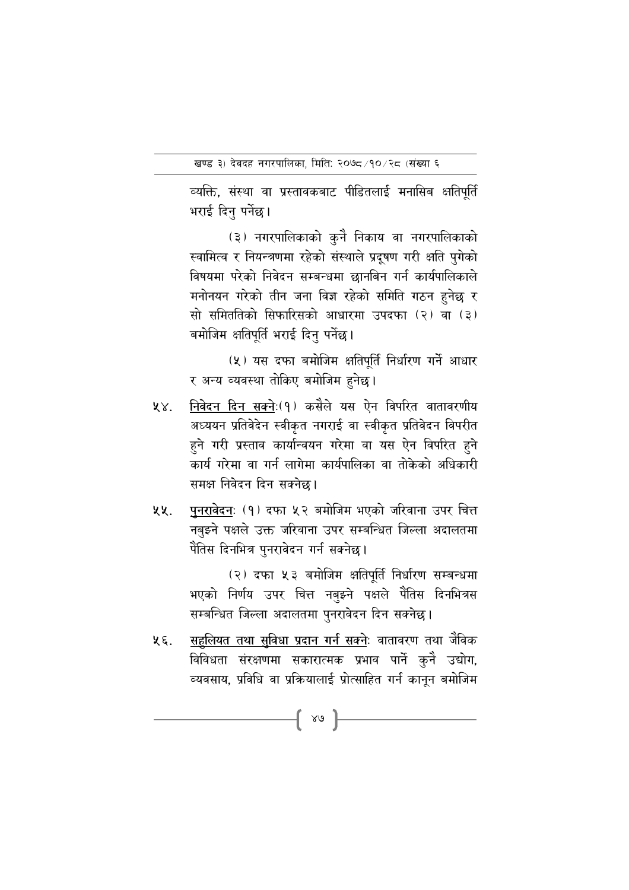व्यक्ति, संस्था वा प्रस्तावकबाट पीडितलाई मनासिब क्षतिपूर्ति भराई दिनु पर्नेछ।

(३) नगरपालिकाको कुनै निकाय वा नगरपालिकाको स्वामित्व र नियन्त्रणमा रहेको संस्थाले प्रदूषण गरी क्षति पुगेको विषयमा परेको निवेदन सम्बन्धमा छानबिन गर्न कार्यपालिकाले मनोनयन गरेको तीन जना विज्ञ रहेको समिति गठन हुनेछ र सो समितितिको सिफारिसको आधारमा उपदफा (२) वा (३) बमोजिम क्षतिपूर्ति भराई दिनु पर्नेछ।

(५) यस दफा बमोजिम क्षतिपूर्ति निर्धारण गर्ने आधार र अन्य व्यवस्था तोकिए बमोजिम हुनेछ।

५४. <u>निवेदन दिन सक्नेः</u>(१) कसैले यस ऐन विपरित वातावरणीय अध्ययन प्रतिवेदेन स्वीकृत नगराई वा स्वीकृत प्रतिवेदन विपरीत हुने गरी प्रस्ताव कार्यान्वयन गरेमा वा यस ऐन विपरित हुने कार्य गरेमा वा गर्न लागेमा कार्यपालिका वा तोकेको अधिकारी समक्ष निवेदन दिन सक्नेछ।

५५. <u>पुनरावेदनः</u> (१) दफा ५२ बमोजिम भएको जरिवाना उपर चित्त नबुझ्ने पक्षले उक्त जरिवाना उपर सम्बन्धित जिल्ला अदालतमा पैंतिस दिनभित्र पुनरावेदन गर्न सक्नेछ।

(२) दफा ५३ बमोजिम क्षतिपूर्ति निर्धारण सम्बन्धमा भएको निर्णय उपर चित्त नबुझ्ने पक्षले पैंतिस दिनभित्रस सम्बन्धित जिल्ला अदालतमा पुनरावेदन दिन सक्नेछ।

५६. <u>सहुलियत तथा सुविधा प्रदान गर्न सक्नेः</u> वातावरण तथा जैविक विविधता संरक्षणमा सकारात्मक प्रभाव पार्ने कुनै उद्योग, व्यवसाय, प्रविधि वा प्रक्रियालाई प्रोत्साहित गर्न कानून बमोजिम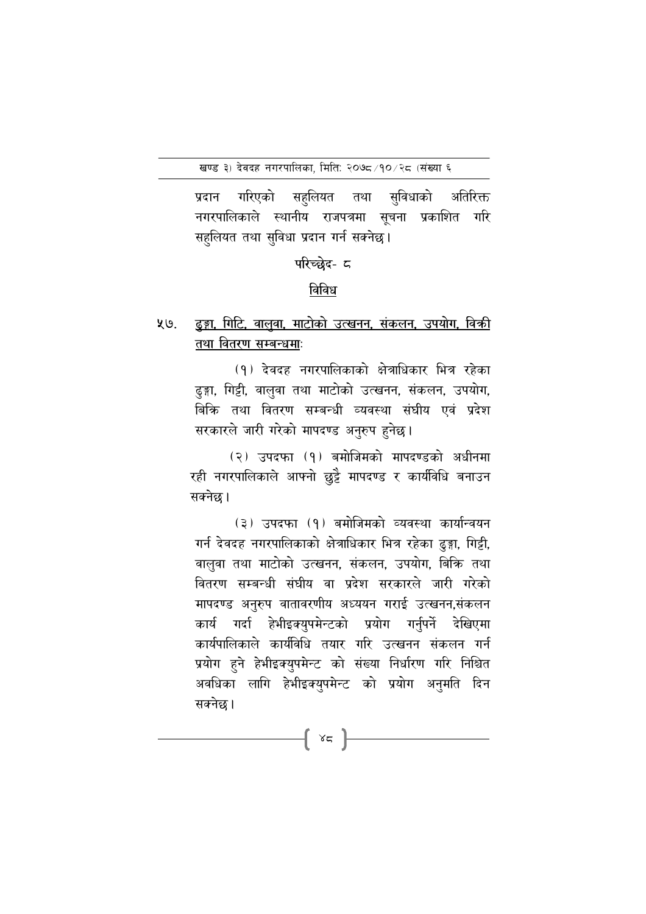प्रदान गरिएको सहुलियत तथा सुविधाको अतिरिक्त नगरपालिकाले स्थानीय राजपत्रमा सूचना प्रकाशित गरि सहुलियत तथा सुविधा प्रदान गर्न सक्नेछ।

## परिच्छेद- ८

## विविध

**५७. ढुङ्गा, गिटि, वालुवा, माटोको उत्खनन, संकलन, उपयोग, विक्री तथा वितरण सम्बन्धमाः**

(१) देवदह नगरपालिकाको क्षेत्राधिकार भित्र रहेका ढुङ्गा, गिट्टी, वालुवा तथा माटोको उत्खनन, संकलन, उपयोग, बिक्रि तथा वितरण सम्बन्धी व्यवस्था संघीय एवं प्रदेश सरकारले जारी गरेको मापदण्ड अनुरुप हुनेछ।

(२) उपदफा (१) बमोजिमको मापदण्डको अधीनमा रही नगरपालिकाले आफ्नो छुट्टै मापदण्ड र कार्यविधि बनाउन सक्नेछ।

(३) उपदफा (१) बमोजिमको व्यवस्था कार्यान्वयन गर्न देवदह नगरपालिकाको क्षेत्राधिकार भित्र रहेका ढुङ्गा, गिट्टी, वालुवा तथा माटोको उत्खनन, संकलन, उपयोग, बिक्रि तथा वितरण सम्बन्धी संघीय वा प्रदेश सरकारले जारी गरेको मापदण्ड अनुरुप वातावरणीय अध्ययन गराई उत्खनन,संकलन कार्य गर्दा हेभीइक्युपमेन्टको प्रयोग गर्नुपर्ने देखिएमा कार्यपालिकाले कार्यविधि तयार गरि उत्खनन संकलन गर्न प्रयोग हुने हेभीइक्युपमेन्ट को संख्या निर्धारण गरि निश्चित अवधिका लागि हेभीइक्युपमेन्ट को प्रयोग अनुमति दिन सक्नेछ।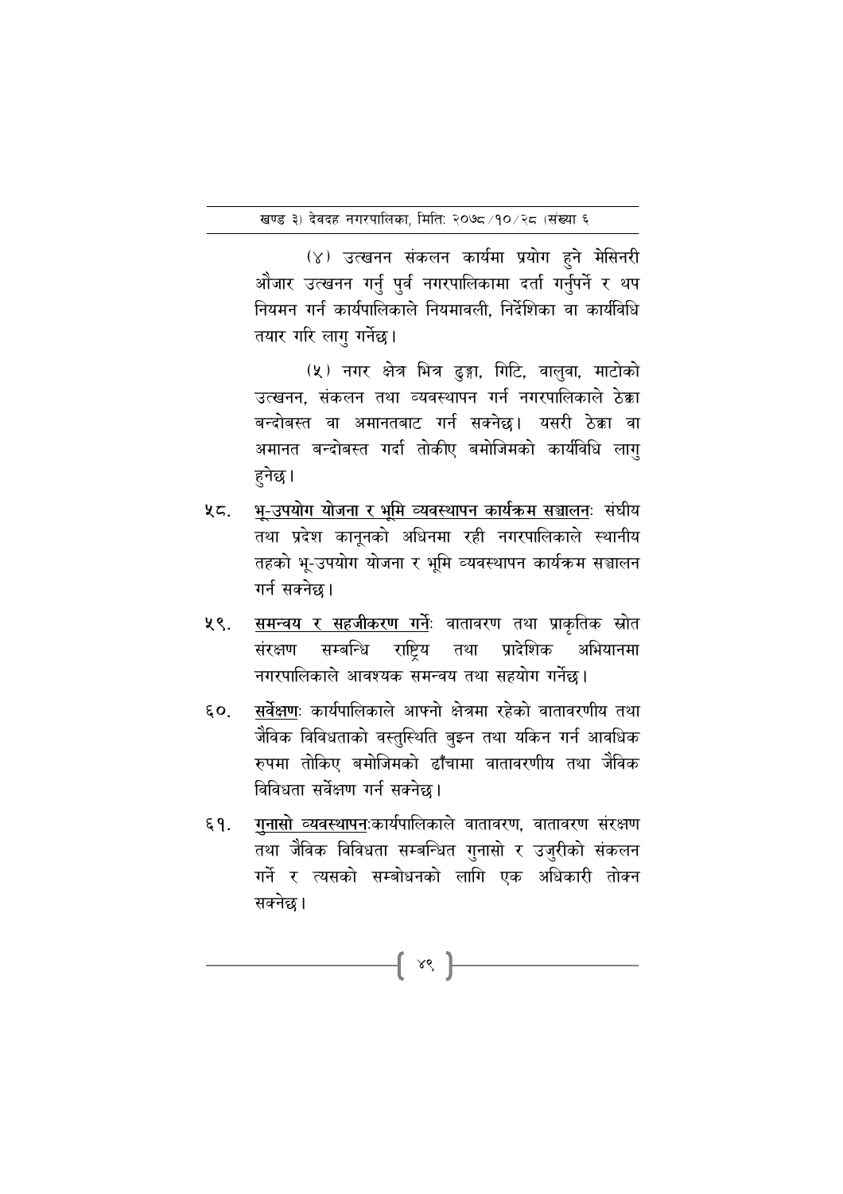(४) उत्खनन संकलन कार्यमा प्रयोग हुने मेसिनरी औजार उत्खनन गर्नु पुर्व नगरपालिकामा दर्ता गर्नुपर्ने र थप नियमन गर्न कार्यपालिकाले नियमावली, निर्देशिका वा कार्यविधि तयार गरि लागु गर्नेछ।

(५) नगर क्षेत्र भित्र ढुङ्गा, गिटि, वालुवा, माटोको उत्खनन, संकलन तथा व्यवस्थापन गर्न नगरपालिकाले ठेक्का बन्दोबस्त वा अमानतबाट गर्न सक्नेछ। यसरी ठेक्का वा अमानत बन्दोबस्त गर्दा तोकीए बमोजिमको कार्यविधि लागु हुनेछ।

५८. <u>भू-उपयोग योजना र भूमि व्यवस्थापन कार्यक्रम सञ्चालन</u>ः संघीय तथा प्रदेश कानूनको अधिनमा रही नगरपालिकाले स्थानीय तहको भू-उपयोग योजना र भूमि व्यवस्थापन कार्यक्रम सञ्चालन गर्न सक्नेछ।

५९. <u>समन्वय र सहजीकरण गर्ने</u>ः वातावरण तथा प्राकृतिक स्रोत संरक्षण सम्बन्धि राष्ट्रिय तथा प्रादेशिक अभियानमा नगरपालिकाले आवश्यक समन्वय तथा सहयोग गर्नेछ।

६०. <u>सर्वेक्षण</u>ः कार्यपालिकाले आफ्नो क्षेत्रमा रहेको वातावरणीय तथा जैविक विविधताको वस्तुस्थिति बुझ्न तथा यकिन गर्न आवधिक रुपमा तोकिए बमोजिमको ढाँचामा वातावरणीय तथा जैविक विविधता सर्वेक्षण गर्न सक्नेछ।

६१. <u>गुनासो व्यवस्थापन</u>ःकार्यपालिकाले वातावरण, वातावरण संरक्षण तथा जैविक विविधता सम्बन्धित गुनासो र उजुरीको संकलन गर्ने र त्यसको सम्बोधनको लागि एक अधिकारी तोक्न सक्नेछ।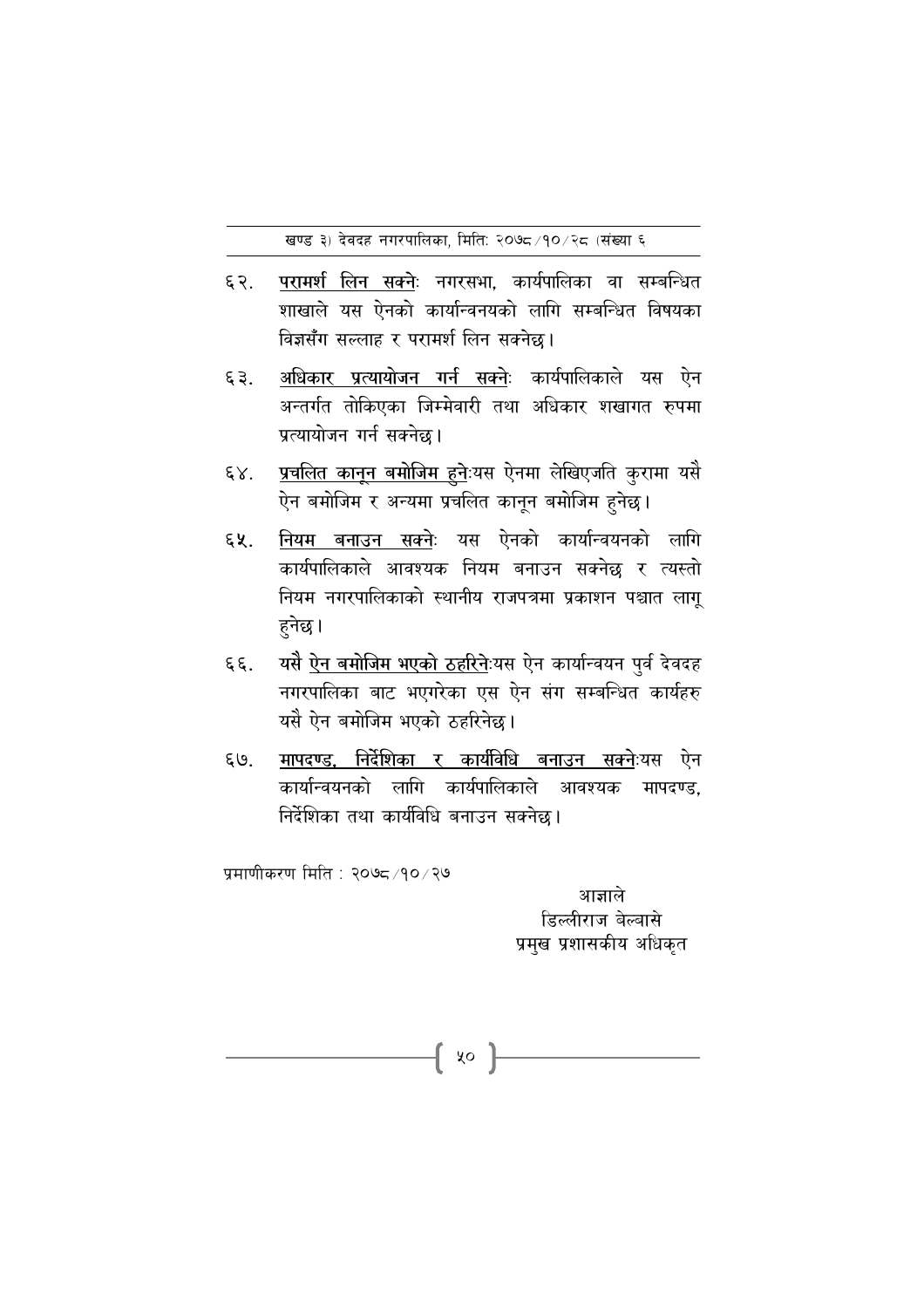६२. **परामर्श लिन सक्नेः** नगरसभा, कार्यपालिका वा सम्बन्धित शाखाले यस ऐनको कार्यान्वनयको लागि सम्बन्धित विषयका विज्ञसँग सल्लाह र परामर्श लिन सक्नेछ।

६३. **अधिकार प्रत्यायोजन गर्न सक्नेः** कार्यपालिकाले यस ऐन अन्तर्गत तोकिएका जिम्मेवारी तथा अधिकार शखागत रुपमा प्रत्यायोजन गर्न सक्नेछ।

६४. **प्रचलित कानून बमोजिम हुनेः**यस ऐनमा लेखिएजति कुरामा यसै ऐन बमोजिम र अन्यमा प्रचलित कानून बमोजिम हुनेछ।

६५. **नियम बनाउन सक्नेः** यस ऐनको कार्यान्वयनको लागि कार्यपालिकाले आवश्यक नियम बनाउन सक्नेछ र त्यस्तो नियम नगरपालिकाको स्थानीय राजपत्रमा प्रकाशन पश्चात लागू हुनेछ।

६६. **यसै ऐन बमोजिम भएको ठहरिनेः**यस ऐन कार्यान्वयन पुर्व देवदह नगरपालिका बाट भएगरेका एस ऐन संग सम्बन्धित कार्यहरु यसै ऐन बमोजिम भएको ठहरिनेछ।

६७. **मापदण्ड, निर्देशिका र कार्यविधि बनाउन सक्नेः**यस ऐन कार्यान्वयनको लागि कार्यपालिकाले आवश्यक मापदण्ड, निर्देशिका तथा कार्यविधि बनाउन सक्नेछ।

प्रमाणीकरण मिति : २०७८/१०/२७

आज्ञाले
डिल्लीराज बेल्बासे
प्रमुख प्रशासकीय अधिकृत